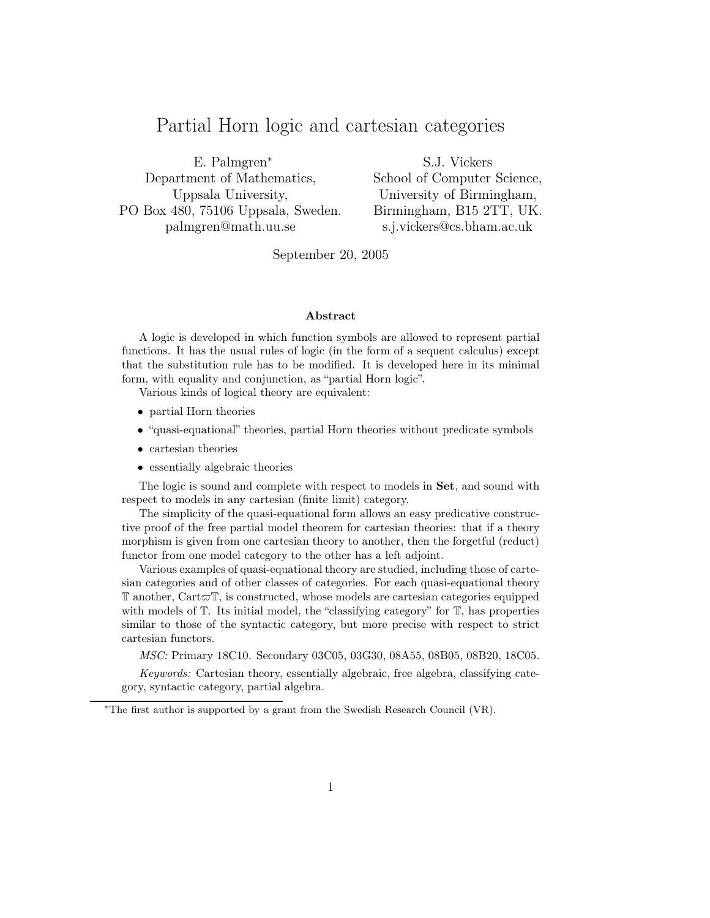# Partial Horn logic and cartesian categories

E. Palmgren[*]
Department of Mathematics,
Uppsala University,
PO Box 480, 75106 Uppsala, Sweden.
palmgren@math.uu.se

S.J. Vickers
School of Computer Science,
University of Birmingham,
Birmingham, B15 2TT, UK.
s.j.vickers@cs.bham.ac.uk

September 20, 2005

**Abstract**

A logic is developed in which function symbols are allowed to represent partial functions. It has the usual rules of logic (in the form of a sequent calculus) except that the substitution rule has to be modified. It is developed here in its minimal form, with equality and conjunction, as "partial Horn logic".

Various kinds of logical theory are equivalent:

- partial Horn theories
- "quasi-equational" theories, partial Horn theories without predicate symbols
- cartesian theories
- essentially algebraic theories

The logic is sound and complete with respect to models in **Set**, and sound with respect to models in any cartesian (finite limit) category.

The simplicity of the quasi-equational form allows an easy predicative constructive proof of the free partial model theorem for cartesian theories: that if a theory morphism is given from one cartesian theory to another, then the forgetful (reduct) functor from one model category to the other has a left adjoint.

Various examples of quasi-equational theory are studied, including those of cartesian categories and of other classes of categories. For each quasi-equational theory $\mathbb{T}$ another, $\mathrm{Cart}\varpi\mathbb{T}$, is constructed, whose models are cartesian categories equipped with models of $\mathbb{T}$. Its initial model, the "classifying category" for $\mathbb{T}$, has properties similar to those of the syntactic category, but more precise with respect to strict cartesian functors.

*MSC:* Primary 18C10. Secondary 03C05, 03G30, 08A55, 08B05, 08B20, 18C05.

*Keywords:* Cartesian theory, essentially algebraic, free algebra, classifying category, syntactic category, partial algebra.

[*]The first author is supported by a grant from the Swedish Research Council (VR).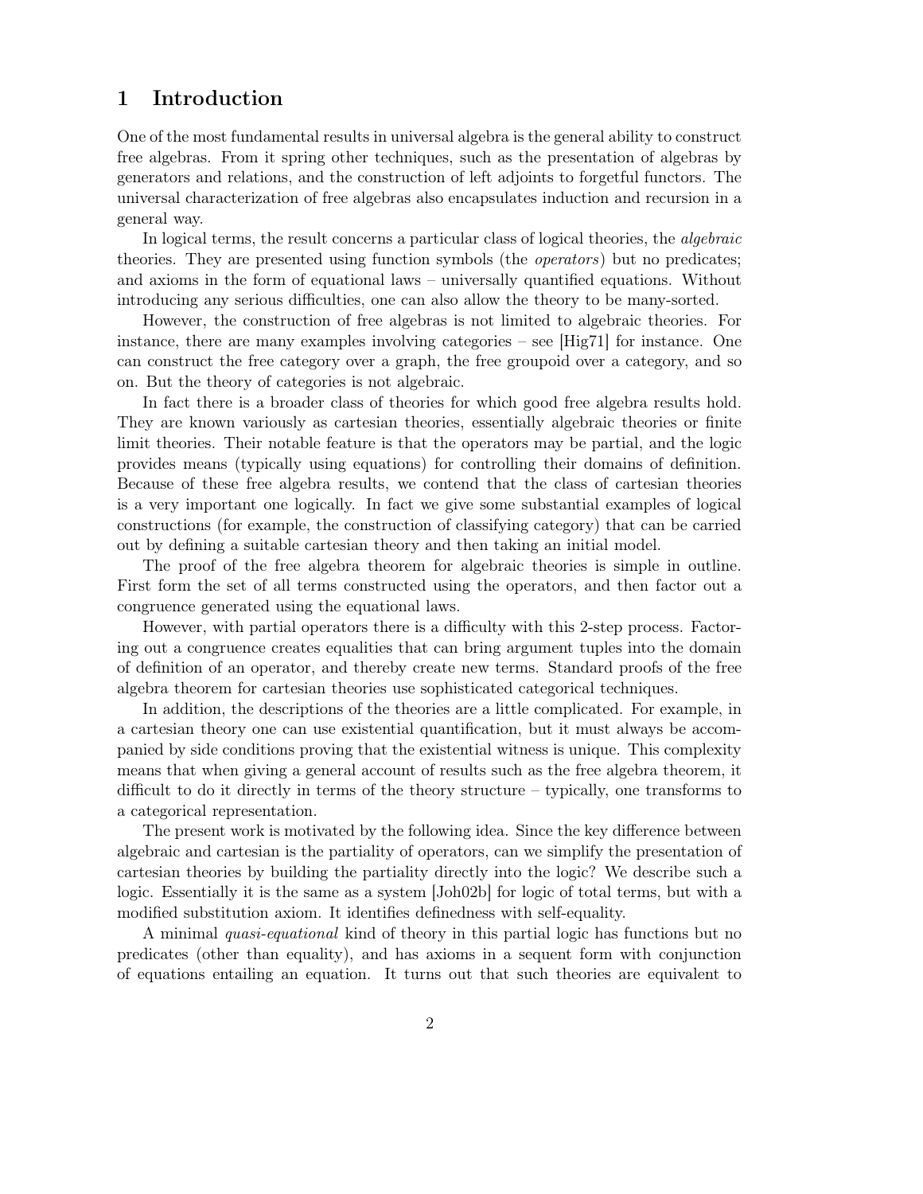# 1 Introduction

One of the most fundamental results in universal algebra is the general ability to construct free algebras. From it spring other techniques, such as the presentation of algebras by generators and relations, and the construction of left adjoints to forgetful functors. The universal characterization of free algebras also encapsulates induction and recursion in a general way.

In logical terms, the result concerns a particular class of logical theories, the *algebraic* theories. They are presented using function symbols (the *operators*) but no predicates; and axioms in the form of equational laws – universally quantified equations. Without introducing any serious difficulties, one can also allow the theory to be many-sorted.

However, the construction of free algebras is not limited to algebraic theories. For instance, there are many examples involving categories – see [Hig71] for instance. One can construct the free category over a graph, the free groupoid over a category, and so on. But the theory of categories is not algebraic.

In fact there is a broader class of theories for which good free algebra results hold. They are known variously as cartesian theories, essentially algebraic theories or finite limit theories. Their notable feature is that the operators may be partial, and the logic provides means (typically using equations) for controlling their domains of definition. Because of these free algebra results, we contend that the class of cartesian theories is a very important one logically. In fact we give some substantial examples of logical constructions (for example, the construction of classifying category) that can be carried out by defining a suitable cartesian theory and then taking an initial model.

The proof of the free algebra theorem for algebraic theories is simple in outline. First form the set of all terms constructed using the operators, and then factor out a congruence generated using the equational laws.

However, with partial operators there is a difficulty with this 2-step process. Factoring out a congruence creates equalities that can bring argument tuples into the domain of definition of an operator, and thereby create new terms. Standard proofs of the free algebra theorem for cartesian theories use sophisticated categorical techniques.

In addition, the descriptions of the theories are a little complicated. For example, in a cartesian theory one can use existential quantification, but it must always be accompanied by side conditions proving that the existential witness is unique. This complexity means that when giving a general account of results such as the free algebra theorem, it difficult to do it directly in terms of the theory structure – typically, one transforms to a categorical representation.

The present work is motivated by the following idea. Since the key difference between algebraic and cartesian is the partiality of operators, can we simplify the presentation of cartesian theories by building the partiality directly into the logic? We describe such a logic. Essentially it is the same as a system [Joh02b] for logic of total terms, but with a modified substitution axiom. It identifies definedness with self-equality.

A minimal *quasi-equational* kind of theory in this partial logic has functions but no predicates (other than equality), and has axioms in a sequent form with conjunction of equations entailing an equation. It turns out that such theories are equivalent to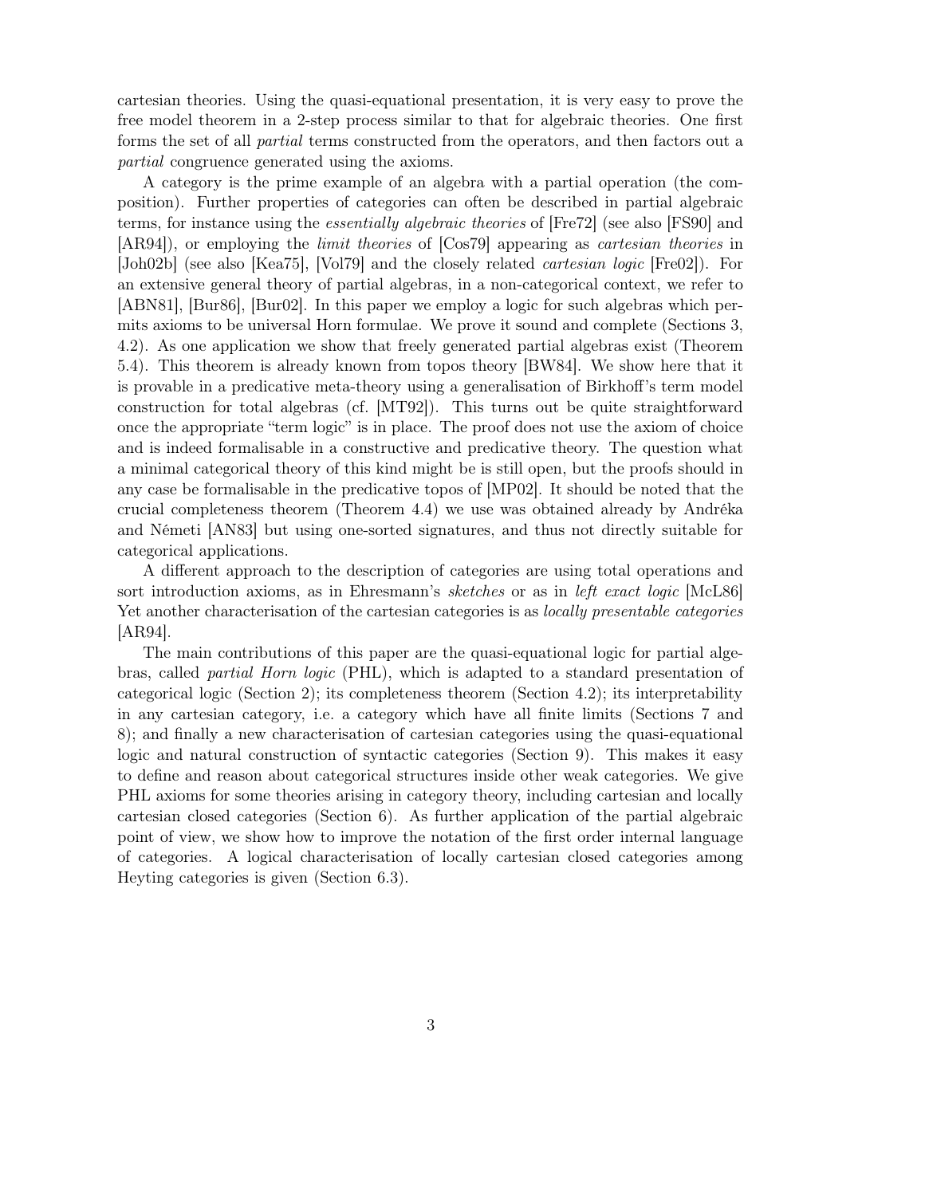cartesian theories. Using the quasi-equational presentation, it is very easy to prove the free model theorem in a 2-step process similar to that for algebraic theories. One first forms the set of all *partial* terms constructed from the operators, and then factors out a *partial* congruence generated using the axioms.

A category is the prime example of an algebra with a partial operation (the composition). Further properties of categories can often be described in partial algebraic terms, for instance using the *essentially algebraic theories* of [Fre72] (see also [FS90] and [AR94]), or employing the *limit theories* of [Cos79] appearing as *cartesian theories* in [Joh02b] (see also [Kea75], [Vol79] and the closely related *cartesian logic* [Fre02]). For an extensive general theory of partial algebras, in a non-categorical context, we refer to [ABN81], [Bur86], [Bur02]. In this paper we employ a logic for such algebras which permits axioms to be universal Horn formulae. We prove it sound and complete (Sections 3, 4.2). As one application we show that freely generated partial algebras exist (Theorem 5.4). This theorem is already known from topos theory [BW84]. We show here that it is provable in a predicative meta-theory using a generalisation of Birkhoff's term model construction for total algebras (cf. [MT92]). This turns out be quite straightforward once the appropriate "term logic" is in place. The proof does not use the axiom of choice and is indeed formalisable in a constructive and predicative theory. The question what a minimal categorical theory of this kind might be is still open, but the proofs should in any case be formalisable in the predicative topos of [MP02]. It should be noted that the crucial completeness theorem (Theorem 4.4) we use was obtained already by Andréka and Németi [AN83] but using one-sorted signatures, and thus not directly suitable for categorical applications.

A different approach to the description of categories are using total operations and sort introduction axioms, as in Ehresmann's *sketches* or as in *left exact logic* [McL86] Yet another characterisation of the cartesian categories is as *locally presentable categories* [AR94].

The main contributions of this paper are the quasi-equational logic for partial algebras, called *partial Horn logic* (PHL), which is adapted to a standard presentation of categorical logic (Section 2); its completeness theorem (Section 4.2); its interpretability in any cartesian category, i.e. a category which have all finite limits (Sections 7 and 8); and finally a new characterisation of cartesian categories using the quasi-equational logic and natural construction of syntactic categories (Section 9). This makes it easy to define and reason about categorical structures inside other weak categories. We give PHL axioms for some theories arising in category theory, including cartesian and locally cartesian closed categories (Section 6). As further application of the partial algebraic point of view, we show how to improve the notation of the first order internal language of categories. A logical characterisation of locally cartesian closed categories among Heyting categories is given (Section 6.3).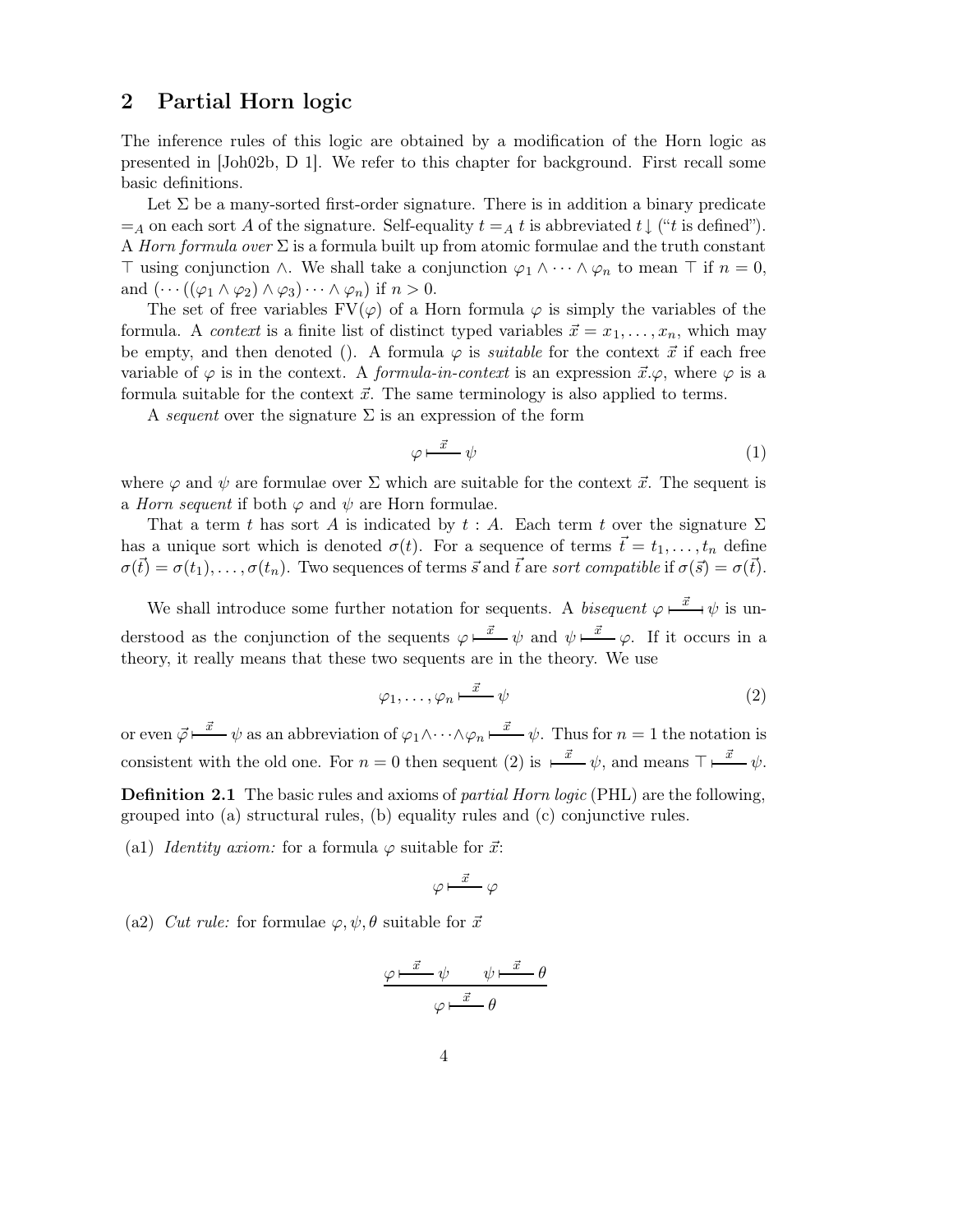## 2 Partial Horn logic

The inference rules of this logic are obtained by a modification of the Horn logic as presented in [Joh02b, D 1]. We refer to this chapter for background. First recall some basic definitions.

Let $\Sigma$ be a many-sorted first-order signature. There is in addition a binary predicate $=_A$ on each sort $A$ of the signature. Self-equality $t =_A t$ is abbreviated $t\downarrow$ ("$t$ is defined"). A *Horn formula over* $\Sigma$ is a formula built up from atomic formulae and the truth constant $\top$ using conjunction $\wedge$. We shall take a conjunction $\varphi_1 \wedge \cdots \wedge \varphi_n$ to mean $\top$ if $n = 0$, and $(\cdots((\varphi_1 \wedge \varphi_2) \wedge \varphi_3) \cdots \wedge \varphi_n)$ if $n > 0$.

The set of free variables $\mathrm{FV}(\varphi)$ of a Horn formula $\varphi$ is simply the variables of the formula. A *context* is a finite list of distinct typed variables $\vec{x} = x_1, \ldots, x_n$, which may be empty, and then denoted $()$. A formula $\varphi$ is *suitable* for the context $\vec{x}$ if each free variable of $\varphi$ is in the context. A *formula-in-context* is an expression $\vec{x}.\varphi$, where $\varphi$ is a formula suitable for the context $\vec{x}$. The same terminology is also applied to terms.

A *sequent* over the signature $\Sigma$ is an expression of the form

$$\varphi \vdash^{\vec{x}} \psi \tag{1}$$

where $\varphi$ and $\psi$ are formulae over $\Sigma$ which are suitable for the context $\vec{x}$. The sequent is a *Horn sequent* if both $\varphi$ and $\psi$ are Horn formulae.

That a term $t$ has sort $A$ is indicated by $t : A$. Each term $t$ over the signature $\Sigma$ has a unique sort which is denoted $\sigma(t)$. For a sequence of terms $\vec{t} = t_1, \ldots, t_n$ define $\sigma(\vec{t}) = \sigma(t_1), \ldots, \sigma(t_n)$. Two sequences of terms $\vec{s}$ and $\vec{t}$ are *sort compatible* if $\sigma(\vec{s}) = \sigma(\vec{t})$.

We shall introduce some further notation for sequents. A *bisequent* $\varphi \dashv\vdash^{\vec{x}} \psi$ is understood as the conjunction of the sequents $\varphi \vdash^{\vec{x}} \psi$ and $\psi \vdash^{\vec{x}} \varphi$. If it occurs in a theory, it really means that these two sequents are in the theory. We use

$$\varphi_1, \ldots, \varphi_n \vdash^{\vec{x}} \psi \tag{2}$$

or even $\vec{\varphi} \vdash^{\vec{x}} \psi$ as an abbreviation of $\varphi_1 \wedge \cdots \wedge \varphi_n \vdash^{\vec{x}} \psi$. Thus for $n = 1$ the notation is consistent with the old one. For $n = 0$ then sequent (2) is $\vdash^{\vec{x}} \psi$, and means $\top \vdash^{\vec{x}} \psi$.

**Definition 2.1** The basic rules and axioms of *partial Horn logic* (PHL) are the following, grouped into (a) structural rules, (b) equality rules and (c) conjunctive rules.

(a1) *Identity axiom:* for a formula $\varphi$ suitable for $\vec{x}$:

$$\varphi \vdash^{\vec{x}} \varphi$$

(a2) *Cut rule:* for formulae $\varphi, \psi, \theta$ suitable for $\vec{x}$

$$\frac{\varphi \vdash^{\vec{x}} \psi \qquad \psi \vdash^{\vec{x}} \theta}{\varphi \vdash^{\vec{x}} \theta}$$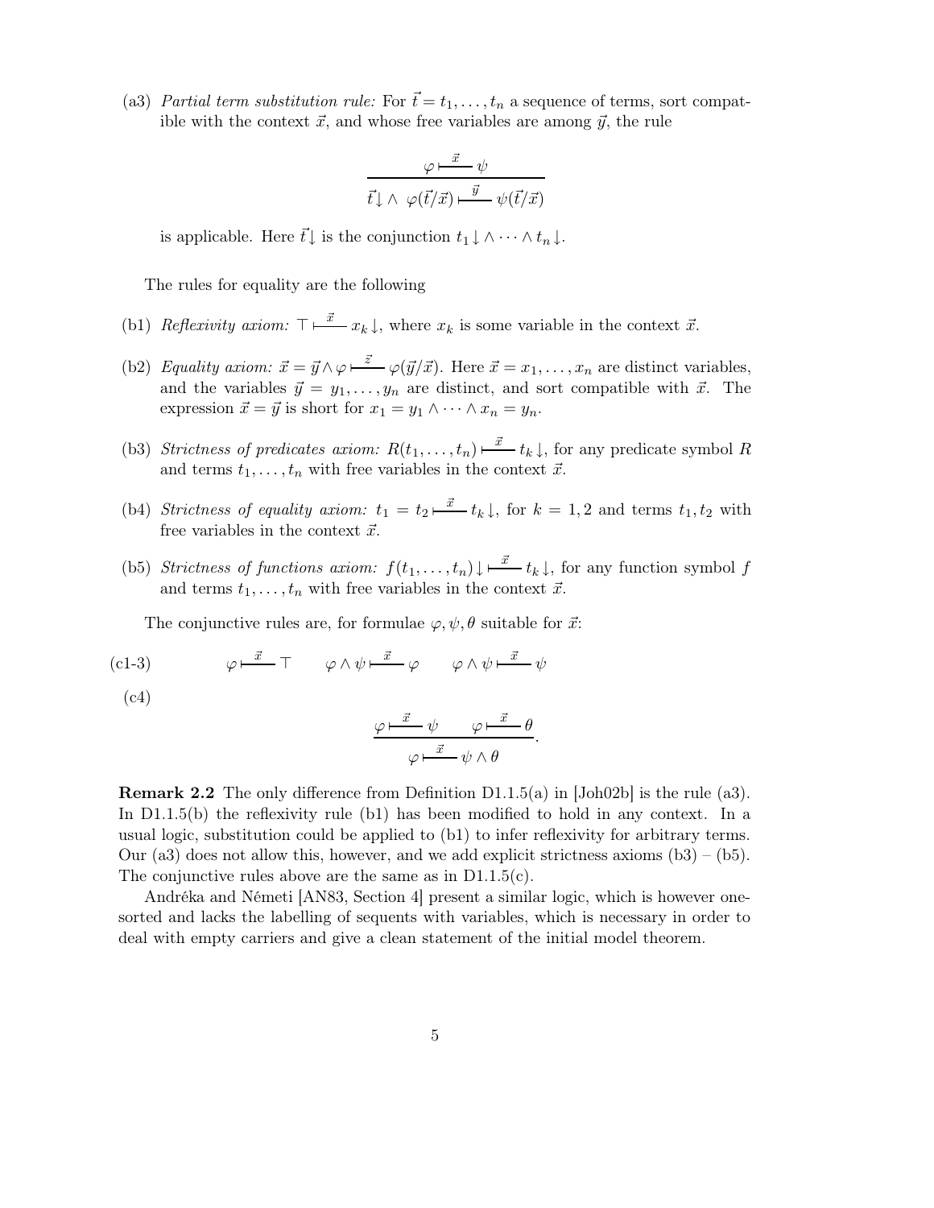(a3) *Partial term substitution rule:* For $\vec{t} = t_1, \dots, t_n$ a sequence of terms, sort compatible with the context $\vec{x}$, and whose free variables are among $\vec{y}$, the rule

$$\frac{\varphi \overset{\vec{x}}{\longmapsto} \psi}{\vec{t}\downarrow \wedge\ \varphi(\vec{t}/\vec{x}) \overset{\vec{y}}{\longmapsto} \psi(\vec{t}/\vec{x})}$$

is applicable. Here $\vec{t}\downarrow$ is the conjunction $t_1\downarrow \wedge \cdots \wedge t_n\downarrow$.

The rules for equality are the following

(b1) *Reflexivity axiom:* $\top \overset{\vec{x}}{\longmapsto} x_k\downarrow$, where $x_k$ is some variable in the context $\vec{x}$.

(b2) *Equality axiom:* $\vec{x} = \vec{y} \wedge \varphi \overset{\vec{z}}{\longmapsto} \varphi(\vec{y}/\vec{x})$. Here $\vec{x} = x_1, \dots, x_n$ are distinct variables, and the variables $\vec{y} = y_1, \dots, y_n$ are distinct, and sort compatible with $\vec{x}$. The expression $\vec{x} = \vec{y}$ is short for $x_1 = y_1 \wedge \cdots \wedge x_n = y_n$.

(b3) *Strictness of predicates axiom:* $R(t_1, \dots, t_n) \overset{\vec{x}}{\longmapsto} t_k\downarrow$, for any predicate symbol $R$ and terms $t_1, \dots, t_n$ with free variables in the context $\vec{x}$.

(b4) *Strictness of equality axiom:* $t_1 = t_2 \overset{\vec{x}}{\longmapsto} t_k\downarrow$, for $k = 1, 2$ and terms $t_1, t_2$ with free variables in the context $\vec{x}$.

(b5) *Strictness of functions axiom:* $f(t_1, \dots, t_n)\downarrow \overset{\vec{x}}{\longmapsto} t_k\downarrow$, for any function symbol $f$ and terms $t_1, \dots, t_n$ with free variables in the context $\vec{x}$.

The conjunctive rules are, for formulae $\varphi, \psi, \theta$ suitable for $\vec{x}$:

(c1-3)
$$\varphi \overset{\vec{x}}{\longmapsto} \top \qquad \varphi \wedge \psi \overset{\vec{x}}{\longmapsto} \varphi \qquad \varphi \wedge \psi \overset{\vec{x}}{\longmapsto} \psi$$

(c4)
$$\frac{\varphi \overset{\vec{x}}{\longmapsto} \psi \qquad \varphi \overset{\vec{x}}{\longmapsto} \theta}{\varphi \overset{\vec{x}}{\longmapsto} \psi \wedge \theta}.$$

**Remark 2.2** The only difference from Definition D1.1.5(a) in [Joh02b] is the rule (a3). In D1.1.5(b) the reflexivity rule (b1) has been modified to hold in any context. In a usual logic, substitution could be applied to (b1) to infer reflexivity for arbitrary terms. Our (a3) does not allow this, however, and we add explicit strictness axioms (b3) – (b5). The conjunctive rules above are the same as in D1.1.5(c).

Andréka and Németi [AN83, Section 4] present a similar logic, which is however one-sorted and lacks the labelling of sequents with variables, which is necessary in order to deal with empty carriers and give a clean statement of the initial model theorem.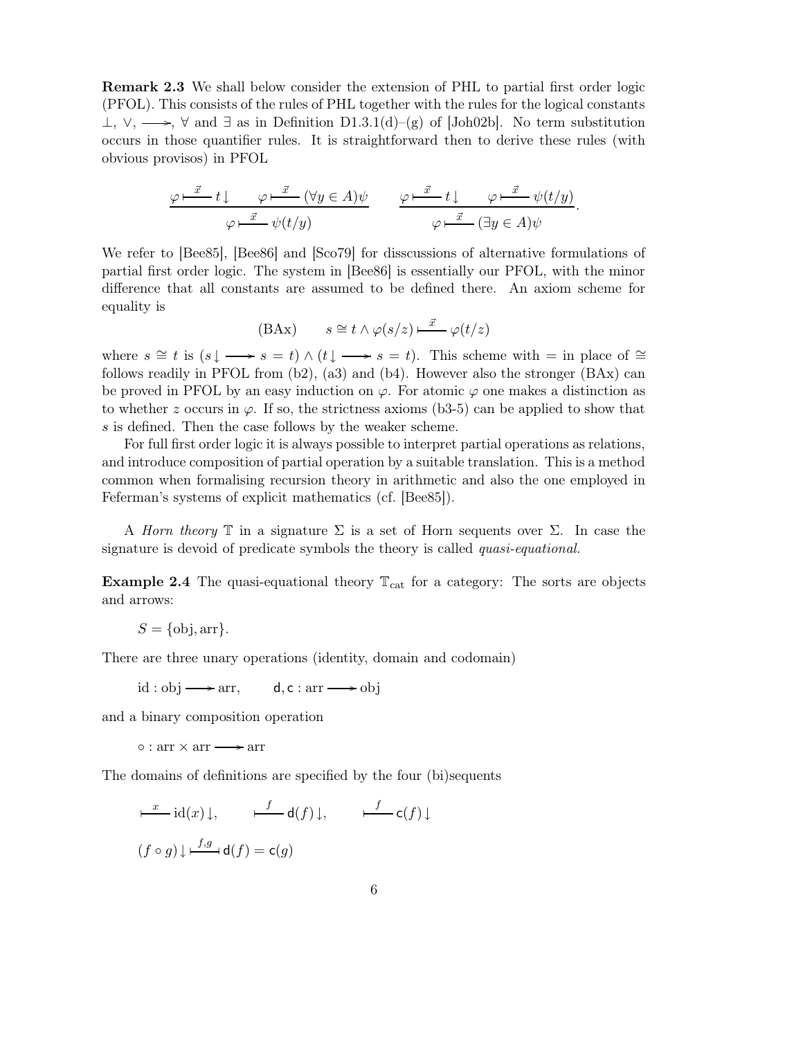**Remark 2.3** We shall below consider the extension of PHL to partial first order logic (PFOL). This consists of the rules of PHL together with the rules for the logical constants $\bot$, $\vee$, $\longrightarrow$, $\forall$ and $\exists$ as in Definition D1.3.1(d)–(g) of [Joh02b]. No term substitution occurs in those quantifier rules. It is straightforward then to derive these rules (with obvious provisos) in PFOL

$$\frac{\varphi \vdash^{\vec{x}} t\downarrow \qquad \varphi \vdash^{\vec{x}} (\forall y \in A)\psi}{\varphi \vdash^{\vec{x}} \psi(t/y)} \qquad \frac{\varphi \vdash^{\vec{x}} t\downarrow \qquad \varphi \vdash^{\vec{x}} \psi(t/y)}{\varphi \vdash^{\vec{x}} (\exists y \in A)\psi}.$$

We refer to [Bee85], [Bee86] and [Sco79] for disscussions of alternative formulations of partial first order logic. The system in [Bee86] is essentially our PFOL, with the minor difference that all constants are assumed to be defined there. An axiom scheme for equality is

$$\text{(BAx)} \qquad s \cong t \wedge \varphi(s/z) \vdash^{\vec{x}} \varphi(t/z)$$

where $s \cong t$ is $(s\downarrow \longrightarrow s = t) \wedge (t\downarrow \longrightarrow s = t)$. This scheme with $=$ in place of $\cong$ follows readily in PFOL from (b2), (a3) and (b4). However also the stronger (BAx) can be proved in PFOL by an easy induction on $\varphi$. For atomic $\varphi$ one makes a distinction as to whether $z$ occurs in $\varphi$. If so, the strictness axioms (b3-5) can be applied to show that $s$ is defined. Then the case follows by the weaker scheme.

For full first order logic it is always possible to interpret partial operations as relations, and introduce composition of partial operation by a suitable translation. This is a method common when formalising recursion theory in arithmetic and also the one employed in Feferman's systems of explicit mathematics (cf. [Bee85]).

A *Horn theory* $\mathbb{T}$ in a signature $\Sigma$ is a set of Horn sequents over $\Sigma$. In case the signature is devoid of predicate symbols the theory is called *quasi-equational*.

**Example 2.4** The quasi-equational theory $\mathbb{T}_{\text{cat}}$ for a category: The sorts are objects and arrows:

$S = \{\text{obj}, \text{arr}\}$.

There are three unary operations (identity, domain and codomain)

$\text{id} : \text{obj} \longrightarrow \text{arr}, \qquad \mathsf{d}, \mathsf{c} : \text{arr} \longrightarrow \text{obj}$

and a binary composition operation

$\circ : \text{arr} \times \text{arr} \longrightarrow \text{arr}$

The domains of definitions are specified by the four (bi)sequents

$\vdash^{x} \text{id}(x)\downarrow, \qquad \vdash^{f} \mathsf{d}(f)\downarrow, \qquad \vdash^{f} \mathsf{c}(f)\downarrow$

$(f \circ g)\downarrow \dashv\vdash^{f,g} \mathsf{d}(f) = \mathsf{c}(g)$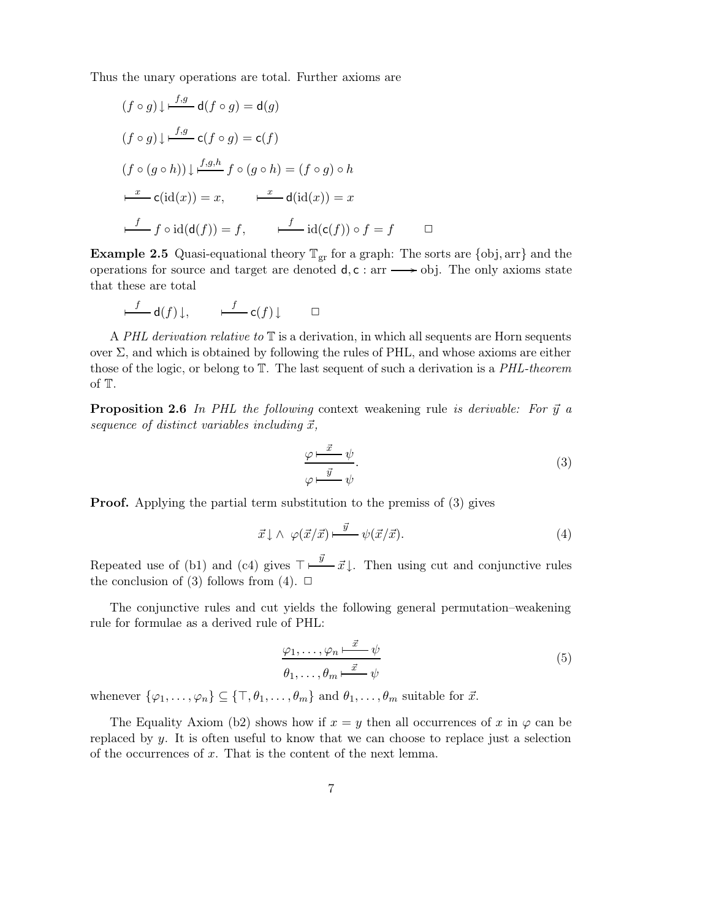Thus the unary operations are total. Further axioms are

$$(f \circ g)\downarrow \overset{f,g}{\longmapsto} \mathsf{d}(f \circ g) = \mathsf{d}(g)$$

$$(f \circ g)\downarrow \overset{f,g}{\longmapsto} \mathsf{c}(f \circ g) = \mathsf{c}(f)$$

$$(f \circ (g \circ h))\downarrow \overset{f,g,h}{\longmapsto} f \circ (g \circ h) = (f \circ g) \circ h$$

$$\overset{x}{\longmapsto} \mathsf{c}(\mathrm{id}(x)) = x, \qquad \overset{x}{\longmapsto} \mathsf{d}(\mathrm{id}(x)) = x$$

$$\overset{f}{\longmapsto} f \circ \mathrm{id}(\mathsf{d}(f)) = f, \qquad \overset{f}{\longmapsto} \mathrm{id}(\mathsf{c}(f)) \circ f = f \qquad \Box$$

**Example 2.5** Quasi-equational theory $\mathbb{T}_{\mathrm{gr}}$ for a graph: The sorts are $\{\mathrm{obj}, \mathrm{arr}\}$ and the operations for source and target are denoted $\mathsf{d}, \mathsf{c} : \mathrm{arr} \longrightarrow \mathrm{obj}$. The only axioms state that these are total

$$\overset{f}{\longmapsto} \mathsf{d}(f)\downarrow, \qquad \overset{f}{\longmapsto} \mathsf{c}(f)\downarrow \qquad \Box$$

A *PHL derivation relative to* $\mathbb{T}$ is a derivation, in which all sequents are Horn sequents over $\Sigma$, and which is obtained by following the rules of PHL, and whose axioms are either those of the logic, or belong to $\mathbb{T}$. The last sequent of such a derivation is a *PHL-theorem* of $\mathbb{T}$.

**Proposition 2.6** *In PHL the following* context weakening rule *is derivable: For $\vec{y}$ a sequence of distinct variables including $\vec{x}$,*

$$\frac{\varphi \overset{\vec{x}}{\longmapsto} \psi}{\varphi \overset{\vec{y}}{\longmapsto} \psi}. \tag{3}$$

**Proof.** Applying the partial term substitution to the premiss of (3) gives

$$\vec{x}\downarrow \wedge\ \varphi(\vec{x}/\vec{x}) \overset{\vec{y}}{\longmapsto} \psi(\vec{x}/\vec{x}). \tag{4}$$

Repeated use of (b1) and (c4) gives $\top \overset{\vec{y}}{\longmapsto} \vec{x}\downarrow$. Then using cut and conjunctive rules the conclusion of (3) follows from (4). $\Box$

The conjunctive rules and cut yields the following general permutation–weakening rule for formulae as a derived rule of PHL:

$$\frac{\varphi_1, \ldots, \varphi_n \overset{\vec{x}}{\longmapsto} \psi}{\theta_1, \ldots, \theta_m \overset{\vec{x}}{\longmapsto} \psi} \tag{5}$$

whenever $\{\varphi_1, \ldots, \varphi_n\} \subseteq \{\top, \theta_1, \ldots, \theta_m\}$ and $\theta_1, \ldots, \theta_m$ suitable for $\vec{x}$.

The Equality Axiom (b2) shows how if $x = y$ then all occurrences of $x$ in $\varphi$ can be replaced by $y$. It is often useful to know that we can choose to replace just a selection of the occurrences of $x$. That is the content of the next lemma.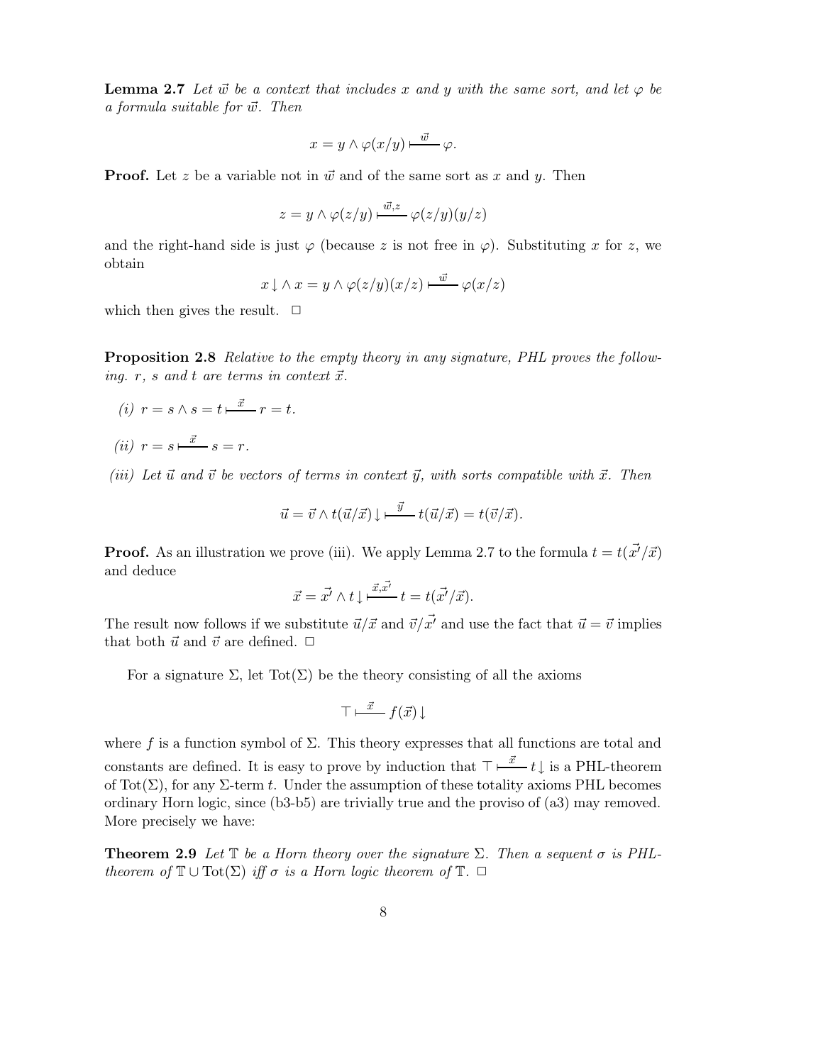**Lemma 2.7** *Let $\vec{w}$ be a context that includes $x$ and $y$ with the same sort, and let $\varphi$ be a formula suitable for $\vec{w}$. Then*

$$x = y \wedge \varphi(x/y) \vdash_{\vec{w}} \varphi.$$

**Proof.** Let $z$ be a variable not in $\vec{w}$ and of the same sort as $x$ and $y$. Then

$$z = y \wedge \varphi(z/y) \vdash_{\vec{w},z} \varphi(z/y)(y/z)$$

and the right-hand side is just $\varphi$ (because $z$ is not free in $\varphi$). Substituting $x$ for $z$, we obtain

$$x\!\downarrow \wedge\, x = y \wedge \varphi(z/y)(x/z) \vdash_{\vec{w}} \varphi(x/z)$$

which then gives the result. $\square$

**Proposition 2.8** *Relative to the empty theory in any signature, PHL proves the following. $r$, $s$ and $t$ are terms in context $\vec{x}$.*

*(i)* $r = s \wedge s = t \vdash_{\vec{x}} r = t$.

*(ii)* $r = s \vdash_{\vec{x}} s = r$.

*(iii) Let $\vec{u}$ and $\vec{v}$ be vectors of terms in context $\vec{y}$, with sorts compatible with $\vec{x}$. Then*

$$\vec{u} = \vec{v} \wedge t(\vec{u}/\vec{x})\!\downarrow \vdash_{\vec{y}} t(\vec{u}/\vec{x}) = t(\vec{v}/\vec{x}).$$

**Proof.** As an illustration we prove (iii). We apply Lemma 2.7 to the formula $t = t(\vec{x'}/\vec{x})$ and deduce

$$\vec{x} = \vec{x'} \wedge t\!\downarrow \vdash_{\vec{x},\vec{x'}} t = t(\vec{x'}/\vec{x}).$$

The result now follows if we substitute $\vec{u}/\vec{x}$ and $\vec{v}/\vec{x'}$ and use the fact that $\vec{u} = \vec{v}$ implies that both $\vec{u}$ and $\vec{v}$ are defined. $\square$

For a signature $\Sigma$, let $\mathrm{Tot}(\Sigma)$ be the theory consisting of all the axioms

$$\top \vdash_{\vec{x}} f(\vec{x})\!\downarrow$$

where $f$ is a function symbol of $\Sigma$. This theory expresses that all functions are total and constants are defined. It is easy to prove by induction that $\top \vdash_{\vec{x}} t\!\downarrow$ is a PHL-theorem of $\mathrm{Tot}(\Sigma)$, for any $\Sigma$-term $t$. Under the assumption of these totality axioms PHL becomes ordinary Horn logic, since (b3-b5) are trivially true and the proviso of (a3) may removed. More precisely we have:

**Theorem 2.9** *Let $\mathbb{T}$ be a Horn theory over the signature $\Sigma$. Then a sequent $\sigma$ is PHL-theorem of $\mathbb{T} \cup \mathrm{Tot}(\Sigma)$ iff $\sigma$ is a Horn logic theorem of $\mathbb{T}$.* $\square$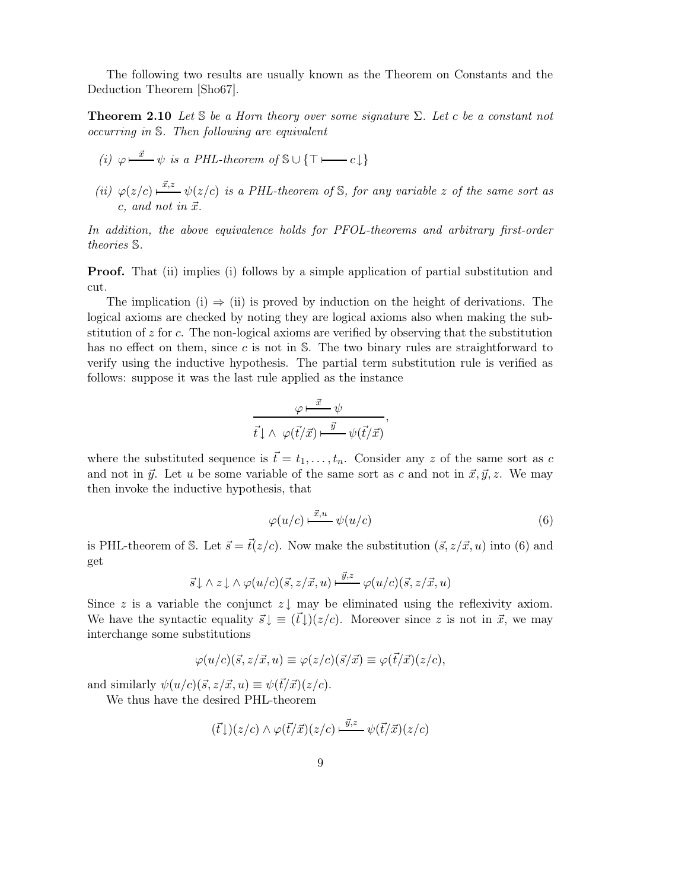The following two results are usually known as the Theorem on Constants and the Deduction Theorem [Sho67].

**Theorem 2.10** *Let $\mathbb{S}$ be a Horn theory over some signature $\Sigma$. Let $c$ be a constant not occurring in $\mathbb{S}$. Then following are equivalent*

*(i)* $\varphi \overset{\vec{x}}{\longmapsto} \psi$ *is a PHL-theorem of* $\mathbb{S} \cup \{\top \longmapsto c\!\downarrow\}$

*(ii)* $\varphi(z/c) \overset{\vec{x},z}{\longmapsto} \psi(z/c)$ *is a PHL-theorem of* $\mathbb{S}$*, for any variable* $z$ *of the same sort as* $c$*, and not in* $\vec{x}$*.*

*In addition, the above equivalence holds for PFOL-theorems and arbitrary first-order theories* $\mathbb{S}$*.*

**Proof.** That (ii) implies (i) follows by a simple application of partial substitution and cut.

The implication (i) $\Rightarrow$ (ii) is proved by induction on the height of derivations. The logical axioms are checked by noting they are logical axioms also when making the substitution of $z$ for $c$. The non-logical axioms are verified by observing that the substitution has no effect on them, since $c$ is not in $\mathbb{S}$. The two binary rules are straightforward to verify using the inductive hypothesis. The partial term substitution rule is verified as follows: suppose it was the last rule applied as the instance

$$\frac{\varphi \overset{\vec{x}}{\longmapsto} \psi}{\vec{t}\!\downarrow \wedge\ \varphi(\vec{t}/\vec{x}) \overset{\vec{y}}{\longmapsto} \psi(\vec{t}/\vec{x})},$$

where the substituted sequence is $\vec{t} = t_1, \ldots, t_n$. Consider any $z$ of the same sort as $c$ and not in $\vec{y}$. Let $u$ be some variable of the same sort as $c$ and not in $\vec{x}, \vec{y}, z$. We may then invoke the inductive hypothesis, that

$$\varphi(u/c) \overset{\vec{x},u}{\longmapsto} \psi(u/c) \tag{6}$$

is PHL-theorem of $\mathbb{S}$. Let $\vec{s} = \vec{t}(z/c)$. Now make the substitution $(\vec{s}, z/\vec{x}, u)$ into (6) and get

$$\vec{s}\!\downarrow \wedge\, z\!\downarrow \wedge\, \varphi(u/c)(\vec{s}, z/\vec{x}, u) \overset{\vec{y},z}{\longmapsto} \varphi(u/c)(\vec{s}, z/\vec{x}, u)$$

Since $z$ is a variable the conjunct $z\!\downarrow$ may be eliminated using the reflexivity axiom. We have the syntactic equality $\vec{s}\!\downarrow \equiv (\vec{t}\!\downarrow)(z/c)$. Moreover since $z$ is not in $\vec{x}$, we may interchange some substitutions

$$\varphi(u/c)(\vec{s}, z/\vec{x}, u) \equiv \varphi(z/c)(\vec{s}/\vec{x}) \equiv \varphi(\vec{t}/\vec{x})(z/c),$$

and similarly $\psi(u/c)(\vec{s}, z/\vec{x}, u) \equiv \psi(\vec{t}/\vec{x})(z/c)$.

We thus have the desired PHL-theorem

$$(\vec{t}\!\downarrow)(z/c) \wedge \varphi(\vec{t}/\vec{x})(z/c) \overset{\vec{y},z}{\longmapsto} \psi(\vec{t}/\vec{x})(z/c)$$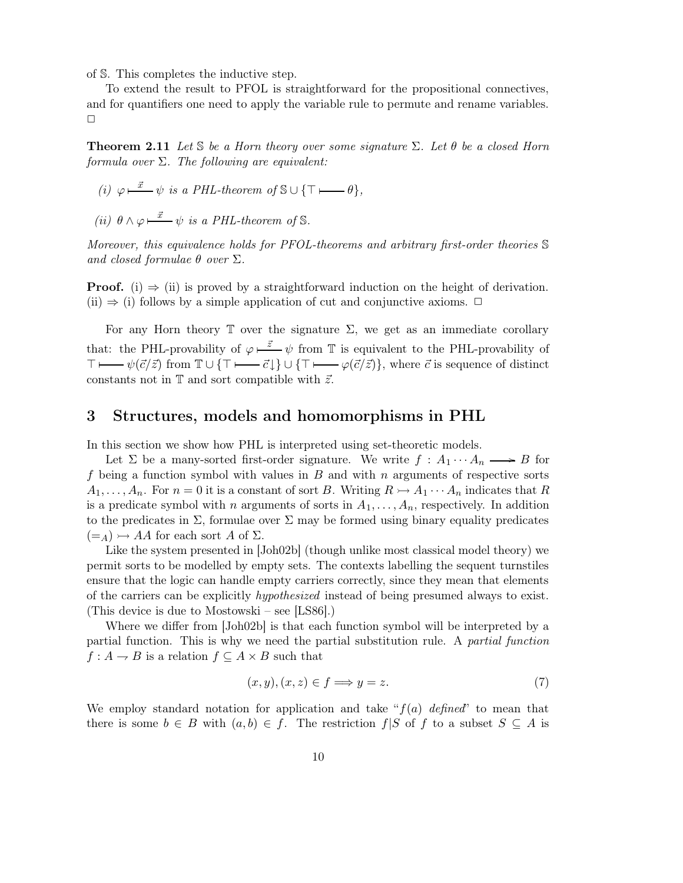of $\mathbb{S}$. This completes the inductive step.

To extend the result to PFOL is straightforward for the propositional connectives, and for quantifiers one need to apply the variable rule to permute and rename variables. $\square$

**Theorem 2.11** *Let $\mathbb{S}$ be a Horn theory over some signature $\Sigma$. Let $\theta$ be a closed Horn formula over $\Sigma$. The following are equivalent:*

*(i) $\varphi \overset{\vec{x}}{\vdash} \psi$ is a PHL-theorem of $\mathbb{S} \cup \{\top \vdash \theta\}$,*

*(ii) $\theta \wedge \varphi \overset{\vec{x}}{\vdash} \psi$ is a PHL-theorem of $\mathbb{S}$.*

*Moreover, this equivalence holds for PFOL-theorems and arbitrary first-order theories $\mathbb{S}$ and closed formulae $\theta$ over $\Sigma$.*

**Proof.** (i) $\Rightarrow$ (ii) is proved by a straightforward induction on the height of derivation. (ii) $\Rightarrow$ (i) follows by a simple application of cut and conjunctive axioms. $\square$

For any Horn theory $\mathbb{T}$ over the signature $\Sigma$, we get as an immediate corollary that: the PHL-provability of $\varphi \overset{\vec{z}}{\vdash} \psi$ from $\mathbb{T}$ is equivalent to the PHL-provability of $\top \vdash \psi(\vec{c}/\vec{z})$ from $\mathbb{T} \cup \{\top \vdash \vec{c}\downarrow\} \cup \{\top \vdash \varphi(\vec{c}/\vec{z})\}$, where $\vec{c}$ is sequence of distinct constants not in $\mathbb{T}$ and sort compatible with $\vec{z}$.

## 3 Structures, models and homomorphisms in PHL

In this section we show how PHL is interpreted using set-theoretic models.

Let $\Sigma$ be a many-sorted first-order signature. We write $f : A_1 \cdots A_n \longrightarrow B$ for $f$ being a function symbol with values in $B$ and with $n$ arguments of respective sorts $A_1, \ldots, A_n$. For $n = 0$ it is a constant of sort $B$. Writing $R \rightarrowtail A_1 \cdots A_n$ indicates that $R$ is a predicate symbol with $n$ arguments of sorts in $A_1, \ldots, A_n$, respectively. In addition to the predicates in $\Sigma$, formulae over $\Sigma$ may be formed using binary equality predicates $(=_A) \rightarrowtail AA$ for each sort $A$ of $\Sigma$.

Like the system presented in [Joh02b] (though unlike most classical model theory) we permit sorts to be modelled by empty sets. The contexts labelling the sequent turnstiles ensure that the logic can handle empty carriers correctly, since they mean that elements of the carriers can be explicitly *hypothesized* instead of being presumed always to exist. (This device is due to Mostowski – see [LS86].)

Where we differ from [Joh02b] is that each function symbol will be interpreted by a partial function. This is why we need the partial substitution rule. A *partial function* $f : A \rightharpoonup B$ is a relation $f \subseteq A \times B$ such that

$$(x, y), (x, z) \in f \Longrightarrow y = z. \tag{7}$$

We employ standard notation for application and take "$f(a)$ *defined*" to mean that there is some $b \in B$ with $(a, b) \in f$. The restriction $f|S$ of $f$ to a subset $S \subseteq A$ is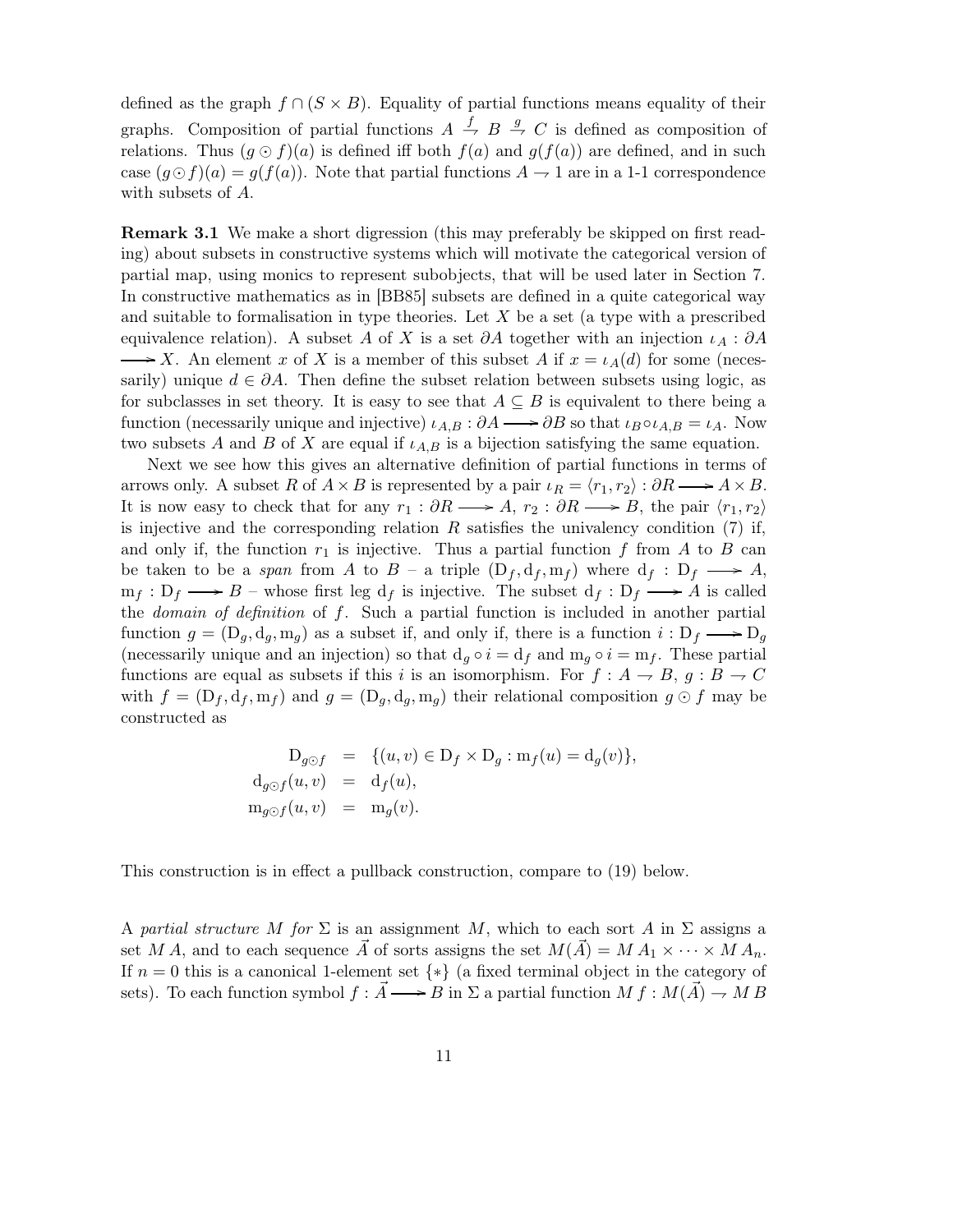defined as the graph $f \cap (S \times B)$. Equality of partial functions means equality of their graphs. Composition of partial functions $A \overset{f}{\rightharpoondown} B \overset{g}{\rightharpoondown} C$ is defined as composition of relations. Thus $(g \odot f)(a)$ is defined iff both $f(a)$ and $g(f(a))$ are defined, and in such case $(g \odot f)(a) = g(f(a))$. Note that partial functions $A \rightharpoondown 1$ are in a 1-1 correspondence with subsets of $A$.

**Remark 3.1** We make a short digression (this may preferably be skipped on first reading) about subsets in constructive systems which will motivate the categorical version of partial map, using monics to represent subobjects, that will be used later in Section 7. In constructive mathematics as in [BB85] subsets are defined in a quite categorical way and suitable to formalisation in type theories. Let $X$ be a set (a type with a prescribed equivalence relation). A subset $A$ of $X$ is a set $\partial A$ together with an injection $\iota_A : \partial A \rightarrowtail X$. An element $x$ of $X$ is a member of this subset $A$ if $x = \iota_A(d)$ for some (necessarily) unique $d \in \partial A$. Then define the subset relation between subsets using logic, as for subclasses in set theory. It is easy to see that $A \subseteq B$ is equivalent to there being a function (necessarily unique and injective) $\iota_{A,B} : \partial A \longrightarrow \partial B$ so that $\iota_B \circ \iota_{A,B} = \iota_A$. Now two subsets $A$ and $B$ of $X$ are equal if $\iota_{A,B}$ is a bijection satisfying the same equation.

Next we see how this gives an alternative definition of partial functions in terms of arrows only. A subset $R$ of $A \times B$ is represented by a pair $\iota_R = \langle r_1, r_2 \rangle : \partial R \rightarrowtail A \times B$. It is now easy to check that for any $r_1 : \partial R \longrightarrow A$, $r_2 : \partial R \longrightarrow B$, the pair $\langle r_1, r_2 \rangle$ is injective and the corresponding relation $R$ satisfies the univalency condition (7) if, and only if, the function $r_1$ is injective. Thus a partial function $f$ from $A$ to $B$ can be taken to be a *span* from $A$ to $B$ – a triple $(\mathrm{D}_f, \mathrm{d}_f, \mathrm{m}_f)$ where $\mathrm{d}_f : \mathrm{D}_f \rightarrowtail A$, $\mathrm{m}_f : \mathrm{D}_f \longrightarrow B$ – whose first leg $\mathrm{d}_f$ is injective. The subset $\mathrm{d}_f : \mathrm{D}_f \rightarrowtail A$ is called the *domain of definition* of $f$. Such a partial function is included in another partial function $g = (\mathrm{D}_g, \mathrm{d}_g, \mathrm{m}_g)$ as a subset if, and only if, there is a function $i : \mathrm{D}_f \rightarrowtail \mathrm{D}_g$ (necessarily unique and an injection) so that $\mathrm{d}_g \circ i = \mathrm{d}_f$ and $\mathrm{m}_g \circ i = \mathrm{m}_f$. These partial functions are equal as subsets if this $i$ is an isomorphism. For $f : A \rightharpoondown B$, $g : B \rightharpoondown C$ with $f = (\mathrm{D}_f, \mathrm{d}_f, \mathrm{m}_f)$ and $g = (\mathrm{D}_g, \mathrm{d}_g, \mathrm{m}_g)$ their relational composition $g \odot f$ may be constructed as

$$
\begin{aligned}
\mathrm{D}_{g \odot f} &= \{(u, v) \in \mathrm{D}_f \times \mathrm{D}_g : \mathrm{m}_f(u) = \mathrm{d}_g(v)\}, \\
\mathrm{d}_{g \odot f}(u, v) &= \mathrm{d}_f(u), \\
\mathrm{m}_{g \odot f}(u, v) &= \mathrm{m}_g(v).
\end{aligned}
$$

This construction is in effect a pullback construction, compare to (19) below.

A *partial structure $M$ for* $\Sigma$ is an assignment $M$, which to each sort $A$ in $\Sigma$ assigns a set $M\,A$, and to each sequence $\vec{A}$ of sorts assigns the set $M(\vec{A}) = M\,A_1 \times \cdots \times M\,A_n$. If $n = 0$ this is a canonical 1-element set $\{*\}$ (a fixed terminal object in the category of sets). To each function symbol $f : \vec{A} \longrightarrow B$ in $\Sigma$ a partial function $M\,f : M(\vec{A}) \rightharpoondown M\,B$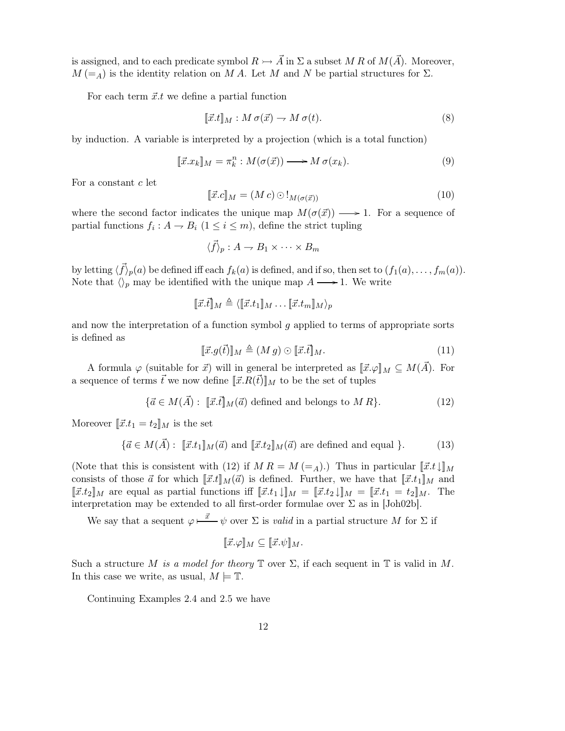is assigned, and to each predicate symbol $R \rightarrowtail \vec{A}$ in $\Sigma$ a subset $M\,R$ of $M(\vec{A})$. Moreover, $M\,(=_A)$ is the identity relation on $M\,A$. Let $M$ and $N$ be partial structures for $\Sigma$.

For each term $\vec{x}.t$ we define a partial function

$$[\![\vec{x}.t]\!]_M : M\,\sigma(\vec{x}) \rightharpoonup M\,\sigma(t). \tag{8}$$

by induction. A variable is interpreted by a projection (which is a total function)

$$[\![\vec{x}.x_k]\!]_M = \pi^n_k : M(\sigma(\vec{x})) \longrightarrow M\,\sigma(x_k). \tag{9}$$

For a constant $c$ let

$$[\![\vec{x}.c]\!]_M = (M\,c) \odot !_{M(\sigma(\vec{x}))} \tag{10}$$

where the second factor indicates the unique map $M(\sigma(\vec{x})) \longrightarrow 1$. For a sequence of partial functions $f_i : A \rightharpoonup B_i$ $(1 \leq i \leq m)$, define the strict tupling

$$\langle \vec{f} \rangle_p : A \rightharpoonup B_1 \times \cdots \times B_m$$

by letting $\langle \vec{f} \rangle_p(a)$ be defined iff each $f_k(a)$ is defined, and if so, then set to $(f_1(a), \ldots, f_m(a))$. Note that $\langle\rangle_p$ may be identified with the unique map $A \longrightarrow 1$. We write

$$[\![\vec{x}.\vec{t}]\!]_M \triangleq \langle [\![\vec{x}.t_1]\!]_M \ldots [\![\vec{x}.t_m]\!]_M \rangle_p$$

and now the interpretation of a function symbol $g$ applied to terms of appropriate sorts is defined as

$$[\![\vec{x}.g(\vec{t})]\!]_M \triangleq (M\,g) \odot [\![\vec{x}.\vec{t}]\!]_M. \tag{11}$$

A formula $\varphi$ (suitable for $\vec{x}$) will in general be interpreted as $[\![\vec{x}.\varphi]\!]_M \subseteq M(\vec{A})$. For a sequence of terms $\vec{t}$ we now define $[\![\vec{x}.R(\vec{t})]\!]_M$ to be the set of tuples

$$\{\vec{a} \in M(\vec{A}) : \ [\![\vec{x}.\vec{t}]\!]_M(\vec{a}) \text{ defined and belongs to } M\,R\}. \tag{12}$$

Moreover $[\![\vec{x}.t_1 = t_2]\!]_M$ is the set

$$\{\vec{a} \in M(\vec{A}) : \ [\![\vec{x}.t_1]\!]_M(\vec{a}) \text{ and } [\![\vec{x}.t_2]\!]_M(\vec{a}) \text{ are defined and equal }\}. \tag{13}$$

(Note that this is consistent with (12) if $M\,R = M\,(=_A)$.) Thus in particular $[\![\vec{x}.t\!\downarrow]\!]_M$ consists of those $\vec{a}$ for which $[\![\vec{x}.t]\!]_M(\vec{a})$ is defined. Further, we have that $[\![\vec{x}.t_1]\!]_M$ and $[\![\vec{x}.t_2]\!]_M$ are equal as partial functions iff $[\![\vec{x}.t_1\!\downarrow]\!]_M = [\![\vec{x}.t_2\!\downarrow]\!]_M = [\![\vec{x}.t_1 = t_2]\!]_M$. The interpretation may be extended to all first-order formulae over $\Sigma$ as in [Joh02b].

We say that a sequent $\varphi \vdash^{\vec{x}} \psi$ over $\Sigma$ is *valid* in a partial structure $M$ for $\Sigma$ if

$$[\![\vec{x}.\varphi]\!]_M \subseteq [\![\vec{x}.\psi]\!]_M.$$

Such a structure $M$ *is a model for theory* $\mathbb{T}$ over $\Sigma$, if each sequent in $\mathbb{T}$ is valid in $M$. In this case we write, as usual, $M \models \mathbb{T}$.

Continuing Examples 2.4 and 2.5 we have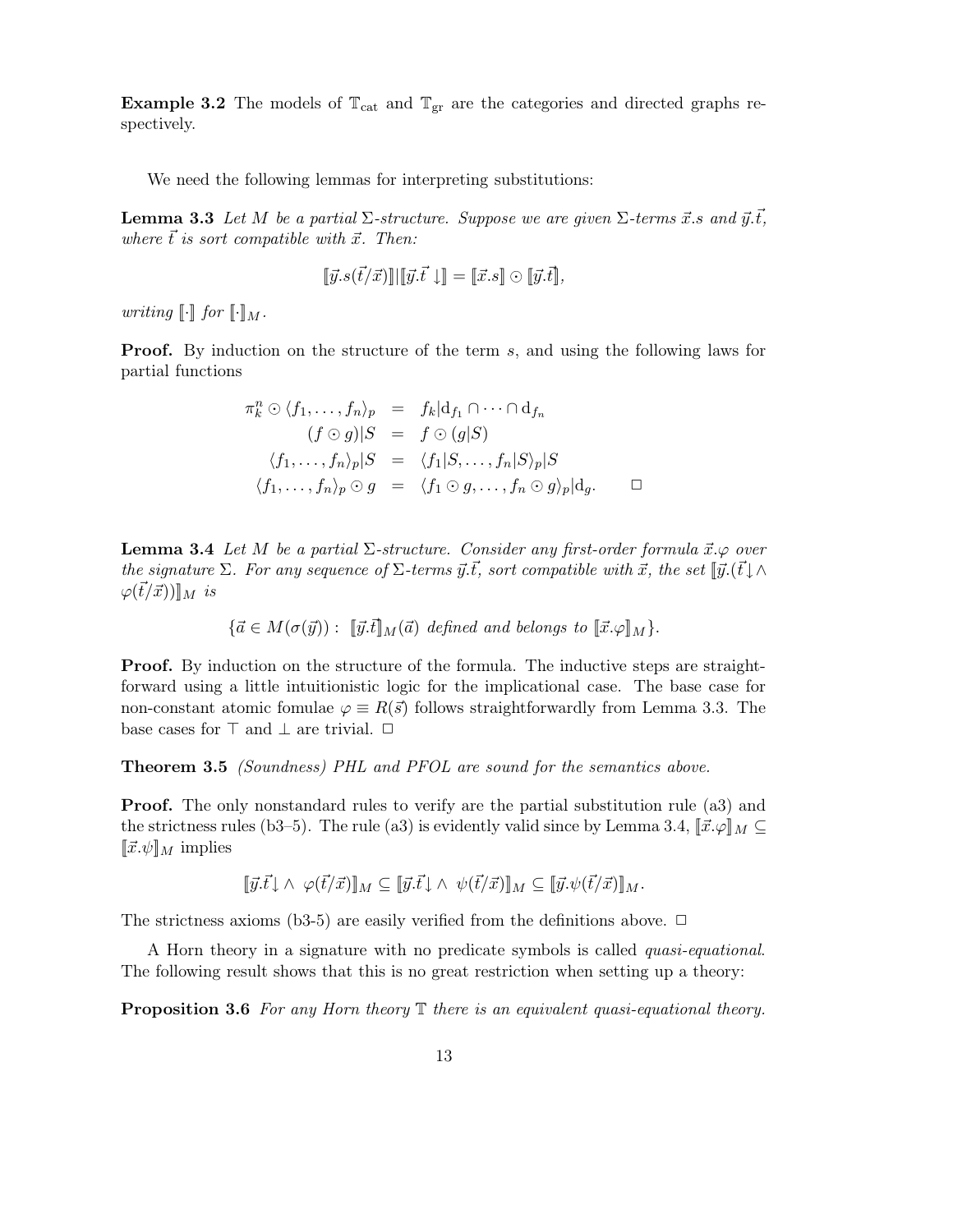**Example 3.2** The models of $\mathbb{T}_{\text{cat}}$ and $\mathbb{T}_{\text{gr}}$ are the categories and directed graphs respectively.

We need the following lemmas for interpreting substitutions:

**Lemma 3.3** *Let $M$ be a partial $\Sigma$-structure. Suppose we are given $\Sigma$-terms $\vec{x}.s$ and $\vec{y}.\vec{t}$, where $\vec{t}$ is sort compatible with $\vec{x}$. Then:*

$$[\![\vec{y}.s(\vec{t}/\vec{x})]\!]|[\![\vec{y}.\vec{t}\downarrow]\!] = [\![\vec{x}.s]\!] \odot [\![\vec{y}.\vec{t}]\!],$$

*writing $[\![\cdot]\!]$ for $[\![\cdot]\!]_M$.*

**Proof.** By induction on the structure of the term $s$, and using the following laws for partial functions

$$\begin{aligned}
\pi^n_k \odot \langle f_1, \ldots, f_n \rangle_p &= f_k|\mathrm{d}_{f_1} \cap \cdots \cap \mathrm{d}_{f_n} \\
(f \odot g)|S &= f \odot (g|S) \\
\langle f_1, \ldots, f_n \rangle_p|S &= \langle f_1|S, \ldots, f_n|S \rangle_p|S \\
\langle f_1, \ldots, f_n \rangle_p \odot g &= \langle f_1 \odot g, \ldots, f_n \odot g \rangle_p|\mathrm{d}_g. \qquad \Box
\end{aligned}$$

**Lemma 3.4** *Let $M$ be a partial $\Sigma$-structure. Consider any first-order formula $\vec{x}.\varphi$ over the signature $\Sigma$. For any sequence of $\Sigma$-terms $\vec{y}.\vec{t}$, sort compatible with $\vec{x}$, the set $[\![\vec{y}.(\vec{t}\downarrow \wedge \varphi(\vec{t}/\vec{x}))]\!]_M$ is*

$$\{\vec{a} \in M(\sigma(\vec{y})) : \ [\![\vec{y}.\vec{t}]\!]_M(\vec{a}) \text{ defined and belongs to } [\![\vec{x}.\varphi]\!]_M\}.$$

**Proof.** By induction on the structure of the formula. The inductive steps are straightforward using a little intuitionistic logic for the implicational case. The base case for non-constant atomic fomulae $\varphi \equiv R(\vec{s})$ follows straightforwardly from Lemma 3.3. The base cases for $\top$ and $\bot$ are trivial. $\Box$

**Theorem 3.5** *(Soundness) PHL and PFOL are sound for the semantics above.*

**Proof.** The only nonstandard rules to verify are the partial substitution rule (a3) and the strictness rules (b3–5). The rule (a3) is evidently valid since by Lemma 3.4, $[\![\vec{x}.\varphi]\!]_M \subseteq [\![\vec{x}.\psi]\!]_M$ implies

$$[\![\vec{y}.\vec{t}\downarrow \wedge \ \varphi(\vec{t}/\vec{x})]\!]_M \subseteq [\![\vec{y}.\vec{t}\downarrow \wedge \ \psi(\vec{t}/\vec{x})]\!]_M \subseteq [\![\vec{y}.\psi(\vec{t}/\vec{x})]\!]_M.$$

The strictness axioms (b3-5) are easily verified from the definitions above. $\Box$

A Horn theory in a signature with no predicate symbols is called *quasi-equational*. The following result shows that this is no great restriction when setting up a theory:

**Proposition 3.6** *For any Horn theory $\mathbb{T}$ there is an equivalent quasi-equational theory.*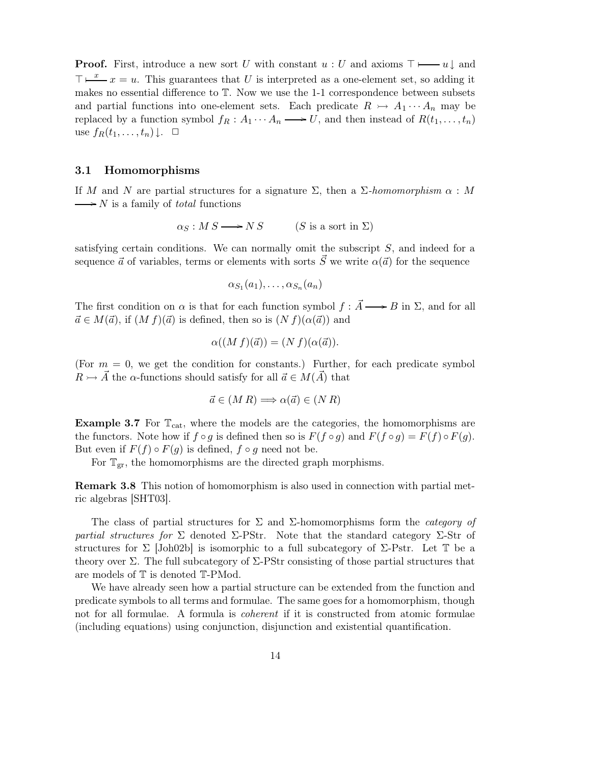**Proof.** First, introduce a new sort $U$ with constant $u : U$ and axioms $\top \vdash u\downarrow$ and $\top \vdash^{x} x = u$. This guarantees that $U$ is interpreted as a one-element set, so adding it makes no essential difference to $\mathbb{T}$. Now we use the 1-1 correspondence between subsets and partial functions into one-element sets. Each predicate $R \rightarrowtail A_1 \cdots A_n$ may be replaced by a function symbol $f_R : A_1 \cdots A_n \longrightarrow U$, and then instead of $R(t_1, \ldots, t_n)$ use $f_R(t_1, \ldots, t_n)\downarrow$. $\square$

### 3.1 Homomorphisms

If $M$ and $N$ are partial structures for a signature $\Sigma$, then a $\Sigma$-*homomorphism* $\alpha : M \longrightarrow N$ is a family of *total* functions

$$\alpha_S : M\,S \longrightarrow N\,S \qquad (S \text{ is a sort in } \Sigma)$$

satisfying certain conditions. We can normally omit the subscript $S$, and indeed for a sequence $\vec{a}$ of variables, terms or elements with sorts $\vec{S}$ we write $\alpha(\vec{a})$ for the sequence

$$\alpha_{S_1}(a_1), \ldots, \alpha_{S_n}(a_n)$$

The first condition on $\alpha$ is that for each function symbol $f : \vec{A} \longrightarrow B$ in $\Sigma$, and for all $\vec{a} \in M(\vec{a})$, if $(M\,f)(\vec{a})$ is defined, then so is $(N\,f)(\alpha(\vec{a}))$ and

$$\alpha((M\,f)(\vec{a})) = (N\,f)(\alpha(\vec{a})).$$

(For $m = 0$, we get the condition for constants.) Further, for each predicate symbol $R \rightarrowtail \vec{A}$ the $\alpha$-functions should satisfy for all $\vec{a} \in M(\vec{A})$ that

$$\vec{a} \in (M\,R) \Longrightarrow \alpha(\vec{a}) \in (N\,R)$$

**Example 3.7** For $\mathbb{T}_{\mathrm{cat}}$, where the models are the categories, the homomorphisms are the functors. Note how if $f \circ g$ is defined then so is $F(f \circ g)$ and $F(f \circ g) = F(f) \circ F(g)$. But even if $F(f) \circ F(g)$ is defined, $f \circ g$ need not be.

For $\mathbb{T}_{\mathrm{gr}}$, the homomorphisms are the directed graph morphisms.

**Remark 3.8** This notion of homomorphism is also used in connection with partial metric algebras [SHT03].

The class of partial structures for $\Sigma$ and $\Sigma$-homomorphisms form the *category of partial structures for* $\Sigma$ denoted $\Sigma$-PStr. Note that the standard category $\Sigma$-Str of structures for $\Sigma$ [Joh02b] is isomorphic to a full subcategory of $\Sigma$-Pstr. Let $\mathbb{T}$ be a theory over $\Sigma$. The full subcategory of $\Sigma$-PStr consisting of those partial structures that are models of $\mathbb{T}$ is denoted $\mathbb{T}$-PMod.

We have already seen how a partial structure can be extended from the function and predicate symbols to all terms and formulae. The same goes for a homomorphism, though not for all formulae. A formula is *coherent* if it is constructed from atomic formulae (including equations) using conjunction, disjunction and existential quantification.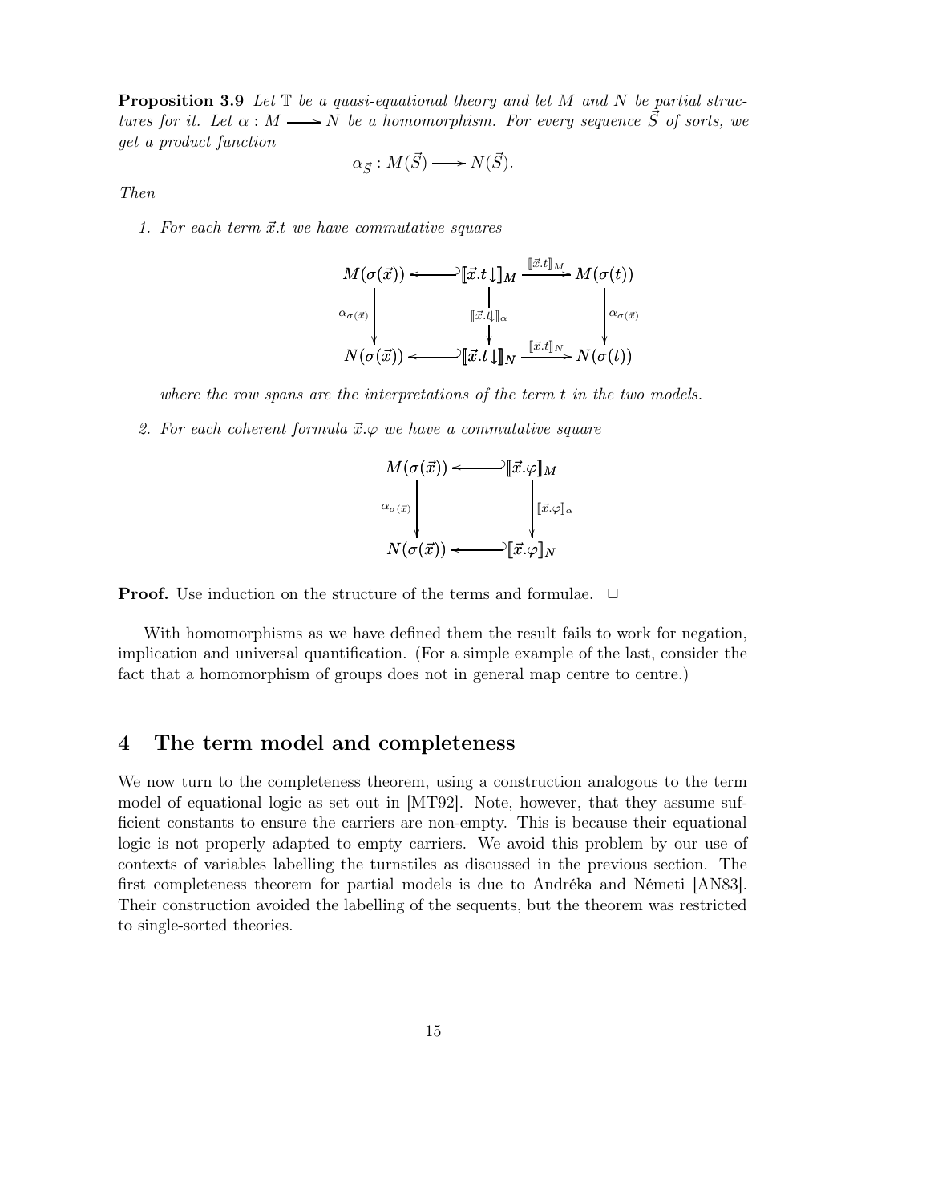**Proposition 3.9** *Let $\mathbb{T}$ be a quasi-equational theory and let $M$ and $N$ be partial structures for it. Let $\alpha : M \longrightarrow N$ be a homomorphism. For every sequence $\vec{S}$ of sorts, we get a product function*

$$\alpha_{\vec{S}} : M(\vec{S}) \longrightarrow N(\vec{S}).$$

*Then*

1. *For each term $\vec{x}.t$ we have commutative squares*

$$\begin{array}{ccccc}
M(\sigma(\vec{x})) & \hookleftarrow & [\![\vec{x}.t\downarrow]\!]_M & \xrightarrow{[\![\vec{x}.t]\!]_M} & M(\sigma(t)) \\
\downarrow{\scriptstyle \alpha_{\sigma(\vec{x})}} & & \downarrow{\scriptstyle [\![\vec{x}.t\downarrow]\!]_\alpha} & & \downarrow{\scriptstyle \alpha_{\sigma(\vec{x})}} \\
N(\sigma(\vec{x})) & \hookleftarrow & [\![\vec{x}.t\downarrow]\!]_N & \xrightarrow{[\![\vec{x}.t]\!]_N} & N(\sigma(t))
\end{array}$$

   *where the row spans are the interpretations of the term $t$ in the two models.*

2. *For each coherent formula $\vec{x}.\varphi$ we have a commutative square*

$$\begin{array}{ccc}
M(\sigma(\vec{x})) & \hookleftarrow & [\![\vec{x}.\varphi]\!]_M \\
\downarrow{\scriptstyle \alpha_{\sigma(\vec{x})}} & & \downarrow{\scriptstyle [\![\vec{x}.\varphi]\!]_\alpha} \\
N(\sigma(\vec{x})) & \hookleftarrow & [\![\vec{x}.\varphi]\!]_N
\end{array}$$

**Proof.** Use induction on the structure of the terms and formulae. $\square$

With homomorphisms as we have defined them the result fails to work for negation, implication and universal quantification. (For a simple example of the last, consider the fact that a homomorphism of groups does not in general map centre to centre.)

## 4 The term model and completeness

We now turn to the completeness theorem, using a construction analogous to the term model of equational logic as set out in [MT92]. Note, however, that they assume sufficient constants to ensure the carriers are non-empty. This is because their equational logic is not properly adapted to empty carriers. We avoid this problem by our use of contexts of variables labelling the turnstiles as discussed in the previous section. The first completeness theorem for partial models is due to Andréka and Németi [AN83]. Their construction avoided the labelling of the sequents, but the theorem was restricted to single-sorted theories.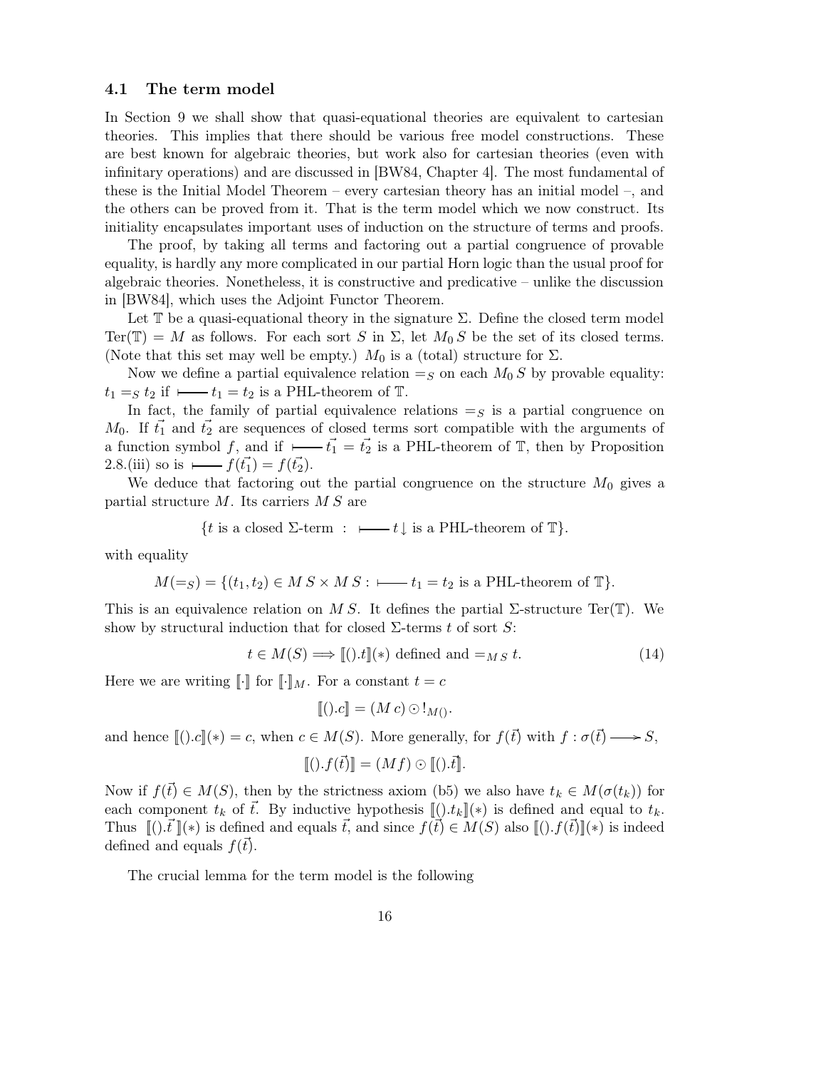### 4.1 The term model

In Section 9 we shall show that quasi-equational theories are equivalent to cartesian theories. This implies that there should be various free model constructions. These are best known for algebraic theories, but work also for cartesian theories (even with infinitary operations) and are discussed in [BW84, Chapter 4]. The most fundamental of these is the Initial Model Theorem – every cartesian theory has an initial model –, and the others can be proved from it. That is the term model which we now construct. Its initiality encapsulates important uses of induction on the structure of terms and proofs.

The proof, by taking all terms and factoring out a partial congruence of provable equality, is hardly any more complicated in our partial Horn logic than the usual proof for algebraic theories. Nonetheless, it is constructive and predicative – unlike the discussion in [BW84], which uses the Adjoint Functor Theorem.

Let $\mathbb{T}$ be a quasi-equational theory in the signature $\Sigma$. Define the closed term model $\mathrm{Ter}(\mathbb{T}) = M$ as follows. For each sort $S$ in $\Sigma$, let $M_0\, S$ be the set of its closed terms. (Note that this set may well be empty.) $M_0$ is a (total) structure for $\Sigma$.

Now we define a partial equivalence relation $=_S$ on each $M_0\, S$ by provable equality: $t_1 =_S t_2$ if $\longmapsto t_1 = t_2$ is a PHL-theorem of $\mathbb{T}$.

In fact, the family of partial equivalence relations $=_S$ is a partial congruence on $M_0$. If $\vec{t_1}$ and $\vec{t_2}$ are sequences of closed terms sort compatible with the arguments of a function symbol $f$, and if $\longmapsto \vec{t_1} = \vec{t_2}$ is a PHL-theorem of $\mathbb{T}$, then by Proposition 2.8.(iii) so is $\longmapsto f(\vec{t_1}) = f(\vec{t_2})$.

We deduce that factoring out the partial congruence on the structure $M_0$ gives a partial structure $M$. Its carriers $M\, S$ are

$$\{t \text{ is a closed } \Sigma\text{-term} \;:\; \longmapsto t\!\downarrow \text{ is a PHL-theorem of } \mathbb{T}\}.$$

with equality

$$M(=_S) = \{(t_1, t_2) \in M\, S \times M\, S : \longmapsto t_1 = t_2 \text{ is a PHL-theorem of } \mathbb{T}\}.$$

This is an equivalence relation on $M\, S$. It defines the partial $\Sigma$-structure $\mathrm{Ter}(\mathbb{T})$. We show by structural induction that for closed $\Sigma$-terms $t$ of sort $S$:

$$t \in M(S) \Longrightarrow [\![().t]\!](*) \text{ defined and } =_{M\,S} t. \tag{14}$$

Here we are writing $[\![\cdot]\!]$ for $[\![\cdot]\!]_M$. For a constant $t = c$

$$[\![().c]\!] = (M\, c) \odot !_{M()}.$$

and hence $[\![().c]\!](*) = c$, when $c \in M(S)$. More generally, for $f(\vec{t})$ with $f : \sigma(\vec{t}) \longrightarrow S$,

$$[\![().f(\vec{t})]\!] = (Mf) \odot [\![().\vec{t}]\!].$$

Now if $f(\vec{t}) \in M(S)$, then by the strictness axiom (b5) we also have $t_k \in M(\sigma(t_k))$ for each component $t_k$ of $\vec{t}$. By inductive hypothesis $[\![().t_k]\!](*)$ is defined and equal to $t_k$. Thus $[\![().\vec{t}\,]\!](*)$ is defined and equals $\vec{t}$, and since $f(\vec{t}) \in M(S)$ also $[\![().f(\vec{t})]\!](*)$ is indeed defined and equals $f(\vec{t})$.

The crucial lemma for the term model is the following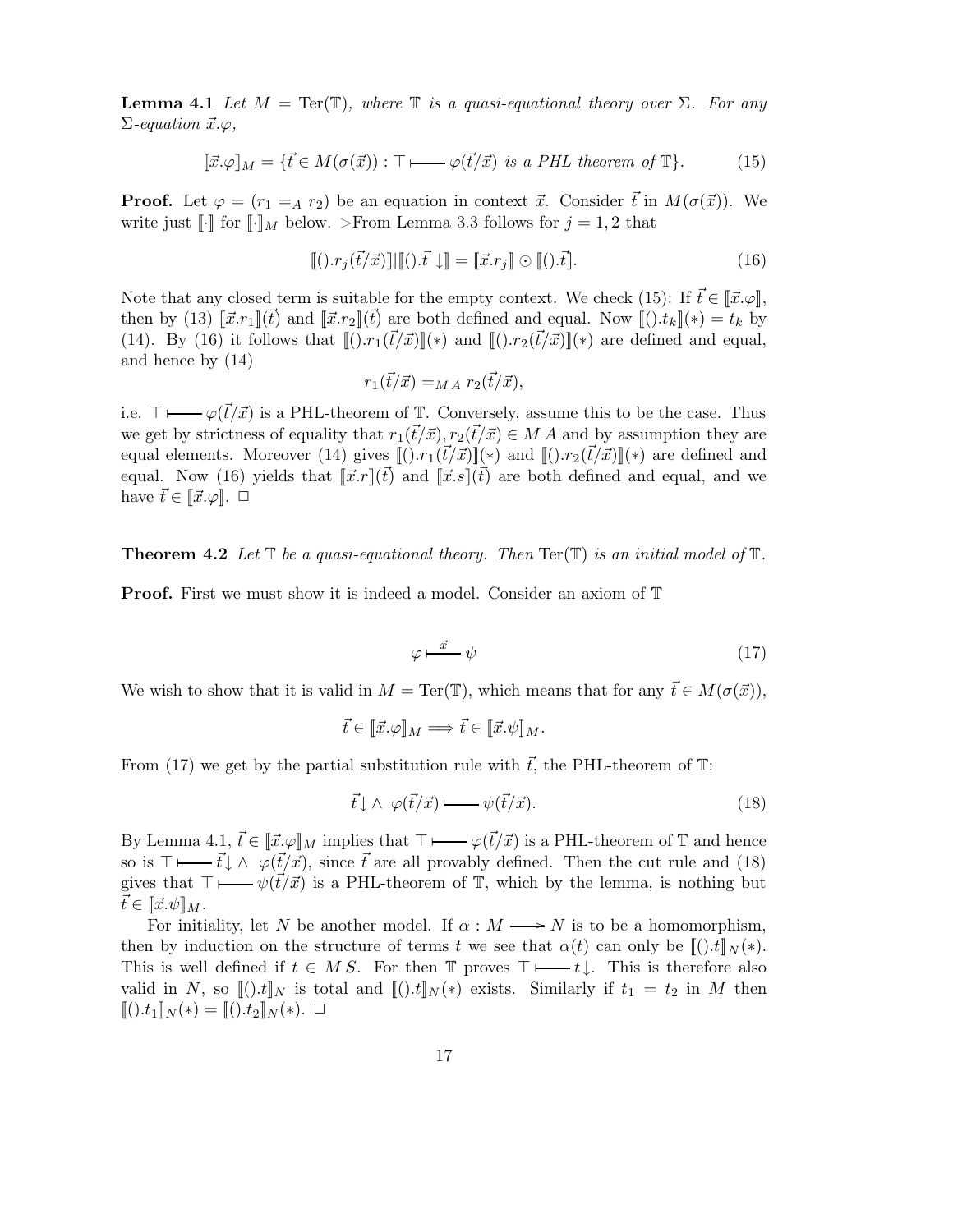**Lemma 4.1** *Let $M = \mathrm{Ter}(\mathbb{T})$, where $\mathbb{T}$ is a quasi-equational theory over $\Sigma$. For any $\Sigma$-equation $\vec{x}.\varphi$,*

$$[\![\vec{x}.\varphi]\!]_M = \{\vec{t} \in M(\sigma(\vec{x})) : \top \longmapsto \varphi(\vec{t}/\vec{x}) \text{ is a PHL-theorem of } \mathbb{T}\}. \tag{15}$$

**Proof.** Let $\varphi = (r_1 =_A r_2)$ be an equation in context $\vec{x}$. Consider $\vec{t}$ in $M(\sigma(\vec{x}))$. We write just $[\![\cdot]\!]$ for $[\![\cdot]\!]_M$ below. >From Lemma 3.3 follows for $j = 1, 2$ that

$$[\![().r_j(\vec{t}/\vec{x})]\!]|[\![().\vec{t}\downarrow]\!] = [\![\vec{x}.r_j]\!] \odot [\![().\vec{t}]\!]. \tag{16}$$

Note that any closed term is suitable for the empty context. We check (15): If $\vec{t} \in [\![\vec{x}.\varphi]\!]$, then by (13) $[\![\vec{x}.r_1]\!](\vec{t})$ and $[\![\vec{x}.r_2]\!](\vec{t})$ are both defined and equal. Now $[\![().t_k]\!](*) = t_k$ by (14). By (16) it follows that $[\![().r_1(\vec{t}/\vec{x})]\!](*)$ and $[\![().r_2(\vec{t}/\vec{x})]\!](*)$ are defined and equal, and hence by (14)

$$r_1(\vec{t}/\vec{x}) =_{M\,A} r_2(\vec{t}/\vec{x}),$$

i.e. $\top \longmapsto \varphi(\vec{t}/\vec{x})$ is a PHL-theorem of $\mathbb{T}$. Conversely, assume this to be the case. Thus we get by strictness of equality that $r_1(\vec{t}/\vec{x}), r_2(\vec{t}/\vec{x}) \in M\,A$ and by assumption they are equal elements. Moreover (14) gives $[\![().r_1(\vec{t}/\vec{x})]\!](*)$ and $[\![().r_2(\vec{t}/\vec{x})]\!](*)$ are defined and equal. Now (16) yields that $[\![\vec{x}.r]\!](\vec{t})$ and $[\![\vec{x}.s]\!](\vec{t})$ are both defined and equal, and we have $\vec{t} \in [\![\vec{x}.\varphi]\!]$. $\Box$

**Theorem 4.2** *Let $\mathbb{T}$ be a quasi-equational theory. Then $\mathrm{Ter}(\mathbb{T})$ is an initial model of $\mathbb{T}$.*

**Proof.** First we must show it is indeed a model. Consider an axiom of $\mathbb{T}$

$$\varphi \overset{\vec{x}}{\longmapsto} \psi \tag{17}$$

We wish to show that it is valid in $M = \mathrm{Ter}(\mathbb{T})$, which means that for any $\vec{t} \in M(\sigma(\vec{x}))$,

$$\vec{t} \in [\![\vec{x}.\varphi]\!]_M \Longrightarrow \vec{t} \in [\![\vec{x}.\psi]\!]_M.$$

From (17) we get by the partial substitution rule with $\vec{t}$, the PHL-theorem of $\mathbb{T}$:

$$\vec{t}\downarrow \wedge\ \varphi(\vec{t}/\vec{x}) \longmapsto \psi(\vec{t}/\vec{x}). \tag{18}$$

By Lemma 4.1, $\vec{t} \in [\![\vec{x}.\varphi]\!]_M$ implies that $\top \longmapsto \varphi(\vec{t}/\vec{x})$ is a PHL-theorem of $\mathbb{T}$ and hence so is $\top \longmapsto \vec{t}\downarrow \wedge\ \varphi(\vec{t}/\vec{x})$, since $\vec{t}$ are all provably defined. Then the cut rule and (18) gives that $\top \longmapsto \psi(\vec{t}/\vec{x})$ is a PHL-theorem of $\mathbb{T}$, which by the lemma, is nothing but $\vec{t} \in [\![\vec{x}.\psi]\!]_M$.

For initiality, let $N$ be another model. If $\alpha : M \longrightarrow N$ is to be a homomorphism, then by induction on the structure of terms $t$ we see that $\alpha(t)$ can only be $[\![().t]\!]_N(*)$. This is well defined if $t \in M\,S$. For then $\mathbb{T}$ proves $\top \longmapsto t\downarrow$. This is therefore also valid in $N$, so $[\![().t]\!]_N$ is total and $[\![().t]\!]_N(*)$ exists. Similarly if $t_1 = t_2$ in $M$ then $[\![().t_1]\!]_N(*) = [\![().t_2]\!]_N(*)$. $\Box$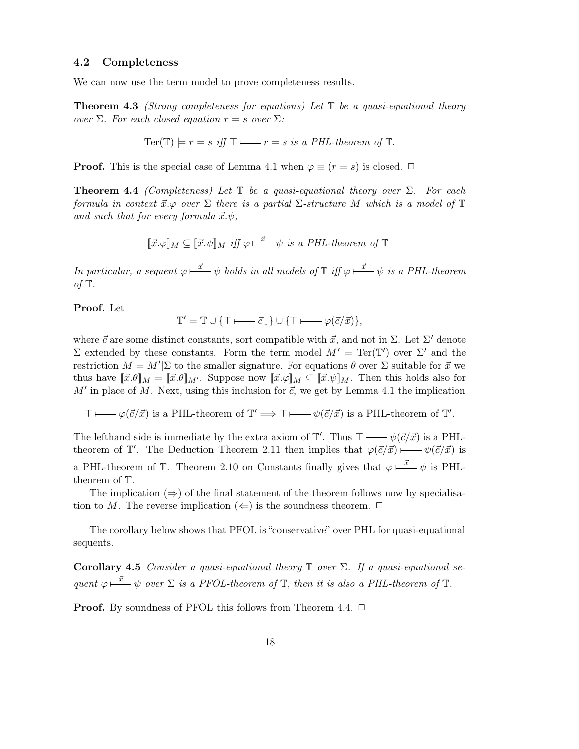### 4.2 Completeness

We can now use the term model to prove completeness results.

**Theorem 4.3** *(Strong completeness for equations) Let $\mathbb{T}$ be a quasi-equational theory over $\Sigma$. For each closed equation $r = s$ over $\Sigma$:*

$$\mathrm{Ter}(\mathbb{T}) \models r = s \textit{ iff } \top \vdash r = s \textit{ is a PHL-theorem of } \mathbb{T}.$$

**Proof.** This is the special case of Lemma 4.1 when $\varphi \equiv (r = s)$ is closed. □

**Theorem 4.4** *(Completeness) Let $\mathbb{T}$ be a quasi-equational theory over $\Sigma$. For each formula in context $\vec{x}.\varphi$ over $\Sigma$ there is a partial $\Sigma$-structure $M$ which is a model of $\mathbb{T}$ and such that for every formula $\vec{x}.\psi$,*

$$[\![\vec{x}.\varphi]\!]_M \subseteq [\![\vec{x}.\psi]\!]_M \textit{ iff } \varphi \vdash^{\vec{x}} \psi \textit{ is a PHL-theorem of } \mathbb{T}$$

*In particular, a sequent $\varphi \vdash^{\vec{x}} \psi$ holds in all models of $\mathbb{T}$ iff $\varphi \vdash^{\vec{x}} \psi$ is a PHL-theorem of $\mathbb{T}$.*

**Proof.** Let

$$\mathbb{T}' = \mathbb{T} \cup \{\top \vdash \vec{c}\downarrow\} \cup \{\top \vdash \varphi(\vec{c}/\vec{x})\},$$

where $\vec{c}$ are some distinct constants, sort compatible with $\vec{x}$, and not in $\Sigma$. Let $\Sigma'$ denote $\Sigma$ extended by these constants. Form the term model $M' = \mathrm{Ter}(\mathbb{T}')$ over $\Sigma'$ and the restriction $M = M'|\Sigma$ to the smaller signature. For equations $\theta$ over $\Sigma$ suitable for $\vec{x}$ we thus have $[\![\vec{x}.\theta]\!]_M = [\![\vec{x}.\theta]\!]_{M'}$. Suppose now $[\![\vec{x}.\varphi]\!]_M \subseteq [\![\vec{x}.\psi]\!]_M$. Then this holds also for $M'$ in place of $M$. Next, using this inclusion for $\vec{c}$, we get by Lemma 4.1 the implication

$$\top \vdash \varphi(\vec{c}/\vec{x}) \text{ is a PHL-theorem of } \mathbb{T}' \Longrightarrow \top \vdash \psi(\vec{c}/\vec{x}) \text{ is a PHL-theorem of } \mathbb{T}'.$$

The lefthand side is immediate by the extra axiom of $\mathbb{T}'$. Thus $\top \vdash \psi(\vec{c}/\vec{x})$ is a PHL-theorem of $\mathbb{T}'$. The Deduction Theorem 2.11 then implies that $\varphi(\vec{c}/\vec{x}) \vdash \psi(\vec{c}/\vec{x})$ is a PHL-theorem of $\mathbb{T}$. Theorem 2.10 on Constants finally gives that $\varphi \vdash^{\vec{x}} \psi$ is PHL-theorem of $\mathbb{T}$.

The implication ($\Rightarrow$) of the final statement of the theorem follows now by specialisation to $M$. The reverse implication ($\Leftarrow$) is the soundness theorem. □

The corollary below shows that PFOL is "conservative" over PHL for quasi-equational sequents.

**Corollary 4.5** *Consider a quasi-equational theory $\mathbb{T}$ over $\Sigma$. If a quasi-equational sequent $\varphi \vdash^{\vec{x}} \psi$ over $\Sigma$ is a PFOL-theorem of $\mathbb{T}$, then it is also a PHL-theorem of $\mathbb{T}$.*

**Proof.** By soundness of PFOL this follows from Theorem 4.4. □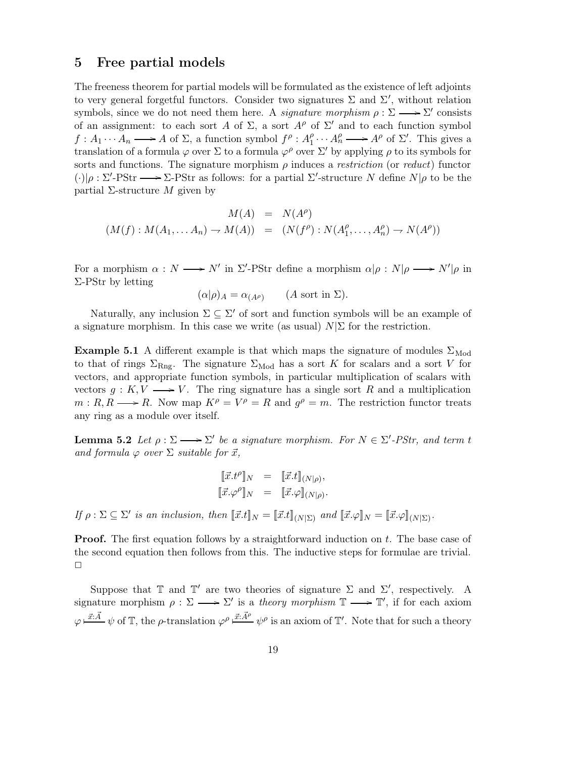## 5 Free partial models

The freeness theorem for partial models will be formulated as the existence of left adjoints to very general forgetful functors. Consider two signatures $\Sigma$ and $\Sigma'$, without relation symbols, since we do not need them here. A *signature morphism* $\rho : \Sigma \longrightarrow \Sigma'$ consists of an assignment: to each sort $A$ of $\Sigma$, a sort $A^\rho$ of $\Sigma'$ and to each function symbol $f : A_1 \cdots A_n \longrightarrow A$ of $\Sigma$, a function symbol $f^\rho : A_1^\rho \cdots A_n^\rho \longrightarrow A^\rho$ of $\Sigma'$. This gives a translation of a formula $\varphi$ over $\Sigma$ to a formula $\varphi^\rho$ over $\Sigma'$ by applying $\rho$ to its symbols for sorts and functions. The signature morphism $\rho$ induces a *restriction* (or *reduct*) functor $(\cdot)|\rho : \Sigma'\text{-PStr} \longrightarrow \Sigma\text{-PStr}$ as follows: for a partial $\Sigma'$-structure $N$ define $N|\rho$ to be the partial $\Sigma$-structure $M$ given by

$$
\begin{aligned}
M(A) &= N(A^\rho) \\
(M(f) : M(A_1, \ldots A_n) \rightharpoonup M(A)) &= (N(f^\rho) : N(A_1^\rho, \ldots, A_n^\rho) \rightharpoonup N(A^\rho))
\end{aligned}
$$

For a morphism $\alpha : N \longrightarrow N'$ in $\Sigma'$-PStr define a morphism $\alpha|\rho : N|\rho \longrightarrow N'|\rho$ in $\Sigma$-PStr by letting

$$
(\alpha|\rho)_A = \alpha_{(A^\rho)} \qquad (A \text{ sort in } \Sigma).
$$

Naturally, any inclusion $\Sigma \subseteq \Sigma'$ of sort and function symbols will be an example of a signature morphism. In this case we write (as usual) $N|\Sigma$ for the restriction.

**Example 5.1** A different example is that which maps the signature of modules $\Sigma_{\text{Mod}}$ to that of rings $\Sigma_{\text{Rng}}$. The signature $\Sigma_{\text{Mod}}$ has a sort $K$ for scalars and a sort $V$ for vectors, and appropriate function symbols, in particular multiplication of scalars with vectors $g : K, V \longrightarrow V$. The ring signature has a single sort $R$ and a multiplication $m : R, R \longrightarrow R$. Now map $K^\rho = V^\rho = R$ and $g^\rho = m$. The restriction functor treats any ring as a module over itself.

**Lemma 5.2** *Let $\rho : \Sigma \longrightarrow \Sigma'$ be a signature morphism. For $N \in \Sigma'$-PStr, and term $t$ and formula $\varphi$ over $\Sigma$ suitable for $\vec{x}$,*

$$
\begin{aligned}
[\![\vec{x}.t^\rho]\!]_N &= [\![\vec{x}.t]\!]_{(N|\rho)}, \\
[\![\vec{x}.\varphi^\rho]\!]_N &= [\![\vec{x}.\varphi]\!]_{(N|\rho)}.
\end{aligned}
$$

*If $\rho : \Sigma \subseteq \Sigma'$ is an inclusion, then $[\![\vec{x}.t]\!]_N = [\![\vec{x}.t]\!]_{(N|\Sigma)}$ and $[\![\vec{x}.\varphi]\!]_N = [\![\vec{x}.\varphi]\!]_{(N|\Sigma)}$.*

**Proof.** The first equation follows by a straightforward induction on $t$. The base case of the second equation then follows from this. The inductive steps for formulae are trivial. $\square$

Suppose that $\mathbb{T}$ and $\mathbb{T}'$ are two theories of signature $\Sigma$ and $\Sigma'$, respectively. A signature morphism $\rho : \Sigma \longrightarrow \Sigma'$ is a *theory morphism* $\mathbb{T} \longrightarrow \mathbb{T}'$, if for each axiom $\varphi \xmapsto{\vec{x}:\vec{A}} \psi$ of $\mathbb{T}$, the $\rho$-translation $\varphi^\rho \xmapsto{\vec{x}:\vec{A}^\rho} \psi^\rho$ is an axiom of $\mathbb{T}'$. Note that for such a theory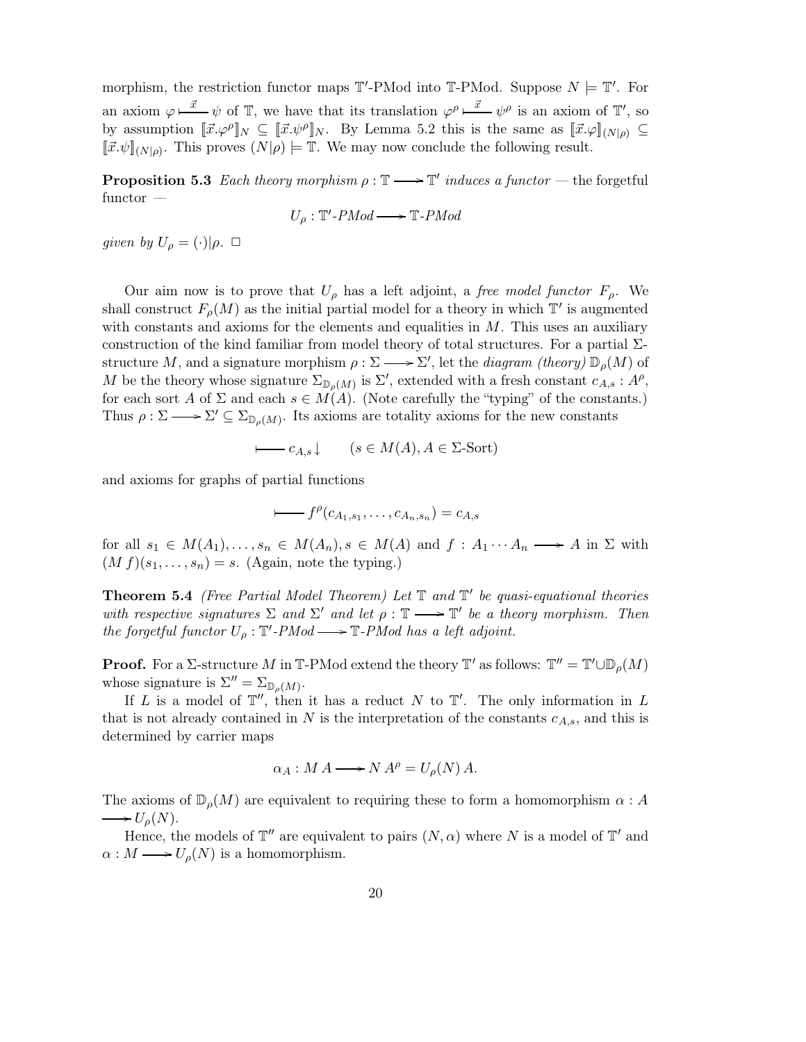morphism, the restriction functor maps $\mathbb{T}'$-PMod into $\mathbb{T}$-PMod. Suppose $N \models \mathbb{T}'$. For an axiom $\varphi \overset{\vec{x}}{\longmapsto} \psi$ of $\mathbb{T}$, we have that its translation $\varphi^\rho \overset{\vec{x}}{\longmapsto} \psi^\rho$ is an axiom of $\mathbb{T}'$, so by assumption $[\![\vec{x}.\varphi^\rho]\!]_N \subseteq [\![\vec{x}.\psi^\rho]\!]_N$. By Lemma 5.2 this is the same as $[\![\vec{x}.\varphi]\!]_{(N|\rho)} \subseteq [\![\vec{x}.\psi]\!]_{(N|\rho)}$. This proves $(N|\rho) \models \mathbb{T}$. We may now conclude the following result.

**Proposition 5.3** *Each theory morphism $\rho : \mathbb{T} \longrightarrow \mathbb{T}'$ induces a functor* — the forgetful functor —

$$U_\rho : \mathbb{T}'\text{-}PMod \longrightarrow \mathbb{T}\text{-}PMod$$

*given by $U_\rho = (\cdot)|\rho$.* $\square$

Our aim now is to prove that $U_\rho$ has a left adjoint, a *free model functor* $F_\rho$. We shall construct $F_\rho(M)$ as the initial partial model for a theory in which $\mathbb{T}'$ is augmented with constants and axioms for the elements and equalities in $M$. This uses an auxiliary construction of the kind familiar from model theory of total structures. For a partial $\Sigma$-structure $M$, and a signature morphism $\rho : \Sigma \longrightarrow \Sigma'$, let the *diagram (theory)* $\mathbb{D}_\rho(M)$ of $M$ be the theory whose signature $\Sigma_{\mathbb{D}_\rho(M)}$ is $\Sigma'$, extended with a fresh constant $c_{A,s} : A^\rho$, for each sort $A$ of $\Sigma$ and each $s \in M(A)$. (Note carefully the "typing" of the constants.) Thus $\rho : \Sigma \longrightarrow \Sigma' \subseteq \Sigma_{\mathbb{D}_\rho(M)}$. Its axioms are totality axioms for the new constants

$$\longmapsto c_{A,s}\downarrow \qquad (s \in M(A), A \in \Sigma\text{-Sort})$$

and axioms for graphs of partial functions

$$\longmapsto f^\rho(c_{A_1,s_1}, \ldots, c_{A_n,s_n}) = c_{A,s}$$

for all $s_1 \in M(A_1), \ldots, s_n \in M(A_n), s \in M(A)$ and $f : A_1 \cdots A_n \longrightarrow A$ in $\Sigma$ with $(M\, f)(s_1, \ldots, s_n) = s$. (Again, note the typing.)

**Theorem 5.4** *(Free Partial Model Theorem) Let $\mathbb{T}$ and $\mathbb{T}'$ be quasi-equational theories with respective signatures $\Sigma$ and $\Sigma'$ and let $\rho : \mathbb{T} \longrightarrow \mathbb{T}'$ be a theory morphism. Then the forgetful functor $U_\rho : \mathbb{T}'\text{-}PMod \longrightarrow \mathbb{T}\text{-}PMod$ has a left adjoint.*

**Proof.** For a $\Sigma$-structure $M$ in $\mathbb{T}$-PMod extend the theory $\mathbb{T}'$ as follows: $\mathbb{T}'' = \mathbb{T}' \cup \mathbb{D}_\rho(M)$ whose signature is $\Sigma'' = \Sigma_{\mathbb{D}_\rho(M)}$.

If $L$ is a model of $\mathbb{T}''$, then it has a reduct $N$ to $\mathbb{T}'$. The only information in $L$ that is not already contained in $N$ is the interpretation of the constants $c_{A,s}$, and this is determined by carrier maps

$$\alpha_A : M\, A \longrightarrow N\, A^\rho = U_\rho(N)\, A.$$

The axioms of $\mathbb{D}_\rho(M)$ are equivalent to requiring these to form a homomorphism $\alpha : A \longrightarrow U_\rho(N)$.

Hence, the models of $\mathbb{T}''$ are equivalent to pairs $(N, \alpha)$ where $N$ is a model of $\mathbb{T}'$ and $\alpha : M \longrightarrow U_\rho(N)$ is a homomorphism.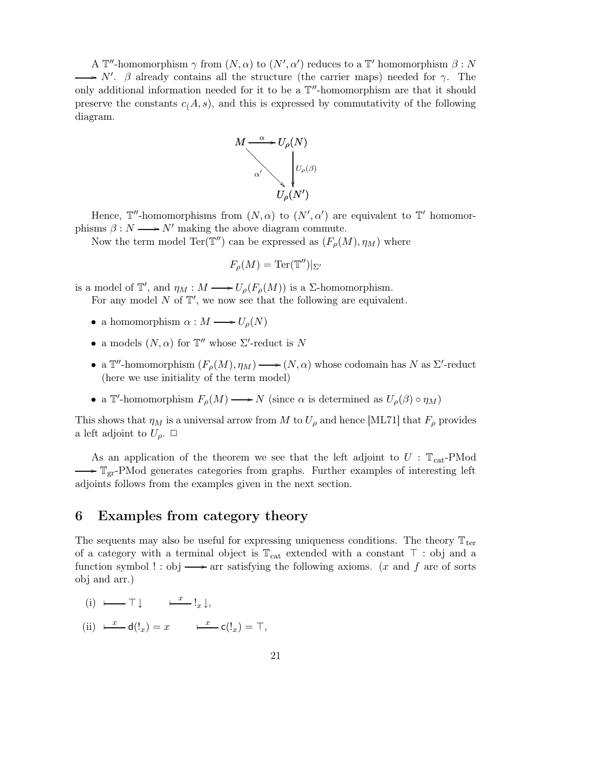A $\mathbb{T}''$-homomorphism $\gamma$ from $(N, \alpha)$ to $(N', \alpha')$ reduces to a $\mathbb{T}'$ homomorphism $\beta : N \longrightarrow N'$. $\beta$ already contains all the structure (the carrier maps) needed for $\gamma$. The only additional information needed for it to be a $\mathbb{T}''$-homomorphism are that it should preserve the constants $c_(A, s)$, and this is expressed by commutativity of the following diagram.

$$
\begin{array}{ccc}
M & \xrightarrow{\alpha} & U_\rho(N) \\
& \searrow^{\alpha'} & \downarrow U_\rho(\beta) \\
& & U_\rho(N')
\end{array}
$$

Hence, $\mathbb{T}''$-homomorphisms from $(N, \alpha)$ to $(N', \alpha')$ are equivalent to $\mathbb{T}'$ homomorphisms $\beta : N \longrightarrow N'$ making the above diagram commute.

Now the term model $\mathrm{Ter}(\mathbb{T}'')$ can be expressed as $(F_\rho(M), \eta_M)$ where

$$F_\rho(M) = \mathrm{Ter}(\mathbb{T}'')|_{\Sigma'}$$

is a model of $\mathbb{T}'$, and $\eta_M : M \longrightarrow U_\rho(F_\rho(M))$ is a $\Sigma$-homomorphism.

For any model $N$ of $\mathbb{T}'$, we now see that the following are equivalent.

- a homomorphism $\alpha : M \longrightarrow U_\rho(N)$
- a models $(N, \alpha)$ for $\mathbb{T}''$ whose $\Sigma'$-reduct is $N$
- a $\mathbb{T}''$-homomorphism $(F_\rho(M), \eta_M) \longrightarrow (N, \alpha)$ whose codomain has $N$ as $\Sigma'$-reduct (here we use initiality of the term model)
- a $\mathbb{T}'$-homomorphism $F_\rho(M) \longrightarrow N$ (since $\alpha$ is determined as $U_\rho(\beta) \circ \eta_M$)

This shows that $\eta_M$ is a universal arrow from $M$ to $U_\rho$ and hence [ML71] that $F_\rho$ provides a left adjoint to $U_\rho$. $\square$

As an application of the theorem we see that the left adjoint to $U : \mathbb{T}_{\mathrm{cat}}\text{-PMod} \longrightarrow \mathbb{T}_{\mathrm{gr}}\text{-PMod}$ generates categories from graphs. Further examples of interesting left adjoints follows from the examples given in the next section.

## 6 Examples from category theory

The sequents may also be useful for expressing uniqueness conditions. The theory $\mathbb{T}_{\mathrm{ter}}$ of a category with a terminal object is $\mathbb{T}_{\mathrm{cat}}$ extended with a constant $\top : \mathrm{obj}$ and a function symbol $! : \mathrm{obj} \longrightarrow \mathrm{arr}$ satisfying the following axioms. ($x$ and $f$ are of sorts obj and arr.)

(i) $\vdash \top\downarrow \qquad \vdash^{x} !_x\downarrow,$

(ii) $\vdash^{x} \mathsf{d}(!_x) = x \qquad \vdash^{x} \mathsf{c}(!_x) = \top,$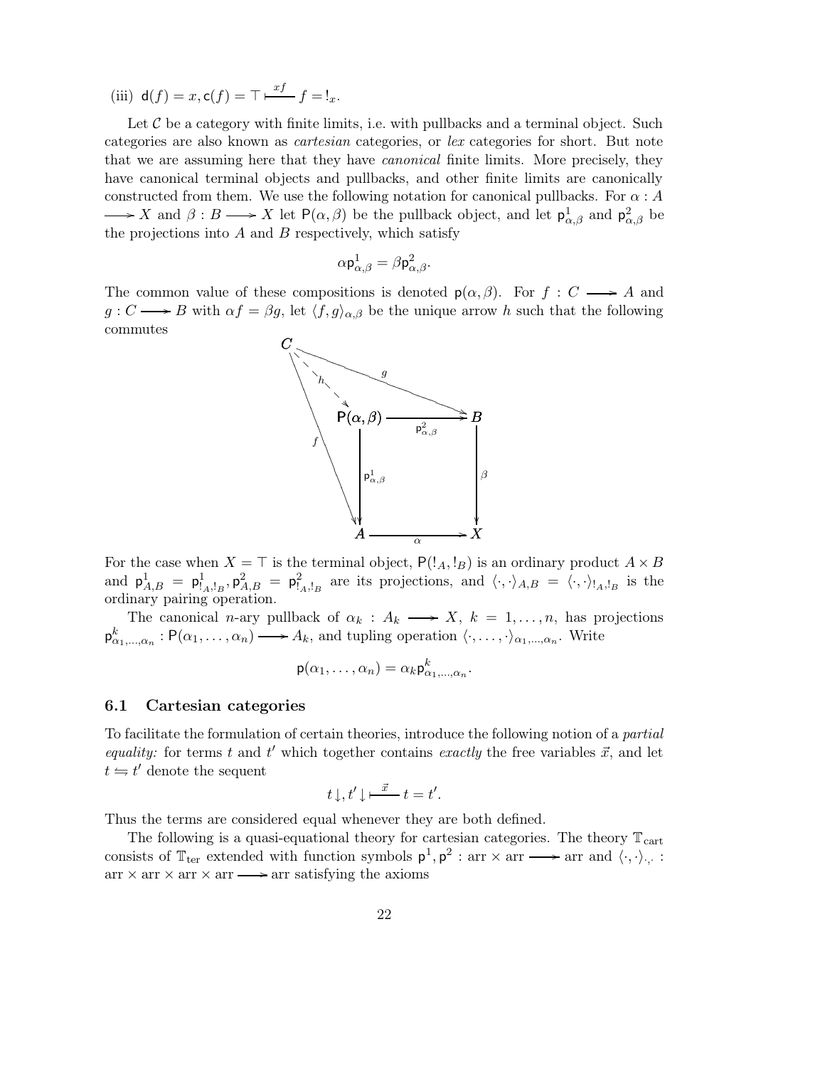(iii) $\mathsf{d}(f) = x, \mathsf{c}(f) = \top \xrightarrow{xf} f = !_x$.

Let $\mathcal{C}$ be a category with finite limits, i.e. with pullbacks and a terminal object. Such categories are also known as *cartesian* categories, or *lex* categories for short. But note that we are assuming here that they have *canonical* finite limits. More precisely, they have canonical terminal objects and pullbacks, and other finite limits are canonically constructed from them. We use the following notation for canonical pullbacks. For $\alpha : A \longrightarrow X$ and $\beta : B \longrightarrow X$ let $\mathsf{P}(\alpha, \beta)$ be the pullback object, and let $\mathsf{p}^1_{\alpha,\beta}$ and $\mathsf{p}^2_{\alpha,\beta}$ be the projections into $A$ and $B$ respectively, which satisfy

$$\alpha \mathsf{p}^1_{\alpha,\beta} = \beta \mathsf{p}^2_{\alpha,\beta}.$$

The common value of these compositions is denoted $\mathsf{p}(\alpha, \beta)$. For $f : C \longrightarrow A$ and $g : C \longrightarrow B$ with $\alpha f = \beta g$, let $\langle f, g\rangle_{\alpha,\beta}$ be the unique arrow $h$ such that the following commutes

$$\begin{array}{ccc}
C & \xrightarrow{\quad g \quad} & B \\
 & \searrow^{h} & \\
 & \mathsf{P}(\alpha,\beta) \xrightarrow{\mathsf{p}^2_{\alpha,\beta}} & B \\
f \downarrow & \downarrow \mathsf{p}^1_{\alpha,\beta} & \downarrow \beta \\
A & = A \xrightarrow{\quad \alpha \quad} & X
\end{array}$$

For the case when $X = \top$ is the terminal object, $\mathsf{P}(!_A, !_B)$ is an ordinary product $A \times B$ and $\mathsf{p}^1_{A,B} = \mathsf{p}^1_{!_A,!_B}, \mathsf{p}^2_{A,B} = \mathsf{p}^2_{!_A,!_B}$ are its projections, and $\langle\cdot,\cdot\rangle_{A,B} = \langle\cdot,\cdot\rangle_{!_A,!_B}$ is the ordinary pairing operation.

The canonical $n$-ary pullback of $\alpha_k : A_k \longrightarrow X$, $k = 1, \ldots, n$, has projections $\mathsf{p}^k_{\alpha_1,\ldots,\alpha_n} : \mathsf{P}(\alpha_1, \ldots, \alpha_n) \longrightarrow A_k$, and tupling operation $\langle\cdot, \ldots, \cdot\rangle_{\alpha_1,\ldots,\alpha_n}$. Write

$$\mathsf{p}(\alpha_1, \ldots, \alpha_n) = \alpha_k \mathsf{p}^k_{\alpha_1,\ldots,\alpha_n}.$$

### 6.1 Cartesian categories

To facilitate the formulation of certain theories, introduce the following notion of a *partial equality:* for terms $t$ and $t'$ which together contains *exactly* the free variables $\vec{x}$, and let $t \fallingdotseq t'$ denote the sequent

$$t\!\downarrow, t'\!\downarrow \xrightarrow{\;\vec{x}\;} t = t'.$$

Thus the terms are considered equal whenever they are both defined.

The following is a quasi-equational theory for cartesian categories. The theory $\mathbb{T}_{\text{cart}}$ consists of $\mathbb{T}_{\text{ter}}$ extended with function symbols $\mathsf{p}^1, \mathsf{p}^2 : \text{arr} \times \text{arr} \longrightarrow \text{arr}$ and $\langle\cdot,\cdot\rangle_{\cdot,\cdot} : \text{arr} \times \text{arr} \times \text{arr} \times \text{arr} \longrightarrow \text{arr}$ satisfying the axioms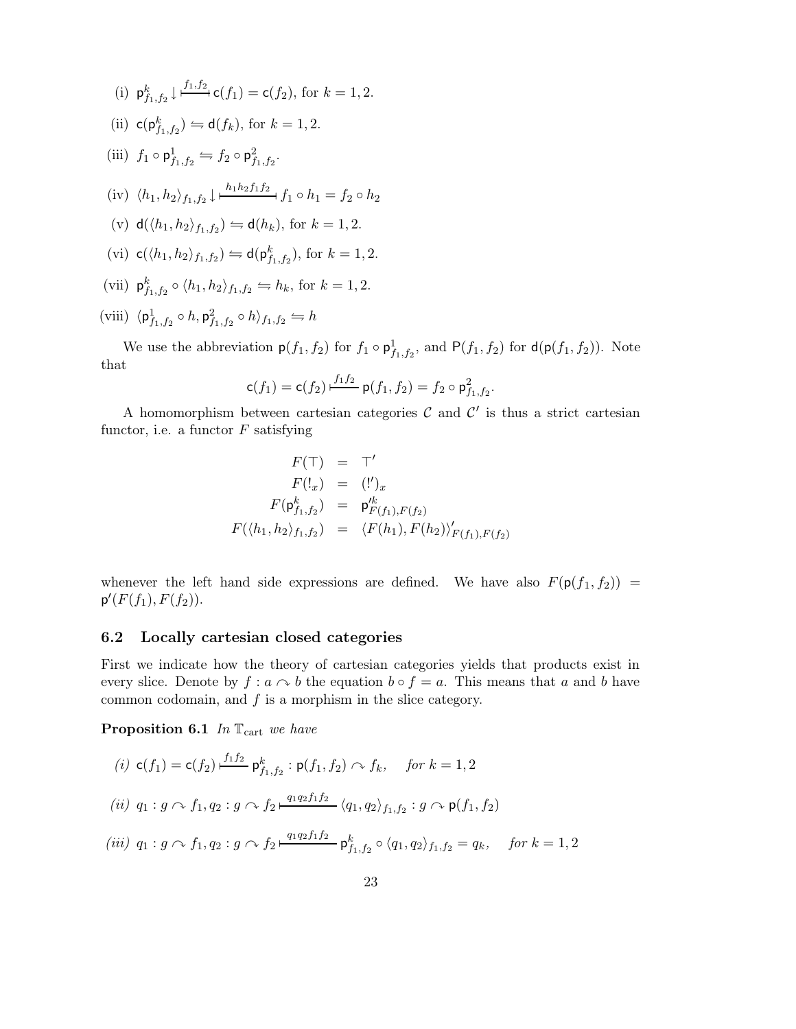(i) $\mathsf{p}^k_{f_1,f_2}\downarrow \overset{f_1,f_2}{\longmapsto} \mathsf{c}(f_1) = \mathsf{c}(f_2)$, for $k = 1, 2$.

(ii) $\mathsf{c}(\mathsf{p}^k_{f_1,f_2}) \leftrightharpoons \mathsf{d}(f_k)$, for $k = 1, 2$.

(iii) $f_1 \circ \mathsf{p}^1_{f_1,f_2} \leftrightharpoons f_2 \circ \mathsf{p}^2_{f_1,f_2}$.

(iv) $\langle h_1, h_2\rangle_{f_1,f_2}\downarrow \overset{h_1 h_2 f_1 f_2}{\longmapsto} f_1 \circ h_1 = f_2 \circ h_2$

(v) $\mathsf{d}(\langle h_1, h_2\rangle_{f_1,f_2}) \leftrightharpoons \mathsf{d}(h_k)$, for $k = 1, 2$.

(vi) $\mathsf{c}(\langle h_1, h_2\rangle_{f_1,f_2}) \leftrightharpoons \mathsf{d}(\mathsf{p}^k_{f_1,f_2})$, for $k = 1, 2$.

(vii) $\mathsf{p}^k_{f_1,f_2} \circ \langle h_1, h_2\rangle_{f_1,f_2} \leftrightharpoons h_k$, for $k = 1, 2$.

(viii) $\langle \mathsf{p}^1_{f_1,f_2} \circ h, \mathsf{p}^2_{f_1,f_2} \circ h\rangle_{f_1,f_2} \leftrightharpoons h$

We use the abbreviation $\mathsf{p}(f_1, f_2)$ for $f_1 \circ \mathsf{p}^1_{f_1,f_2}$, and $\mathsf{P}(f_1, f_2)$ for $\mathsf{d}(\mathsf{p}(f_1, f_2))$. Note that

$$\mathsf{c}(f_1) = \mathsf{c}(f_2) \overset{f_1 f_2}{\longmapsto} \mathsf{p}(f_1, f_2) = f_2 \circ \mathsf{p}^2_{f_1,f_2}.$$

A homomorphism between cartesian categories $\mathcal{C}$ and $\mathcal{C}'$ is thus a strict cartesian functor, i.e. a functor $F$ satisfying

$$\begin{aligned}
F(\top) &= \top' \\
F(!_x) &= (!')_x \\
F(\mathsf{p}^k_{f_1,f_2}) &= \mathsf{p}'^k_{F(f_1),F(f_2)} \\
F(\langle h_1, h_2\rangle_{f_1,f_2}) &= \langle F(h_1), F(h_2)\rangle'_{F(f_1),F(f_2)}
\end{aligned}$$

whenever the left hand side expressions are defined. We have also $F(\mathsf{p}(f_1, f_2)) = \mathsf{p}'(F(f_1), F(f_2))$.

### 6.2 Locally cartesian closed categories

First we indicate how the theory of cartesian categories yields that products exist in every slice. Denote by $f : a \curvearrowright b$ the equation $b \circ f = a$. This means that $a$ and $b$ have common codomain, and $f$ is a morphism in the slice category.

**Proposition 6.1** *In $\mathbb{T}_{\mathrm{cart}}$ we have*

*(i)* $\mathsf{c}(f_1) = \mathsf{c}(f_2) \overset{f_1 f_2}{\longmapsto} \mathsf{p}^k_{f_1,f_2} : \mathsf{p}(f_1, f_2) \curvearrowright f_k$, *for* $k = 1, 2$

*(ii)* $q_1 : g \curvearrowright f_1, q_2 : g \curvearrowright f_2 \overset{q_1 q_2 f_1 f_2}{\longmapsto} \langle q_1, q_2\rangle_{f_1,f_2} : g \curvearrowright \mathsf{p}(f_1, f_2)$

*(iii)* $q_1 : g \curvearrowright f_1, q_2 : g \curvearrowright f_2 \overset{q_1 q_2 f_1 f_2}{\longmapsto} \mathsf{p}^k_{f_1,f_2} \circ \langle q_1, q_2\rangle_{f_1,f_2} = q_k$, *for* $k = 1, 2$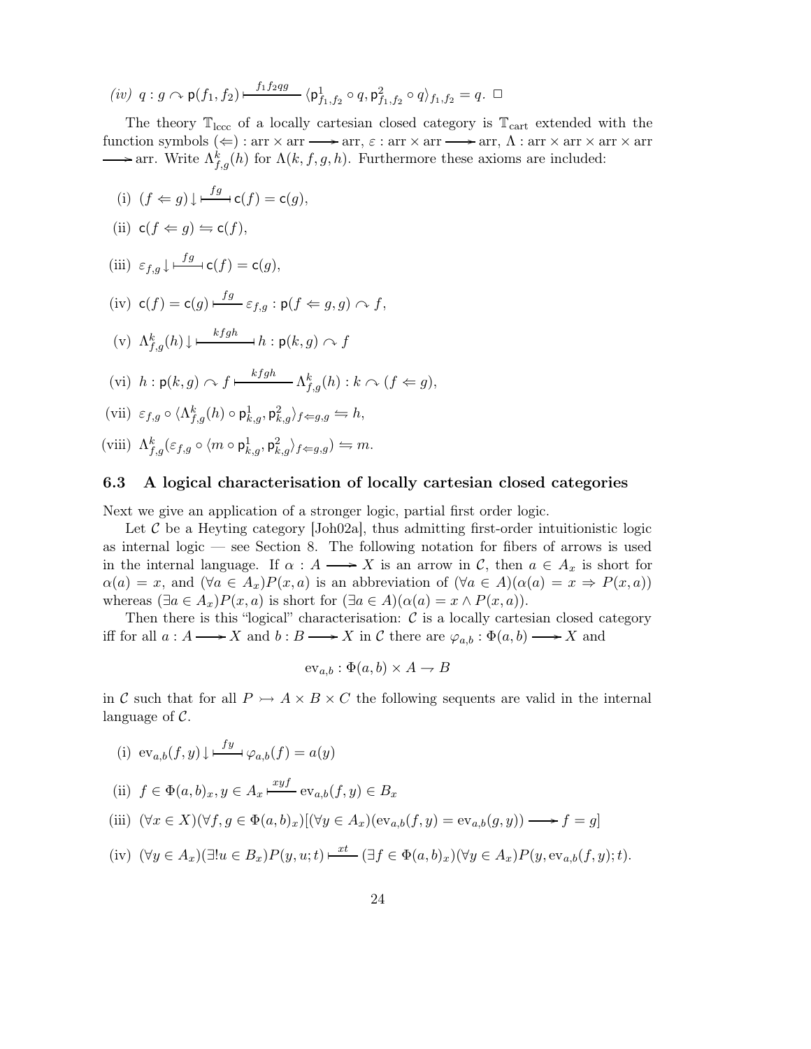*(iv)* $q : g \curvearrowright \mathsf{p}(f_1, f_2) \vdash^{f_1 f_2 q g} \langle \mathsf{p}^1_{f_1,f_2} \circ q, \mathsf{p}^2_{f_1,f_2} \circ q \rangle_{f_1,f_2} = q.$ $\Box$

The theory $\mathbb{T}_{\mathrm{lccc}}$ of a locally cartesian closed category is $\mathbb{T}_{\mathrm{cart}}$ extended with the function symbols $(\Leftarrow) : \mathrm{arr} \times \mathrm{arr} \longrightarrow \mathrm{arr}$, $\varepsilon : \mathrm{arr} \times \mathrm{arr} \longrightarrow \mathrm{arr}$, $\Lambda : \mathrm{arr} \times \mathrm{arr} \times \mathrm{arr} \times \mathrm{arr} \longrightarrow \mathrm{arr}$. Write $\Lambda^k_{f,g}(h)$ for $\Lambda(k, f, g, h)$. Furthermore these axioms are included:

(i) $(f \Leftarrow g)\downarrow \dashv\vdash^{fg} \mathsf{c}(f) = \mathsf{c}(g)$,

(ii) $\mathsf{c}(f \Leftarrow g) \leftrightharpoons \mathsf{c}(f)$,

(iii) $\varepsilon_{f,g}\downarrow \dashv\vdash^{fg} \mathsf{c}(f) = \mathsf{c}(g)$,

(iv) $\mathsf{c}(f) = \mathsf{c}(g) \vdash^{fg} \varepsilon_{f,g} : \mathsf{p}(f \Leftarrow g, g) \curvearrowright f$,

(v) $\Lambda^k_{f,g}(h)\downarrow \dashv\vdash^{kfgh} h : \mathsf{p}(k, g) \curvearrowright f$

(vi) $h : \mathsf{p}(k, g) \curvearrowright f \vdash^{kfgh} \Lambda^k_{f,g}(h) : k \curvearrowright (f \Leftarrow g)$,

(vii) $\varepsilon_{f,g} \circ \langle \Lambda^k_{f,g}(h) \circ \mathsf{p}^1_{k,g}, \mathsf{p}^2_{k,g} \rangle_{f \Leftarrow g, g} \leftrightharpoons h$,

(viii) $\Lambda^k_{f,g}(\varepsilon_{f,g} \circ \langle m \circ \mathsf{p}^1_{k,g}, \mathsf{p}^2_{k,g} \rangle_{f \Leftarrow g, g}) \leftrightharpoons m$.

### 6.3 A logical characterisation of locally cartesian closed categories

Next we give an application of a stronger logic, partial first order logic.

Let $\mathcal{C}$ be a Heyting category [Joh02a], thus admitting first-order intuitionistic logic as internal logic — see Section 8. The following notation for fibers of arrows is used in the internal language. If $\alpha : A \longrightarrow X$ is an arrow in $\mathcal{C}$, then $a \in A_x$ is short for $\alpha(a) = x$, and $(\forall a \in A_x) P(x, a)$ is an abbreviation of $(\forall a \in A)(\alpha(a) = x \Rightarrow P(x, a))$ whereas $(\exists a \in A_x) P(x, a)$ is short for $(\exists a \in A)(\alpha(a) = x \wedge P(x, a))$.

Then there is this "logical" characterisation: $\mathcal{C}$ is a locally cartesian closed category iff for all $a : A \longrightarrow X$ and $b : B \longrightarrow X$ in $\mathcal{C}$ there are $\varphi_{a,b} : \Phi(a, b) \longrightarrow X$ and

$$\mathrm{ev}_{a,b} : \Phi(a, b) \times A \rightharpoonup B$$

in $\mathcal{C}$ such that for all $P \rightarrowtail A \times B \times C$ the following sequents are valid in the internal language of $\mathcal{C}$.

(i) $\mathrm{ev}_{a,b}(f, y)\downarrow \dashv\vdash^{fy} \varphi_{a,b}(f) = a(y)$

(ii) $f \in \Phi(a, b)_x, y \in A_x \vdash^{xyf} \mathrm{ev}_{a,b}(f, y) \in B_x$

(iii) $(\forall x \in X)(\forall f, g \in \Phi(a, b)_x)[(\forall y \in A_x)(\mathrm{ev}_{a,b}(f, y) = \mathrm{ev}_{a,b}(g, y)) \longrightarrow f = g]$

(iv) $(\forall y \in A_x)(\exists! u \in B_x) P(y, u; t) \vdash^{xt} (\exists f \in \Phi(a, b)_x)(\forall y \in A_x) P(y, \mathrm{ev}_{a,b}(f, y); t)$.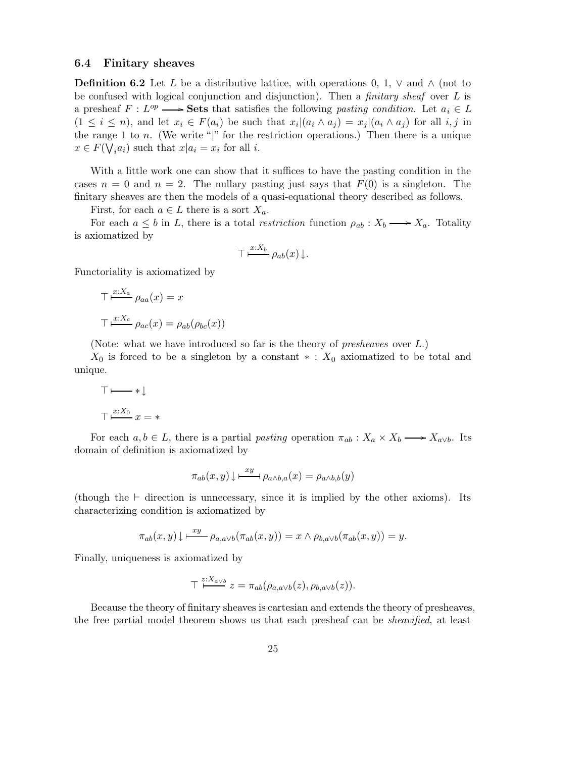### 6.4 Finitary sheaves

**Definition 6.2** Let $L$ be a distributive lattice, with operations 0, 1, $\vee$ and $\wedge$ (not to be confused with logical conjunction and disjunction). Then a *finitary sheaf* over $L$ is a presheaf $F : L^{op} \longrightarrow \mathbf{Sets}$ that satisfies the following *pasting condition*. Let $a_i \in L$ ($1 \leq i \leq n$), and let $x_i \in F(a_i)$ be such that $x_i|(a_i \wedge a_j) = x_j|(a_i \wedge a_j)$ for all $i, j$ in the range 1 to $n$. (We write "|" for the restriction operations.) Then there is a unique $x \in F(\bigvee_i a_i)$ such that $x|a_i = x_i$ for all $i$.

With a little work one can show that it suffices to have the pasting condition in the cases $n = 0$ and $n = 2$. The nullary pasting just says that $F(0)$ is a singleton. The finitary sheaves are then the models of a quasi-equational theory described as follows.

First, for each $a \in L$ there is a sort $X_a$.

For each $a \leq b$ in $L$, there is a total *restriction* function $\rho_{ab} : X_b \longrightarrow X_a$. Totality is axiomatized by

$$\top \overset{x:X_b}{\vdash} \rho_{ab}(x)\downarrow.$$

Functoriality is axiomatized by

$$\top \overset{x:X_a}{\vdash} \rho_{aa}(x) = x$$

$$\top \overset{x:X_c}{\vdash} \rho_{ac}(x) = \rho_{ab}(\rho_{bc}(x))$$

(Note: what we have introduced so far is the theory of *presheaves* over $L$.)

$X_0$ is forced to be a singleton by a constant $* : X_0$ axiomatized to be total and unique.

$$\top \vdash *\downarrow$$

$$\top \overset{x:X_0}{\vdash} x = *$$

For each $a, b \in L$, there is a partial *pasting* operation $\pi_{ab} : X_a \times X_b \longrightarrow X_{a \vee b}$. Its domain of definition is axiomatized by

$$\pi_{ab}(x, y)\downarrow \overset{xy}{\dashv\vdash} \rho_{a \wedge b, a}(x) = \rho_{a \wedge b, b}(y)$$

(though the $\vdash$ direction is unnecessary, since it is implied by the other axioms). Its characterizing condition is axiomatized by

$$\pi_{ab}(x, y)\downarrow \overset{xy}{\vdash} \rho_{a, a \vee b}(\pi_{ab}(x, y)) = x \wedge \rho_{b, a \vee b}(\pi_{ab}(x, y)) = y.$$

Finally, uniqueness is axiomatized by

$$\top \overset{z:X_{a \vee b}}{\vdash} z = \pi_{ab}(\rho_{a, a \vee b}(z), \rho_{b, a \vee b}(z)).$$

Because the theory of finitary sheaves is cartesian and extends the theory of presheaves, the free partial model theorem shows us that each presheaf can be *sheavified*, at least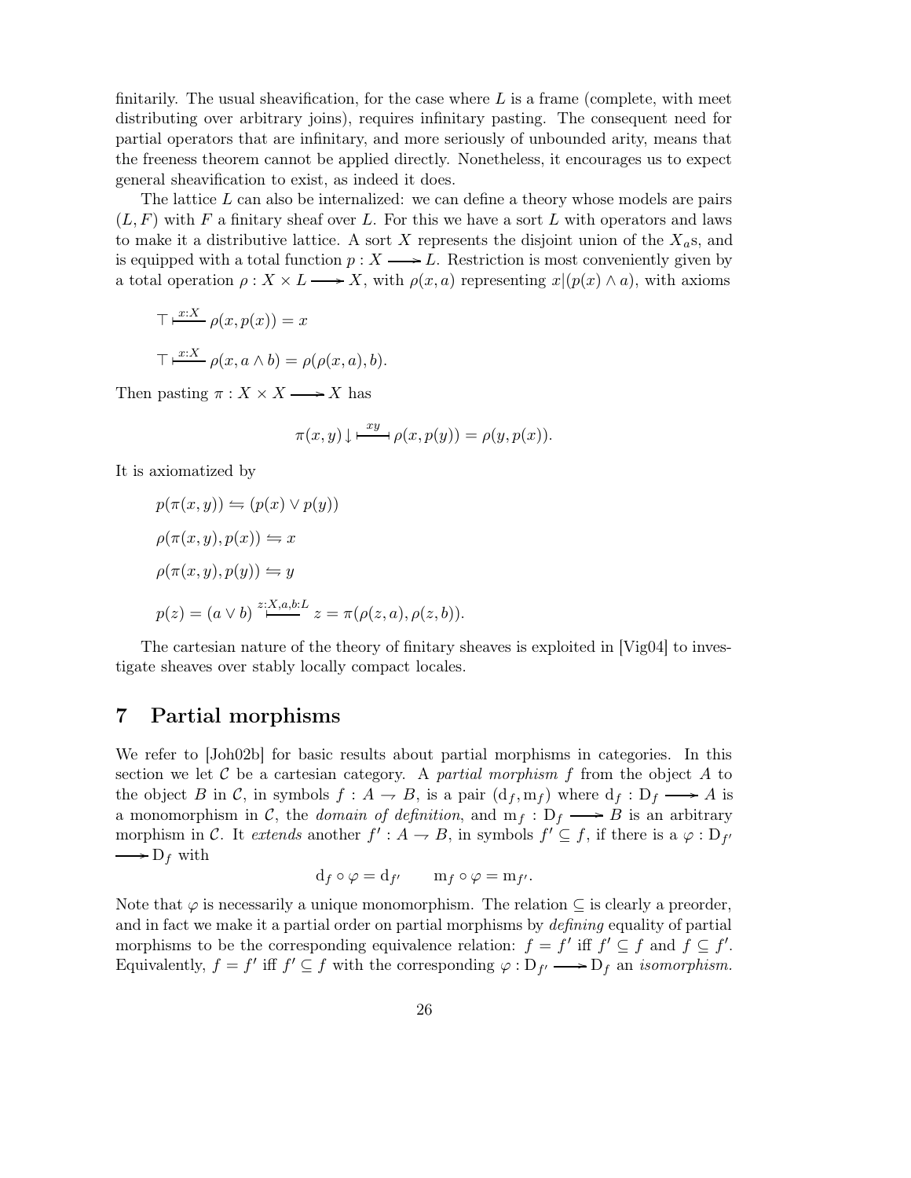finitarily. The usual sheavification, for the case where $L$ is a frame (complete, with meet distributing over arbitrary joins), requires infinitary pasting. The consequent need for partial operators that are infinitary, and more seriously of unbounded arity, means that the freeness theorem cannot be applied directly. Nonetheless, it encourages us to expect general sheavification to exist, as indeed it does.

The lattice $L$ can also be internalized: we can define a theory whose models are pairs $(L, F)$ with $F$ a finitary sheaf over $L$. For this we have a sort $L$ with operators and laws to make it a distributive lattice. A sort $X$ represents the disjoint union of the $X_a$s, and is equipped with a total function $p : X \longrightarrow L$. Restriction is most conveniently given by a total operation $\rho : X \times L \longrightarrow X$, with $\rho(x, a)$ representing $x|(p(x) \wedge a)$, with axioms

$$\top \overset{x:X}{\vdash} \rho(x, p(x)) = x$$

$$\top \overset{x:X}{\vdash} \rho(x, a \wedge b) = \rho(\rho(x, a), b).$$

Then pasting $\pi : X \times X \longrightarrow X$ has

$$\pi(x, y)\downarrow \overset{xy}{\vdash} \rho(x, p(y)) = \rho(y, p(x)).$$

It is axiomatized by

$$p(\pi(x, y)) \leftrightharpoons (p(x) \vee p(y))$$

$$\rho(\pi(x, y), p(x)) \leftrightharpoons x$$

$$\rho(\pi(x, y), p(y)) \leftrightharpoons y$$

$$p(z) = (a \vee b) \overset{z:X,a,b:L}{\vdash} z = \pi(\rho(z, a), \rho(z, b)).$$

The cartesian nature of the theory of finitary sheaves is exploited in [Vig04] to investigate sheaves over stably locally compact locales.

# 7 Partial morphisms

We refer to [Joh02b] for basic results about partial morphisms in categories. In this section we let $\mathcal{C}$ be a cartesian category. A *partial morphism* $f$ from the object $A$ to the object $B$ in $\mathcal{C}$, in symbols $f : A \rightharpoonup B$, is a pair $(\mathrm{d}_f, \mathrm{m}_f)$ where $\mathrm{d}_f : \mathrm{D}_f \longrightarrow A$ is a monomorphism in $\mathcal{C}$, the *domain of definition*, and $\mathrm{m}_f : \mathrm{D}_f \longrightarrow B$ is an arbitrary morphism in $\mathcal{C}$. It *extends* another $f' : A \rightharpoonup B$, in symbols $f' \subseteq f$, if there is a $\varphi : \mathrm{D}_{f'} \longrightarrow \mathrm{D}_f$ with

$$\mathrm{d}_f \circ \varphi = \mathrm{d}_{f'} \qquad \mathrm{m}_f \circ \varphi = \mathrm{m}_{f'}.$$

Note that $\varphi$ is necessarily a unique monomorphism. The relation $\subseteq$ is clearly a preorder, and in fact we make it a partial order on partial morphisms by *defining* equality of partial morphisms to be the corresponding equivalence relation: $f = f'$ iff $f' \subseteq f$ and $f \subseteq f'$. Equivalently, $f = f'$ iff $f' \subseteq f$ with the corresponding $\varphi : \mathrm{D}_{f'} \longrightarrow \mathrm{D}_f$ an *isomorphism*.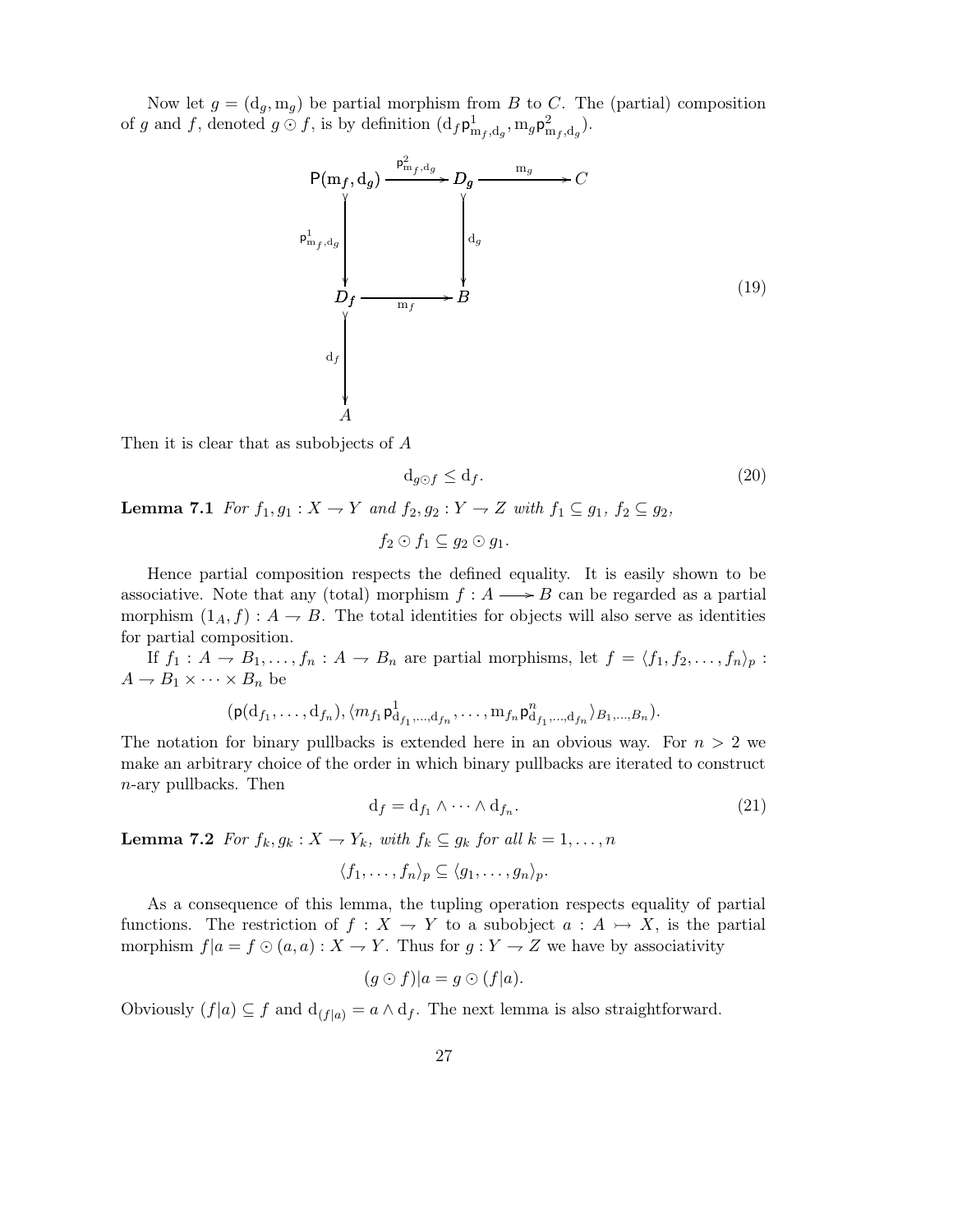Now let $g = (\mathrm{d}_g, \mathrm{m}_g)$ be partial morphism from $B$ to $C$. The (partial) composition of $g$ and $f$, denoted $g \odot f$, is by definition $(\mathrm{d}_f \mathsf{p}^1_{\mathrm{m}_f,\mathrm{d}_g}, \mathrm{m}_g \mathsf{p}^2_{\mathrm{m}_f,\mathrm{d}_g})$.

$$
\begin{array}{ccccc}
\mathsf{P}(\mathrm{m}_f, \mathrm{d}_g) & \xrightarrow{\mathsf{p}^2_{\mathrm{m}_f,\mathrm{d}_g}} & D_g & \xrightarrow{\mathrm{m}_g} & C \\
\downarrow \mathsf{p}^1_{\mathrm{m}_f,\mathrm{d}_g} & & \downarrow \mathrm{d}_g & & \\
D_f & \xrightarrow{\mathrm{m}_f} & B & & \\
\downarrow \mathrm{d}_f & & & & \\
A & & & &
\end{array}
\tag{19}
$$

Then it is clear that as subobjects of $A$

$$\mathrm{d}_{g \odot f} \leq \mathrm{d}_f. \tag{20}$$

**Lemma 7.1** *For $f_1, g_1 : X \rightharpoonup Y$ and $f_2, g_2 : Y \rightharpoonup Z$ with $f_1 \subseteq g_1$, $f_2 \subseteq g_2$,*

$$f_2 \odot f_1 \subseteq g_2 \odot g_1.$$

Hence partial composition respects the defined equality. It is easily shown to be associative. Note that any (total) morphism $f : A \longrightarrow B$ can be regarded as a partial morphism $(1_A, f) : A \rightharpoonup B$. The total identities for objects will also serve as identities for partial composition.

If $f_1 : A \rightharpoonup B_1, \ldots, f_n : A \rightharpoonup B_n$ are partial morphisms, let $f = \langle f_1, f_2, \ldots, f_n \rangle_p : A \rightharpoonup B_1 \times \cdots \times B_n$ be

$$(\mathsf{p}(\mathrm{d}_{f_1}, \ldots, \mathrm{d}_{f_n}), \langle m_{f_1} \mathsf{p}^1_{\mathrm{d}_{f_1},\ldots,\mathrm{d}_{f_n}}, \ldots, \mathrm{m}_{f_n} \mathsf{p}^n_{\mathrm{d}_{f_1},\ldots,\mathrm{d}_{f_n}} \rangle_{B_1,\ldots,B_n}).$$

The notation for binary pullbacks is extended here in an obvious way. For $n > 2$ we make an arbitrary choice of the order in which binary pullbacks are iterated to construct $n$-ary pullbacks. Then

$$\mathrm{d}_f = \mathrm{d}_{f_1} \wedge \cdots \wedge \mathrm{d}_{f_n}. \tag{21}$$

**Lemma 7.2** *For $f_k, g_k : X \rightharpoonup Y_k$, with $f_k \subseteq g_k$ for all $k = 1, \ldots, n$*

$$\langle f_1, \ldots, f_n \rangle_p \subseteq \langle g_1, \ldots, g_n \rangle_p.$$

As a consequence of this lemma, the tupling operation respects equality of partial functions. The restriction of $f : X \rightharpoonup Y$ to a subobject $a : A \rightarrowtail X$, is the partial morphism $f|a = f \odot (a, a) : X \rightharpoonup Y$. Thus for $g : Y \rightharpoonup Z$ we have by associativity

$$(g \odot f)|a = g \odot (f|a).$$

Obviously $(f|a) \subseteq f$ and $\mathrm{d}_{(f|a)} = a \wedge \mathrm{d}_f$. The next lemma is also straightforward.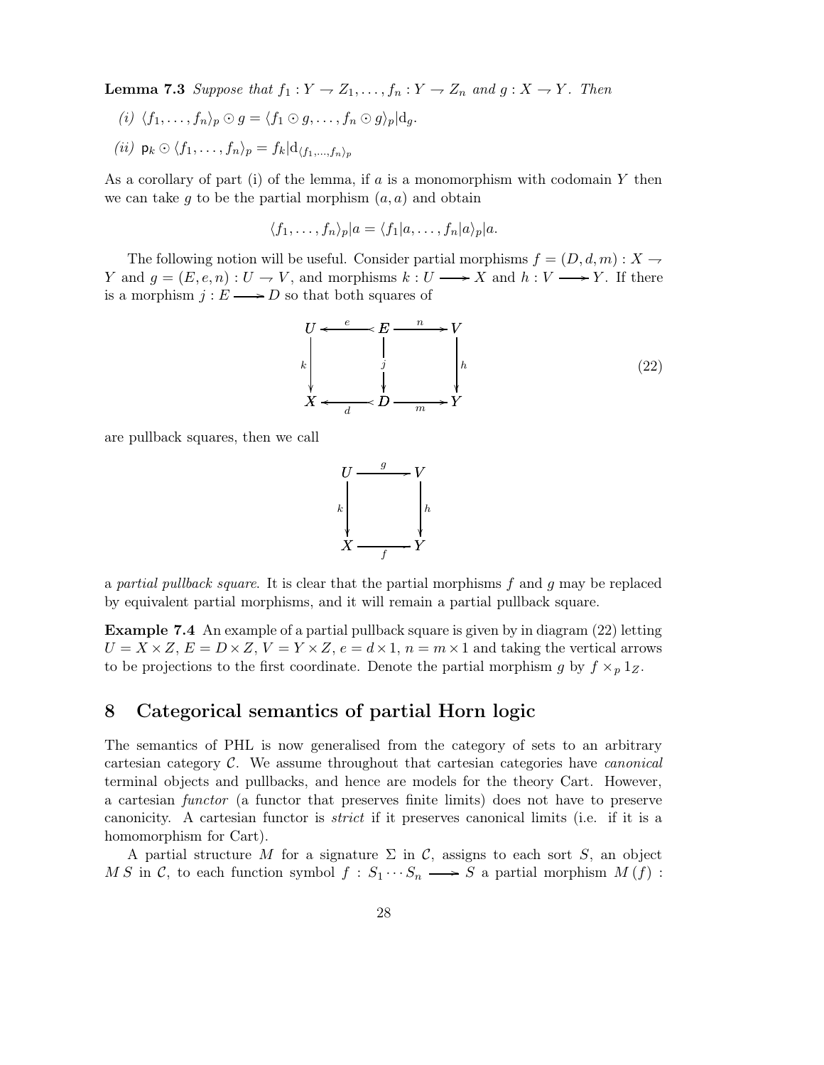**Lemma 7.3** *Suppose that $f_1 : Y \rightharpoonup Z_1, \ldots, f_n : Y \rightharpoonup Z_n$ and $g : X \rightharpoonup Y$. Then*

*(i)* $\langle f_1, \ldots, f_n \rangle_p \odot g = \langle f_1 \odot g, \ldots, f_n \odot g \rangle_p | \mathrm{d}_g$.

*(ii)* $\mathsf{p}_k \odot \langle f_1, \ldots, f_n \rangle_p = f_k | \mathrm{d}_{\langle f_1, \ldots, f_n \rangle_p}$

As a corollary of part (i) of the lemma, if $a$ is a monomorphism with codomain $Y$ then we can take $g$ to be the partial morphism $(a, a)$ and obtain

$$\langle f_1, \ldots, f_n \rangle_p | a = \langle f_1 | a, \ldots, f_n | a \rangle_p | a.$$

The following notion will be useful. Consider partial morphisms $f = (D, d, m) : X \rightharpoonup Y$ and $g = (E, e, n) : U \rightharpoonup V$, and morphisms $k : U \longrightarrow X$ and $h : V \longrightarrow Y$. If there is a morphism $j : E \longrightarrow D$ so that both squares of

$$\begin{array}{ccccc} U & \xleftarrow{\;e\;} & E & \xrightarrow{\;n\;} & V \\ {\scriptstyle k}\downarrow & & \downarrow{\scriptstyle j} & & \downarrow{\scriptstyle h} \\ X & \xleftarrow[\;d\;]{} & D & \xrightarrow[\;m\;]{} & Y \end{array} \tag{22}$$

are pullback squares, then we call

$$\begin{array}{ccc} U & \xrightarrow{\;g\;} & V \\ {\scriptstyle k}\downarrow & & \downarrow{\scriptstyle h} \\ X & \xrightarrow[\;f\;]{} & Y \end{array}$$

a *partial pullback square*. It is clear that the partial morphisms $f$ and $g$ may be replaced by equivalent partial morphisms, and it will remain a partial pullback square.

**Example 7.4** An example of a partial pullback square is given by in diagram (22) letting $U = X \times Z$, $E = D \times Z$, $V = Y \times Z$, $e = d \times 1$, $n = m \times 1$ and taking the vertical arrows to be projections to the first coordinate. Denote the partial morphism $g$ by $f \times_p 1_Z$.

## 8 Categorical semantics of partial Horn logic

The semantics of PHL is now generalised from the category of sets to an arbitrary cartesian category $\mathcal{C}$. We assume throughout that cartesian categories have *canonical* terminal objects and pullbacks, and hence are models for the theory Cart. However, a cartesian *functor* (a functor that preserves finite limits) does not have to preserve canonicity. A cartesian functor is *strict* if it preserves canonical limits (i.e. if it is a homomorphism for Cart).

A partial structure $M$ for a signature $\Sigma$ in $\mathcal{C}$, assigns to each sort $S$, an object $M\,S$ in $\mathcal{C}$, to each function symbol $f : S_1 \cdots S_n \longrightarrow S$ a partial morphism $M\,(f)$ :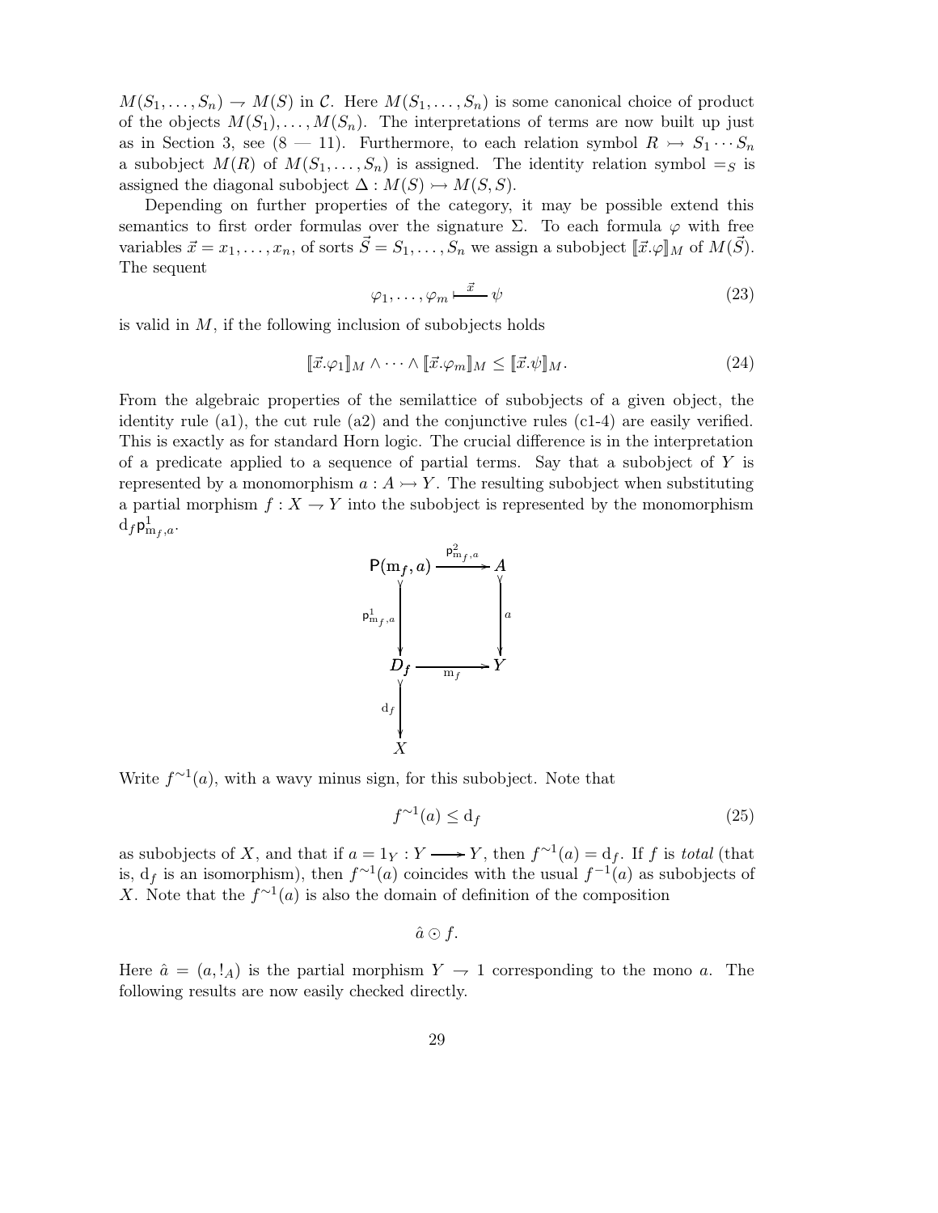$M(S_1, \ldots, S_n) \rightharpoonup M(S)$ in $\mathcal{C}$. Here $M(S_1, \ldots, S_n)$ is some canonical choice of product of the objects $M(S_1), \ldots, M(S_n)$. The interpretations of terms are now built up just as in Section 3, see (8 — 11). Furthermore, to each relation symbol $R \rightarrowtail S_1 \cdots S_n$ a subobject $M(R)$ of $M(S_1, \ldots, S_n)$ is assigned. The identity relation symbol $=_S$ is assigned the diagonal subobject $\Delta : M(S) \rightarrowtail M(S, S)$.

Depending on further properties of the category, it may be possible extend this semantics to first order formulas over the signature $\Sigma$. To each formula $\varphi$ with free variables $\vec{x} = x_1, \ldots, x_n$, of sorts $\vec{S} = S_1, \ldots, S_n$ we assign a subobject $[\![\vec{x}.\varphi]\!]_M$ of $M(\vec{S})$. The sequent

$$\varphi_1, \ldots, \varphi_m \overset{\vec{x}}{\vdash} \psi \tag{23}$$

is valid in $M$, if the following inclusion of subobjects holds

$$[\![\vec{x}.\varphi_1]\!]_M \wedge \cdots \wedge [\![\vec{x}.\varphi_m]\!]_M \leq [\![\vec{x}.\psi]\!]_M. \tag{24}$$

From the algebraic properties of the semilattice of subobjects of a given object, the identity rule (a1), the cut rule (a2) and the conjunctive rules (c1-4) are easily verified. This is exactly as for standard Horn logic. The crucial difference is in the interpretation of a predicate applied to a sequence of partial terms. Say that a subobject of $Y$ is represented by a monomorphism $a : A \rightarrowtail Y$. The resulting subobject when substituting a partial morphism $f : X \rightharpoonup Y$ into the subobject is represented by the monomorphism $\mathrm{d}_f \mathsf{p}^1_{\mathrm{m}_f, a}$.

$$\begin{array}{ccc}
\mathsf{P}(\mathrm{m}_f, a) & \xrightarrow{\mathsf{p}^2_{\mathrm{m}_f,a}} & A \\
\downarrow{\scriptstyle \mathsf{p}^1_{\mathrm{m}_f,a}} & & \downarrow{\scriptstyle a} \\
D_f & \xrightarrow{\mathrm{m}_f} & Y \\
\downarrow{\scriptstyle \mathrm{d}_f} & & \\
X & &
\end{array}$$

Write $f^{\sim 1}(a)$, with a wavy minus sign, for this subobject. Note that

$$f^{\sim 1}(a) \leq \mathrm{d}_f \tag{25}$$

as subobjects of $X$, and that if $a = 1_Y : Y \longrightarrow Y$, then $f^{\sim 1}(a) = \mathrm{d}_f$. If $f$ is *total* (that is, $\mathrm{d}_f$ is an isomorphism), then $f^{\sim 1}(a)$ coincides with the usual $f^{-1}(a)$ as subobjects of $X$. Note that the $f^{\sim 1}(a)$ is also the domain of definition of the composition

$$\hat{a} \odot f.$$

Here $\hat{a} = (a, !_A)$ is the partial morphism $Y \rightharpoonup 1$ corresponding to the mono $a$. The following results are now easily checked directly.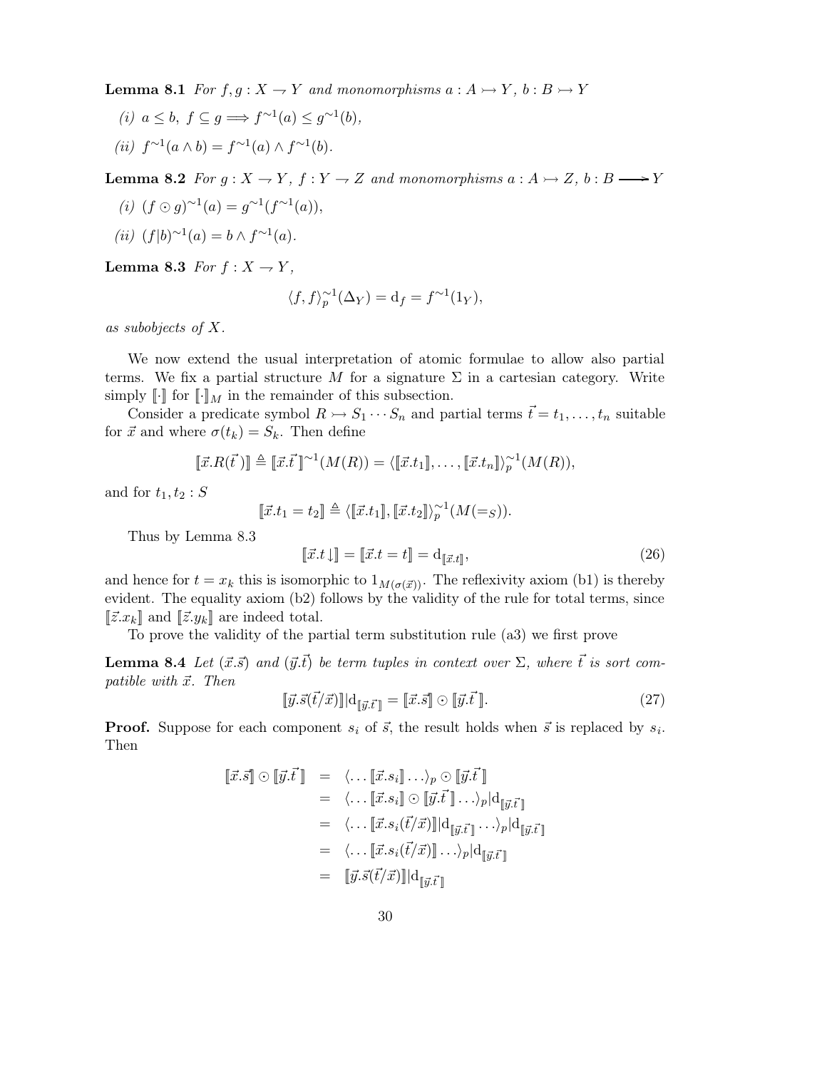**Lemma 8.1** *For $f, g : X \rightharpoonup Y$ and monomorphisms $a : A \rightarrowtail Y$, $b : B \rightarrowtail Y$*

*(i) $a \leq b,\ f \subseteq g \Longrightarrow f^{\sim 1}(a) \leq g^{\sim 1}(b)$,*

*(ii) $f^{\sim 1}(a \wedge b) = f^{\sim 1}(a) \wedge f^{\sim 1}(b)$.*

**Lemma 8.2** *For $g : X \rightharpoonup Y$, $f : Y \rightharpoonup Z$ and monomorphisms $a : A \rightarrowtail Z$, $b : B \longrightarrow Y$*

*(i) $(f \odot g)^{\sim 1}(a) = g^{\sim 1}(f^{\sim 1}(a))$,*

*(ii) $(f|b)^{\sim 1}(a) = b \wedge f^{\sim 1}(a)$.*

**Lemma 8.3** *For $f : X \rightharpoonup Y$,*

$$\langle f, f \rangle_p^{\sim 1}(\Delta_Y) = \mathrm{d}_f = f^{\sim 1}(1_Y),$$

*as subobjects of $X$.*

We now extend the usual interpretation of atomic formulae to allow also partial terms. We fix a partial structure $M$ for a signature $\Sigma$ in a cartesian category. Write simply $[\![\cdot]\!]$ for $[\![\cdot]\!]_M$ in the remainder of this subsection.

Consider a predicate symbol $R \rightarrowtail S_1 \cdots S_n$ and partial terms $\vec{t} = t_1, \ldots, t_n$ suitable for $\vec{x}$ and where $\sigma(t_k) = S_k$. Then define

$$[\![\vec{x}.R(\vec{t}\,)]\!] \triangleq [\![\vec{x}.\vec{t}\,]\!]^{\sim 1}(M(R)) = \langle [\![\vec{x}.t_1]\!], \ldots, [\![\vec{x}.t_n]\!] \rangle_p^{\sim 1}(M(R)),$$

and for $t_1, t_2 : S$

$$[\![\vec{x}.t_1 = t_2]\!] \triangleq \langle [\![\vec{x}.t_1]\!], [\![\vec{x}.t_2]\!] \rangle_p^{\sim 1}(M(=_S)).$$

Thus by Lemma 8.3

$$[\![\vec{x}.t\downarrow]\!] = [\![\vec{x}.t = t]\!] = \mathrm{d}_{[\![\vec{x}.t]\!]}, \tag{26}$$

and hence for $t = x_k$ this is isomorphic to $1_{M(\sigma(\vec{x}))}$. The reflexivity axiom (b1) is thereby evident. The equality axiom (b2) follows by the validity of the rule for total terms, since $[\![\vec{z}.x_k]\!]$ and $[\![\vec{z}.y_k]\!]$ are indeed total.

To prove the validity of the partial term substitution rule (a3) we first prove

**Lemma 8.4** *Let $(\vec{x}.\vec{s})$ and $(\vec{y}.\vec{t})$ be term tuples in context over $\Sigma$, where $\vec{t}$ is sort compatible with $\vec{x}$. Then*

$$[\![\vec{y}.\vec{s}(\vec{t}/\vec{x})]\!]|\mathrm{d}_{[\![\vec{y}.\vec{t}\,]\!]} = [\![\vec{x}.\vec{s}]\!] \odot [\![\vec{y}.\vec{t}\,]\!]. \tag{27}$$

**Proof.** Suppose for each component $s_i$ of $\vec{s}$, the result holds when $\vec{s}$ is replaced by $s_i$. Then

$$\begin{aligned}
[\![\vec{x}.\vec{s}]\!] \odot [\![\vec{y}.\vec{t}\,]\!] &= \langle \ldots [\![\vec{x}.s_i]\!] \ldots \rangle_p \odot [\![\vec{y}.\vec{t}\,]\!] \\
&= \langle \ldots [\![\vec{x}.s_i]\!] \odot [\![\vec{y}.\vec{t}\,]\!] \ldots \rangle_p |\mathrm{d}_{[\![\vec{y}.\vec{t}\,]\!]} \\
&= \langle \ldots [\![\vec{x}.s_i(\vec{t}/\vec{x})]\!]|\mathrm{d}_{[\![\vec{y}.\vec{t}\,]\!]} \ldots \rangle_p |\mathrm{d}_{[\![\vec{y}.\vec{t}\,]\!]} \\
&= \langle \ldots [\![\vec{x}.s_i(\vec{t}/\vec{x})]\!] \ldots \rangle_p |\mathrm{d}_{[\![\vec{y}.\vec{t}\,]\!]} \\
&= [\![\vec{y}.\vec{s}(\vec{t}/\vec{x})]\!]|\mathrm{d}_{[\![\vec{y}.\vec{t}\,]\!]}
\end{aligned}$$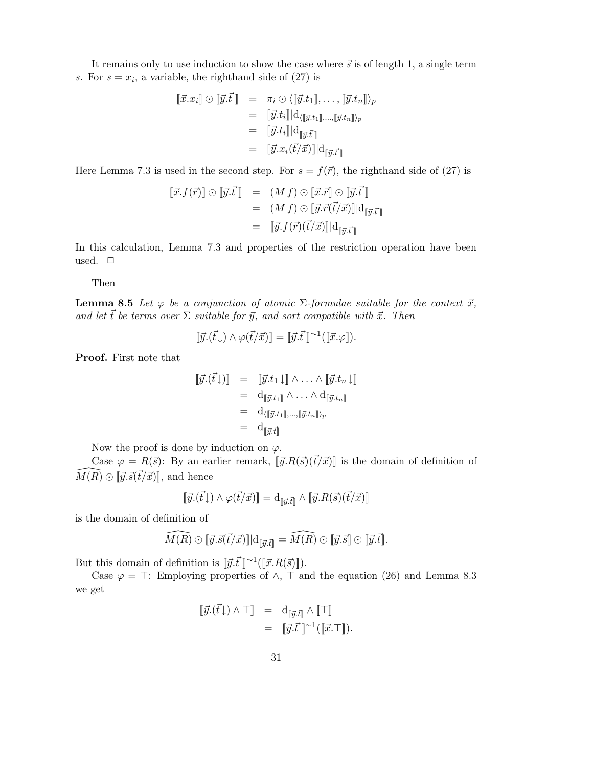It remains only to use induction to show the case where $\vec{s}$ is of length 1, a single term $s$. For $s = x_i$, a variable, the righthand side of (27) is

$$\begin{aligned}
[\![\vec{x}.x_i]\!] \odot [\![\vec{y}.\vec{t}\,]\!] &= \pi_i \odot \langle [\![\vec{y}.t_1]\!], \ldots, [\![\vec{y}.t_n]\!]\rangle_p \\
&= [\![\vec{y}.t_i]\!] | \mathrm{d}_{\langle [\![\vec{y}.t_1]\!], \ldots, [\![\vec{y}.t_n]\!]\rangle_p} \\
&= [\![\vec{y}.t_i]\!] | \mathrm{d}_{[\![\vec{y}.\vec{t}\,]\!]} \\
&= [\![\vec{y}.x_i(\vec{t}/\vec{x})]\!] | \mathrm{d}_{[\![\vec{y}.\vec{t}\,]\!]}
\end{aligned}$$

Here Lemma 7.3 is used in the second step. For $s = f(\vec{r})$, the righthand side of (27) is

$$\begin{aligned}
[\![\vec{x}.f(\vec{r})]\!] \odot [\![\vec{y}.\vec{t}\,]\!] &= (M\,f) \odot [\![\vec{x}.\vec{r}]\!] \odot [\![\vec{y}.\vec{t}\,]\!] \\
&= (M\,f) \odot [\![\vec{y}.\vec{r}(\vec{t}/\vec{x})]\!] | \mathrm{d}_{[\![\vec{y}.\vec{t}\,]\!]} \\
&= [\![\vec{y}.f(\vec{r})(\vec{t}/\vec{x})]\!] | \mathrm{d}_{[\![\vec{y}.\vec{t}\,]\!]}
\end{aligned}$$

In this calculation, Lemma 7.3 and properties of the restriction operation have been used. $\Box$

Then

**Lemma 8.5** *Let $\varphi$ be a conjunction of atomic $\Sigma$-formulae suitable for the context $\vec{x}$, and let $\vec{t}$ be terms over $\Sigma$ suitable for $\vec{y}$, and sort compatible with $\vec{x}$. Then*

$$[\![\vec{y}.(\vec{t}\downarrow) \wedge \varphi(\vec{t}/\vec{x})]\!] = [\![\vec{y}.\vec{t}\,]\!]^{\sim 1}([\![\vec{x}.\varphi]\!]).$$

**Proof.** First note that

$$\begin{aligned}
[\![\vec{y}.(\vec{t}\downarrow)]\!] &= [\![\vec{y}.t_1\downarrow]\!] \wedge \ldots \wedge [\![\vec{y}.t_n\downarrow]\!] \\
&= \mathrm{d}_{[\![\vec{y}.t_1]\!]} \wedge \ldots \wedge \mathrm{d}_{[\![\vec{y}.t_n]\!]} \\
&= \mathrm{d}_{\langle [\![\vec{y}.t_1]\!], \ldots, [\![\vec{y}.t_n]\!]\rangle_p} \\
&= \mathrm{d}_{[\![\vec{y}.\vec{t}]\!]}
\end{aligned}$$

Now the proof is done by induction on $\varphi$.

Case $\varphi = R(\vec{s})$: By an earlier remark, $[\![\vec{y}.R(\vec{s})(\vec{t}/\vec{x})]\!]$ is the domain of definition of $\widehat{M(R)} \odot [\![\vec{y}.\vec{s}(\vec{t}/\vec{x})]\!]$, and hence

$$[\![\vec{y}.(\vec{t}\downarrow) \wedge \varphi(\vec{t}/\vec{x})]\!] = \mathrm{d}_{[\![\vec{y}.\vec{t}]\!]} \wedge [\![\vec{y}.R(\vec{s})(\vec{t}/\vec{x})]\!]$$

is the domain of definition of

$$\widehat{M(R)} \odot [\![\vec{y}.\vec{s}(\vec{t}/\vec{x})]\!] | \mathrm{d}_{[\![\vec{y}.\vec{t}]\!]} = \widehat{M(R)} \odot [\![\vec{y}.\vec{s}]\!] \odot [\![\vec{y}.\vec{t}]\!].$$

But this domain of definition is $[\![\vec{y}.\vec{t}\,]\!]^{\sim 1}([\![\vec{x}.R(\vec{s})]\!])$.

Case $\varphi = \top$: Employing properties of $\wedge$, $\top$ and the equation (26) and Lemma 8.3 we get

$$\begin{aligned}
[\![\vec{y}.(\vec{t}\downarrow) \wedge \top]\!] &= \mathrm{d}_{[\![\vec{y}.\vec{t}]\!]} \wedge [\![\top]\!] \\
&= [\![\vec{y}.\vec{t}\,]\!]^{\sim 1}([\![\vec{x}.\top]\!]).
\end{aligned}$$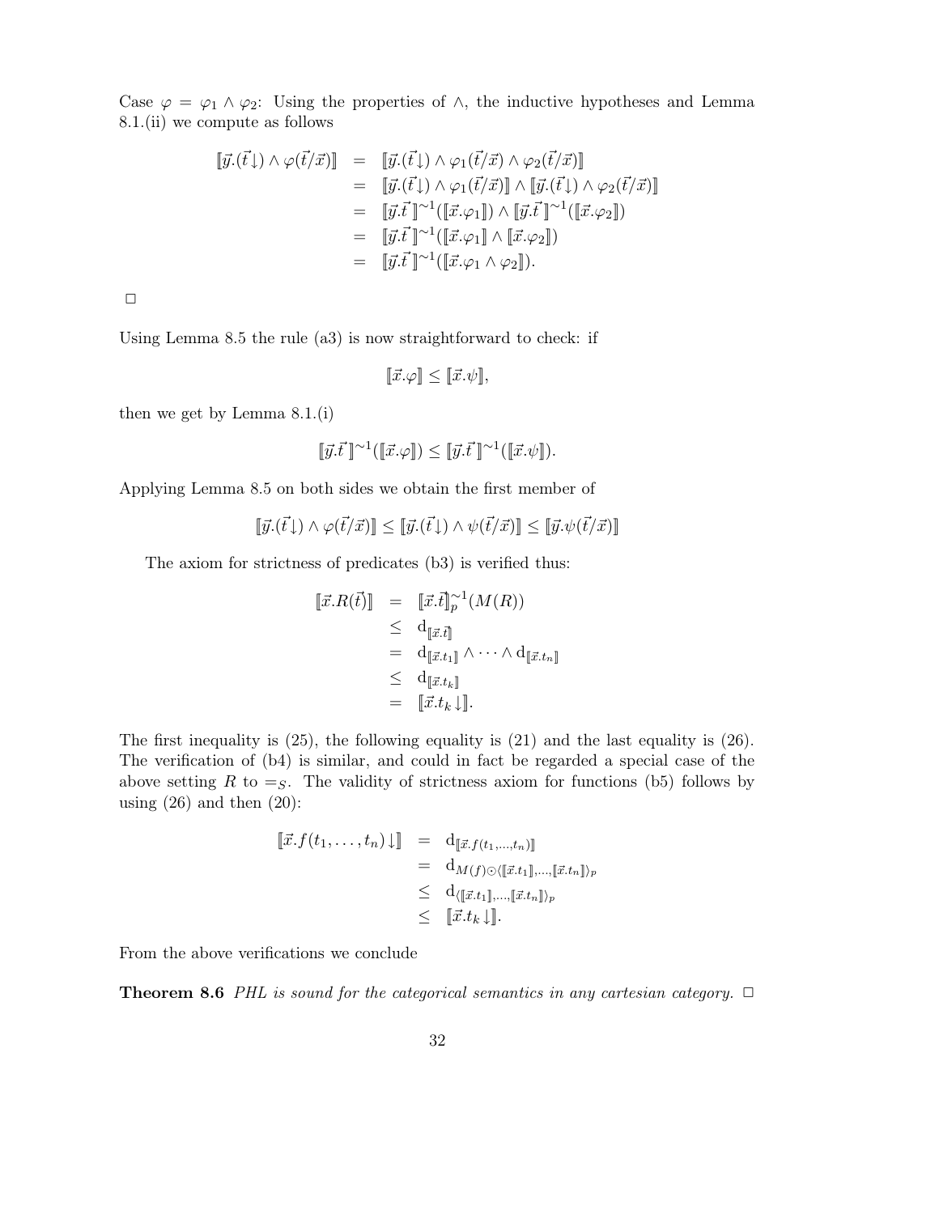Case $\varphi = \varphi_1 \wedge \varphi_2$: Using the properties of $\wedge$, the inductive hypotheses and Lemma 8.1.(ii) we compute as follows

$$
\begin{aligned}
[\![\vec{y}.(\vec{t}\downarrow) \wedge \varphi(\vec{t}/\vec{x})]\!] &= [\![\vec{y}.(\vec{t}\downarrow) \wedge \varphi_1(\vec{t}/\vec{x}) \wedge \varphi_2(\vec{t}/\vec{x})]\!] \\
&= [\![\vec{y}.(\vec{t}\downarrow) \wedge \varphi_1(\vec{t}/\vec{x})]\!] \wedge [\![\vec{y}.(\vec{t}\downarrow) \wedge \varphi_2(\vec{t}/\vec{x})]\!] \\
&= [\![\vec{y}.\vec{t}\,]\!]^{\sim 1}([\![\vec{x}.\varphi_1]\!]) \wedge [\![\vec{y}.\vec{t}\,]\!]^{\sim 1}([\![\vec{x}.\varphi_2]\!]) \\
&= [\![\vec{y}.\vec{t}\,]\!]^{\sim 1}([\![\vec{x}.\varphi_1]\!] \wedge [\![\vec{x}.\varphi_2]\!]) \\
&= [\![\vec{y}.\vec{t}\,]\!]^{\sim 1}([\![\vec{x}.\varphi_1 \wedge \varphi_2]\!]).
\end{aligned}
$$

□

Using Lemma 8.5 the rule (a3) is now straightforward to check: if

$$[\![\vec{x}.\varphi]\!] \leq [\![\vec{x}.\psi]\!],$$

then we get by Lemma 8.1.(i)

$$[\![\vec{y}.\vec{t}\,]\!]^{\sim 1}([\![\vec{x}.\varphi]\!]) \leq [\![\vec{y}.\vec{t}\,]\!]^{\sim 1}([\![\vec{x}.\psi]\!]).$$

Applying Lemma 8.5 on both sides we obtain the first member of

$$[\![\vec{y}.(\vec{t}\downarrow) \wedge \varphi(\vec{t}/\vec{x})]\!] \leq [\![\vec{y}.(\vec{t}\downarrow) \wedge \psi(\vec{t}/\vec{x})]\!] \leq [\![\vec{y}.\psi(\vec{t}/\vec{x})]\!]$$

The axiom for strictness of predicates (b3) is verified thus:

$$
\begin{aligned}
[\![\vec{x}.R(\vec{t})]\!] &= [\![\vec{x}.\vec{t}]\!]_p^{\sim 1}(M(R)) \\
&\leq \mathrm{d}_{[\![\vec{x}.\vec{t}]\!]} \\
&= \mathrm{d}_{[\![\vec{x}.t_1]\!]} \wedge \cdots \wedge \mathrm{d}_{[\![\vec{x}.t_n]\!]} \\
&\leq \mathrm{d}_{[\![\vec{x}.t_k]\!]} \\
&= [\![\vec{x}.t_k\downarrow]\!].
\end{aligned}
$$

The first inequality is (25), the following equality is (21) and the last equality is (26). The verification of (b4) is similar, and could in fact be regarded a special case of the above setting $R$ to $=_S$. The validity of strictness axiom for functions (b5) follows by using (26) and then (20):

$$
\begin{aligned}
[\![\vec{x}.f(t_1,\ldots,t_n)\downarrow]\!] &= \mathrm{d}_{[\![\vec{x}.f(t_1,\ldots,t_n)]\!]} \\
&= \mathrm{d}_{M(f)\odot\langle[\![\vec{x}.t_1]\!],\ldots,[\![\vec{x}.t_n]\!]\rangle_p} \\
&\leq \mathrm{d}_{\langle[\![\vec{x}.t_1]\!],\ldots,[\![\vec{x}.t_n]\!]\rangle_p} \\
&\leq [\![\vec{x}.t_k\downarrow]\!].
\end{aligned}
$$

From the above verifications we conclude

**Theorem 8.6** *PHL is sound for the categorical semantics in any cartesian category.* □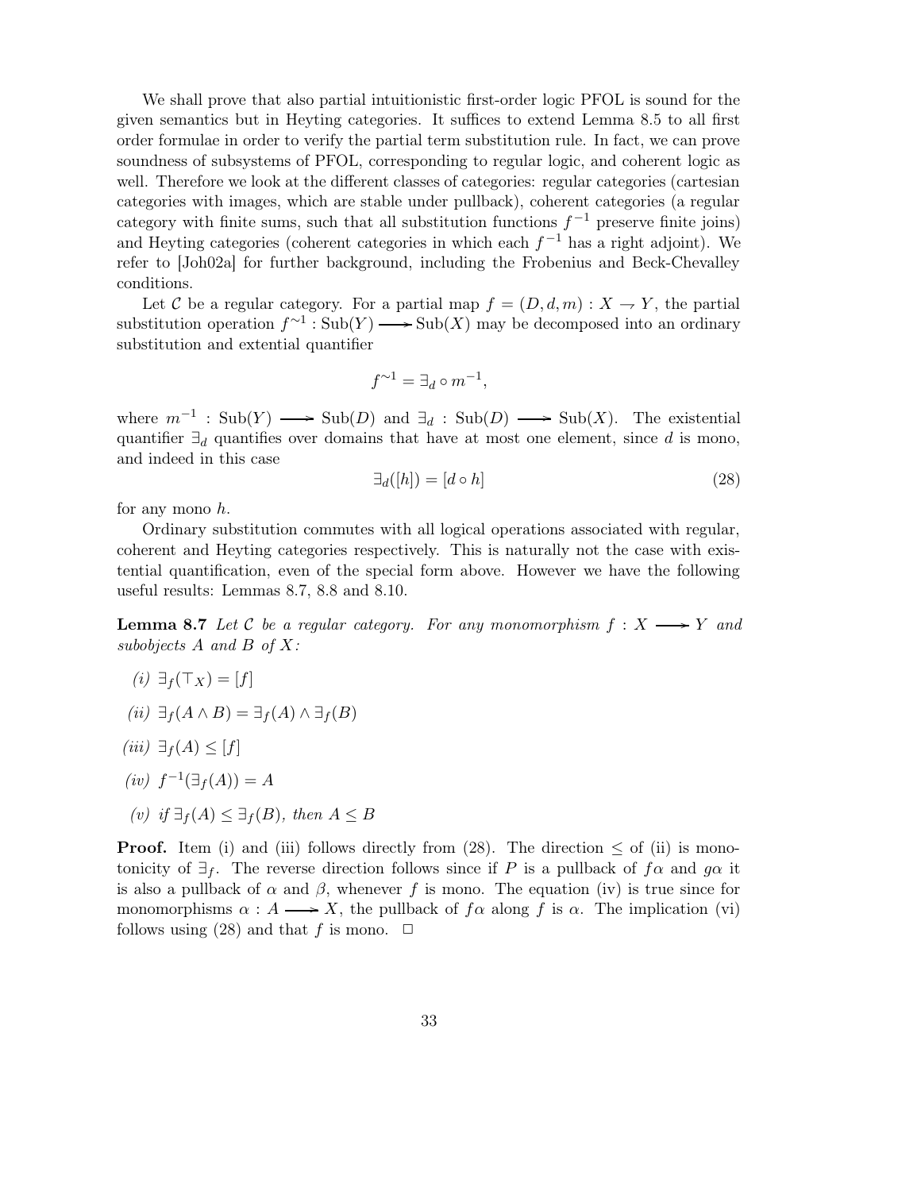We shall prove that also partial intuitionistic first-order logic PFOL is sound for the given semantics but in Heyting categories. It suffices to extend Lemma 8.5 to all first order formulae in order to verify the partial term substitution rule. In fact, we can prove soundness of subsystems of PFOL, corresponding to regular logic, and coherent logic as well. Therefore we look at the different classes of categories: regular categories (cartesian categories with images, which are stable under pullback), coherent categories (a regular category with finite sums, such that all substitution functions $f^{-1}$ preserve finite joins) and Heyting categories (coherent categories in which each $f^{-1}$ has a right adjoint). We refer to [Joh02a] for further background, including the Frobenius and Beck-Chevalley conditions.

Let $\mathcal{C}$ be a regular category. For a partial map $f = (D, d, m) : X \rightharpoonup Y$, the partial substitution operation $f^{\sim 1} : \mathrm{Sub}(Y) \longrightarrow \mathrm{Sub}(X)$ may be decomposed into an ordinary substitution and extential quantifier

$$f^{\sim 1} = \exists_d \circ m^{-1},$$

where $m^{-1} : \mathrm{Sub}(Y) \longrightarrow \mathrm{Sub}(D)$ and $\exists_d : \mathrm{Sub}(D) \longrightarrow \mathrm{Sub}(X)$. The existential quantifier $\exists_d$ quantifies over domains that have at most one element, since $d$ is mono, and indeed in this case

$$\exists_d([h]) = [d \circ h] \tag{28}$$

for any mono $h$.

Ordinary substitution commutes with all logical operations associated with regular, coherent and Heyting categories respectively. This is naturally not the case with existential quantification, even of the special form above. However we have the following useful results: Lemmas 8.7, 8.8 and 8.10.

**Lemma 8.7** *Let $\mathcal{C}$ be a regular category. For any monomorphism $f : X \longrightarrow Y$ and subobjects $A$ and $B$ of $X$:*

*(i)* $\exists_f(\top_X) = [f]$

*(ii)* $\exists_f(A \wedge B) = \exists_f(A) \wedge \exists_f(B)$

*(iii)* $\exists_f(A) \leq [f]$

*(iv)* $f^{-1}(\exists_f(A)) = A$

*(v) if* $\exists_f(A) \leq \exists_f(B)$*, then* $A \leq B$

**Proof.** Item (i) and (iii) follows directly from (28). The direction $\leq$ of (ii) is monotonicity of $\exists_f$. The reverse direction follows since if $P$ is a pullback of $f\alpha$ and $g\alpha$ it is also a pullback of $\alpha$ and $\beta$, whenever $f$ is mono. The equation (iv) is true since for monomorphisms $\alpha : A \longrightarrow X$, the pullback of $f\alpha$ along $f$ is $\alpha$. The implication (vi) follows using (28) and that $f$ is mono. $\Box$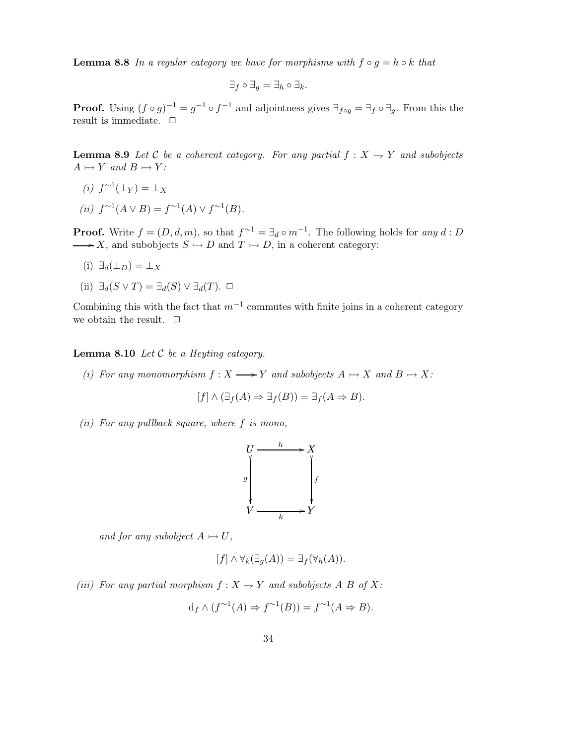**Lemma 8.8** *In a regular category we have for morphisms with $f \circ g = h \circ k$ that*

$$\exists_f \circ \exists_g = \exists_h \circ \exists_k.$$

**Proof.** Using $(f \circ g)^{-1} = g^{-1} \circ f^{-1}$ and adjointness gives $\exists_{f \circ g} = \exists_f \circ \exists_g$. From this the result is immediate. $\square$

**Lemma 8.9** *Let $\mathcal{C}$ be a coherent category. For any partial $f : X \rightharpoonup Y$ and subobjects $A \rightarrowtail Y$ and $B \rightarrowtail Y$:*

*(i)* $f^{\sim 1}(\bot_Y) = \bot_X$

*(ii)* $f^{\sim 1}(A \vee B) = f^{\sim 1}(A) \vee f^{\sim 1}(B)$.

**Proof.** Write $f = (D, d, m)$, so that $f^{\sim 1} = \exists_d \circ m^{-1}$. The following holds for *any* $d : D \longrightarrow X$, and subobjects $S \rightarrowtail D$ and $T \rightarrowtail D$, in a coherent category:

(i) $\exists_d(\bot_D) = \bot_X$

(ii) $\exists_d(S \vee T) = \exists_d(S) \vee \exists_d(T)$. $\square$

Combining this with the fact that $m^{-1}$ commutes with finite joins in a coherent category we obtain the result. $\square$

**Lemma 8.10** *Let $\mathcal{C}$ be a Heyting category.*

*(i) For any monomorphism $f : X \longrightarrow Y$ and subobjects $A \rightarrowtail X$ and $B \rightarrowtail X$:*

$$[f] \wedge (\exists_f(A) \Rightarrow \exists_f(B)) = \exists_f(A \Rightarrow B).$$

*(ii) For any pullback square, where $f$ is mono,*

$$\begin{array}{ccc} U & \xrightarrow{h} & X \\ {\scriptstyle g}\downarrow & & \downarrow{\scriptstyle f} \\ V & \xrightarrow[k]{} & Y \end{array}$$

*and for any subobject $A \rightarrowtail U$,*

$$[f] \wedge \forall_k(\exists_g(A)) = \exists_f(\forall_h(A)).$$

*(iii) For any partial morphism $f : X \rightharpoonup Y$ and subobjects $A$ $B$ of $X$:*

$$\mathrm{d}_f \wedge (f^{\sim 1}(A) \Rightarrow f^{\sim 1}(B)) = f^{\sim 1}(A \Rightarrow B).$$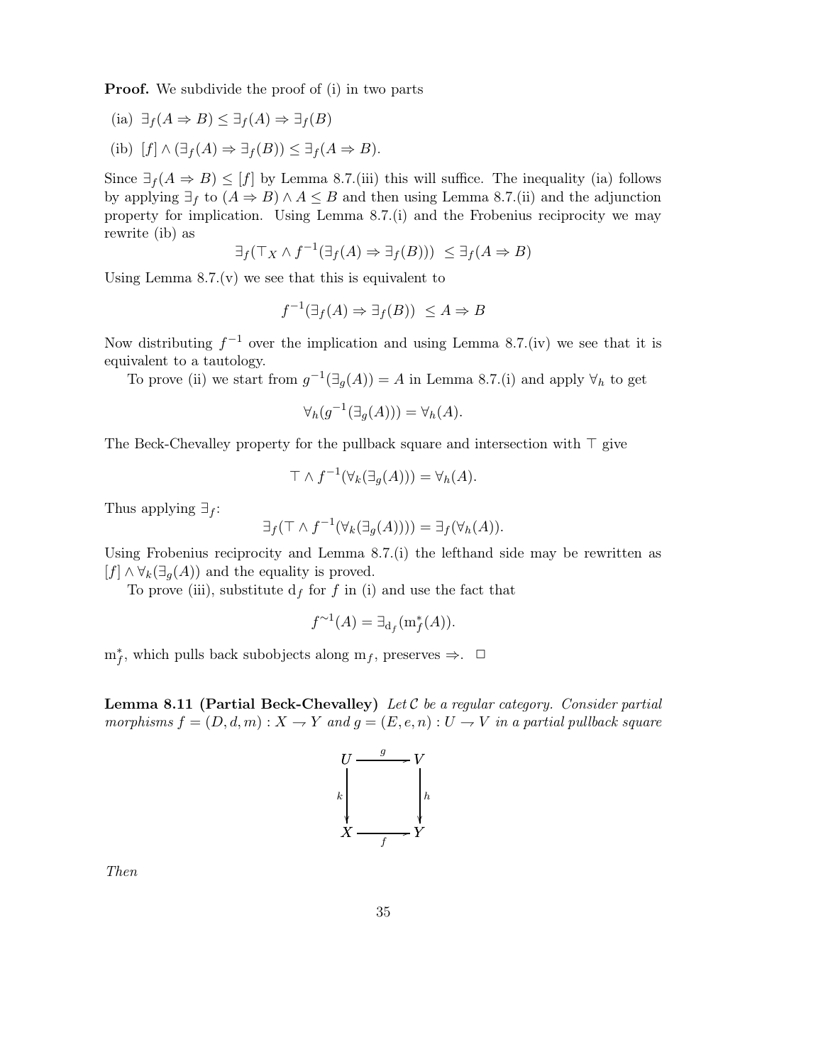**Proof.** We subdivide the proof of (i) in two parts

(ia) $\exists_f(A \Rightarrow B) \leq \exists_f(A) \Rightarrow \exists_f(B)$

(ib) $[f] \wedge (\exists_f(A) \Rightarrow \exists_f(B)) \leq \exists_f(A \Rightarrow B)$.

Since $\exists_f(A \Rightarrow B) \leq [f]$ by Lemma 8.7.(iii) this will suffice. The inequality (ia) follows by applying $\exists_f$ to $(A \Rightarrow B) \wedge A \leq B$ and then using Lemma 8.7.(ii) and the adjunction property for implication. Using Lemma 8.7.(i) and the Frobenius reciprocity we may rewrite (ib) as

$$\exists_f(\top_X \wedge f^{-1}(\exists_f(A) \Rightarrow \exists_f(B))) \ \leq \exists_f(A \Rightarrow B)$$

Using Lemma 8.7.(v) we see that this is equivalent to

$$f^{-1}(\exists_f(A) \Rightarrow \exists_f(B)) \ \leq A \Rightarrow B$$

Now distributing $f^{-1}$ over the implication and using Lemma 8.7.(iv) we see that it is equivalent to a tautology.

To prove (ii) we start from $g^{-1}(\exists_g(A)) = A$ in Lemma 8.7.(i) and apply $\forall_h$ to get

$$\forall_h(g^{-1}(\exists_g(A))) = \forall_h(A).$$

The Beck-Chevalley property for the pullback square and intersection with $\top$ give

$$\top \wedge f^{-1}(\forall_k(\exists_g(A))) = \forall_h(A).$$

Thus applying $\exists_f$:

$$\exists_f(\top \wedge f^{-1}(\forall_k(\exists_g(A)))) = \exists_f(\forall_h(A)).$$

Using Frobenius reciprocity and Lemma 8.7.(i) the lefthand side may be rewritten as $[f] \wedge \forall_k(\exists_g(A))$ and the equality is proved.

To prove (iii), substitute $\mathrm{d}_f$ for $f$ in (i) and use the fact that

$$f^{\sim 1}(A) = \exists_{\mathrm{d}_f}(\mathrm{m}_f^*(A)).$$

$\mathrm{m}_f^*$, which pulls back subobjects along $\mathrm{m}_f$, preserves $\Rightarrow$. $\Box$

**Lemma 8.11 (Partial Beck-Chevalley)** *Let $\mathcal{C}$ be a regular category. Consider partial morphisms $f = (D, d, m) : X \rightharpoonup Y$ and $g = (E, e, n) : U \rightharpoonup V$ in a partial pullback square*

$$\begin{array}{ccc} U & \xrightarrow{\ g\ } & V \\ {\scriptstyle k}\downarrow & & \downarrow{\scriptstyle h} \\ X & \xrightarrow[\ f\ ]{} & Y \end{array}$$

*Then*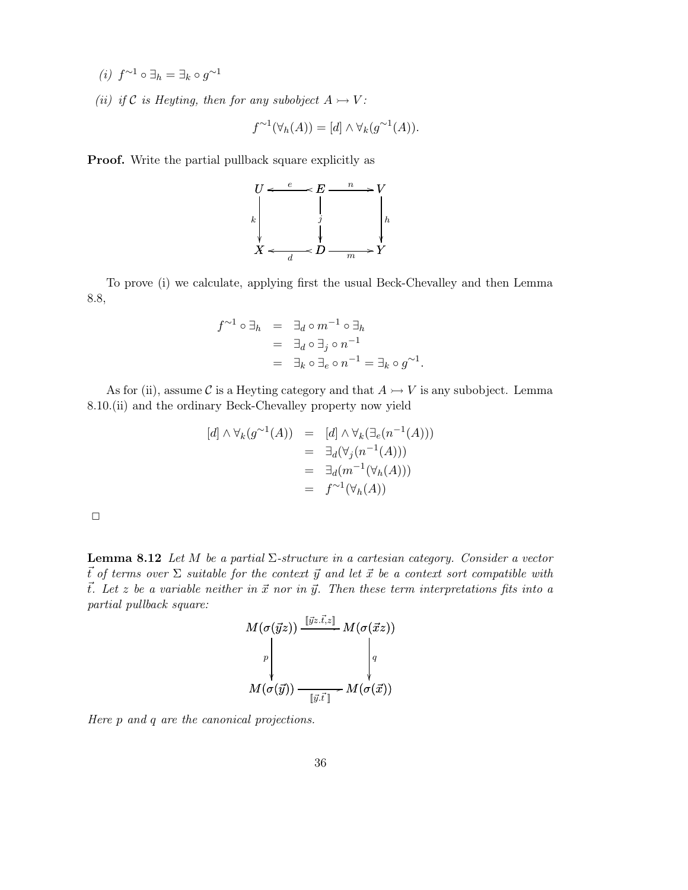*(i)* $f^{\sim 1} \circ \exists_h = \exists_k \circ g^{\sim 1}$

*(ii) if $\mathcal{C}$ is Heyting, then for any subobject $A \rightarrowtail V$:*

$$f^{\sim 1}(\forall_h(A)) = [d] \wedge \forall_k(g^{\sim 1}(A)).$$

**Proof.** Write the partial pullback square explicitly as

$$\begin{array}{ccccc} U & \overset{e}{\longleftarrow\!\!\prec} & E & \overset{n}{\longrightarrow} & V \\ {\scriptstyle k}\downarrow & & \downarrow{\scriptstyle j} & & \downarrow{\scriptstyle h} \\ X & \underset{d}{\longleftarrow\!\!\prec} & D & \underset{m}{\longrightarrow} & Y \end{array}$$

To prove (i) we calculate, applying first the usual Beck-Chevalley and then Lemma 8.8,

$$\begin{aligned} f^{\sim 1} \circ \exists_h &= \exists_d \circ m^{-1} \circ \exists_h \\ &= \exists_d \circ \exists_j \circ n^{-1} \\ &= \exists_k \circ \exists_e \circ n^{-1} = \exists_k \circ g^{\sim 1}. \end{aligned}$$

As for (ii), assume $\mathcal{C}$ is a Heyting category and that $A \rightarrowtail V$ is any subobject. Lemma 8.10.(ii) and the ordinary Beck-Chevalley property now yield

$$\begin{aligned} [d] \wedge \forall_k(g^{\sim 1}(A)) &= [d] \wedge \forall_k(\exists_e(n^{-1}(A))) \\ &= \exists_d(\forall_j(n^{-1}(A))) \\ &= \exists_d(m^{-1}(\forall_h(A))) \\ &= f^{\sim 1}(\forall_h(A)) \end{aligned}$$

□

**Lemma 8.12** *Let $M$ be a partial $\Sigma$-structure in a cartesian category. Consider a vector $\vec{t}$ of terms over $\Sigma$ suitable for the context $\vec{y}$ and let $\vec{x}$ be a context sort compatible with $\vec{t}$. Let $z$ be a variable neither in $\vec{x}$ nor in $\vec{y}$. Then these term interpretations fits into a partial pullback square:*

$$\begin{array}{ccc} M(\sigma(\vec{y}z)) & \xrightarrow{[\![\vec{y}z.\vec{t},z]\!]} & M(\sigma(\vec{x}z)) \\ {\scriptstyle p}\downarrow & & \downarrow{\scriptstyle q} \\ M(\sigma(\vec{y})) & \xrightarrow[{[\![\vec{y}.\vec{t}]\!]}]{} & M(\sigma(\vec{x})) \end{array}$$

*Here $p$ and $q$ are the canonical projections.*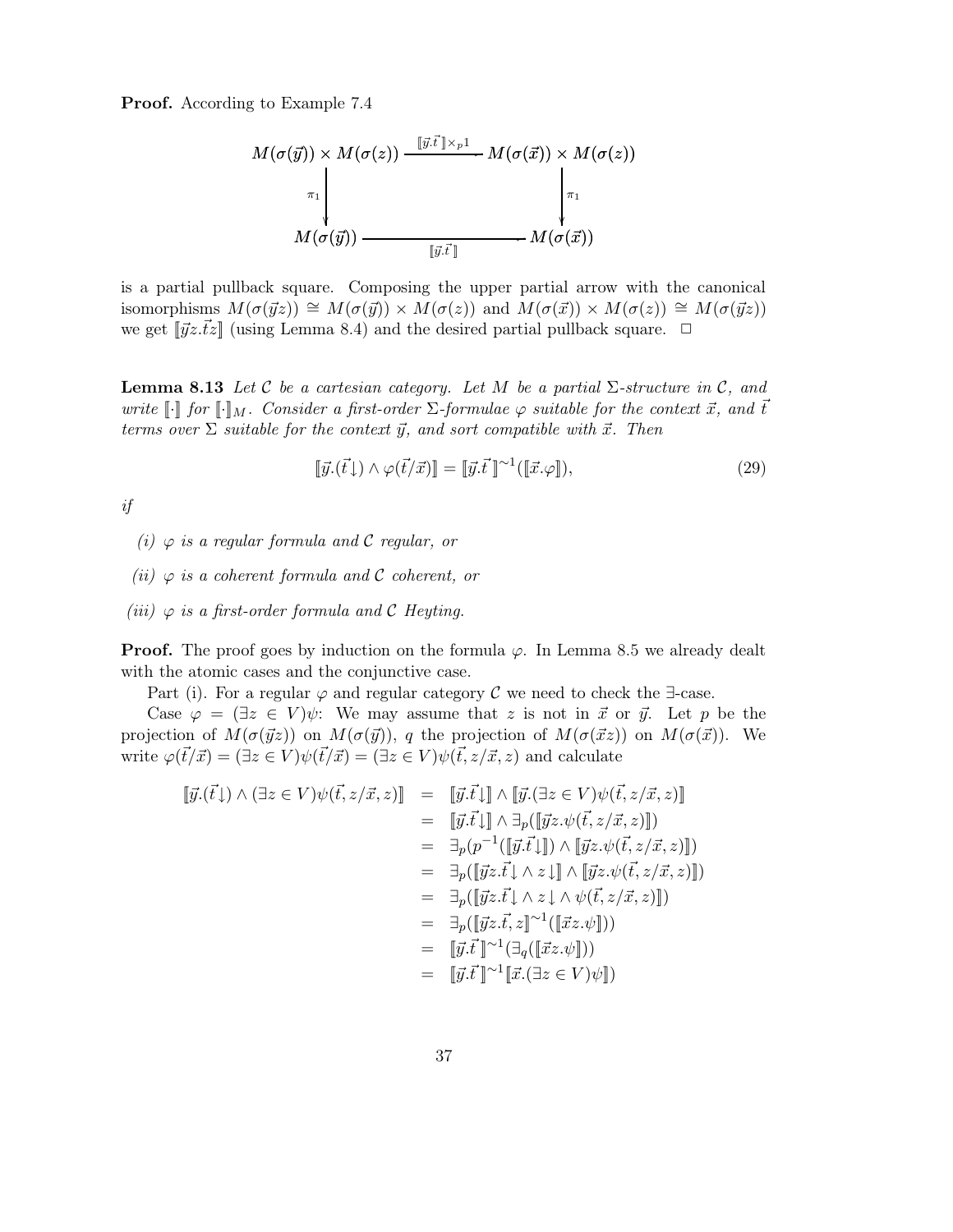**Proof.** According to Example 7.4

$$
\begin{array}{ccc}
M(\sigma(\vec{y})) \times M(\sigma(z)) & \xrightarrow{\llbracket \vec{y}.\vec{t} \rrbracket \times_p 1} & M(\sigma(\vec{x})) \times M(\sigma(z)) \\
\Big\downarrow {\scriptstyle \pi_1} & & \Big\downarrow {\scriptstyle \pi_1} \\
M(\sigma(\vec{y})) & \xrightarrow[\llbracket \vec{y}.\vec{t} \rrbracket]{} & M(\sigma(\vec{x}))
\end{array}
$$

is a partial pullback square. Composing the upper partial arrow with the canonical isomorphisms $M(\sigma(\vec{y}z)) \cong M(\sigma(\vec{y})) \times M(\sigma(z))$ and $M(\sigma(\vec{x})) \times M(\sigma(z)) \cong M(\sigma(\vec{y}z))$ we get $\llbracket \vec{y}z.\vec{t}z \rrbracket$ (using Lemma 8.4) and the desired partial pullback square. $\Box$

**Lemma 8.13** *Let $\mathcal{C}$ be a cartesian category. Let $M$ be a partial $\Sigma$-structure in $\mathcal{C}$, and write $\llbracket \cdot \rrbracket$ for $\llbracket \cdot \rrbracket_M$. Consider a first-order $\Sigma$-formulae $\varphi$ suitable for the context $\vec{x}$, and $\vec{t}$ terms over $\Sigma$ suitable for the context $\vec{y}$, and sort compatible with $\vec{x}$. Then*

$$
\llbracket \vec{y}.(\vec{t}\downarrow) \wedge \varphi(\vec{t}/\vec{x}) \rrbracket = \llbracket \vec{y}.\vec{t} \rrbracket^{\sim 1}(\llbracket \vec{x}.\varphi \rrbracket), \tag{29}
$$

*if*

- *(i) $\varphi$ is a regular formula and $\mathcal{C}$ regular, or*
- *(ii) $\varphi$ is a coherent formula and $\mathcal{C}$ coherent, or*
- *(iii) $\varphi$ is a first-order formula and $\mathcal{C}$ Heyting.*

**Proof.** The proof goes by induction on the formula $\varphi$. In Lemma 8.5 we already dealt with the atomic cases and the conjunctive case.

Part (i). For a regular $\varphi$ and regular category $\mathcal{C}$ we need to check the $\exists$-case.

Case $\varphi = (\exists z \in V)\psi$: We may assume that $z$ is not in $\vec{x}$ or $\vec{y}$. Let $p$ be the projection of $M(\sigma(\vec{y}z))$ on $M(\sigma(\vec{y}))$, $q$ the projection of $M(\sigma(\vec{x}z))$ on $M(\sigma(\vec{x}))$. We write $\varphi(\vec{t}/\vec{x}) = (\exists z \in V)\psi(\vec{t}/\vec{x}) = (\exists z \in V)\psi(\vec{t}, z/\vec{x}, z)$ and calculate

$$
\begin{aligned}
\llbracket \vec{y}.(\vec{t}\downarrow) \wedge (\exists z \in V)\psi(\vec{t}, z/\vec{x}, z) \rrbracket &= \llbracket \vec{y}.\vec{t}\downarrow \rrbracket \wedge \llbracket \vec{y}.(\exists z \in V)\psi(\vec{t}, z/\vec{x}, z) \rrbracket \\
&= \llbracket \vec{y}.\vec{t}\downarrow \rrbracket \wedge \exists_p(\llbracket \vec{y}z.\psi(\vec{t}, z/\vec{x}, z) \rrbracket) \\
&= \exists_p(p^{-1}(\llbracket \vec{y}.\vec{t}\downarrow \rrbracket) \wedge \llbracket \vec{y}z.\psi(\vec{t}, z/\vec{x}, z) \rrbracket) \\
&= \exists_p(\llbracket \vec{y}z.\vec{t}\downarrow \wedge z\downarrow \rrbracket \wedge \llbracket \vec{y}z.\psi(\vec{t}, z/\vec{x}, z) \rrbracket) \\
&= \exists_p(\llbracket \vec{y}z.\vec{t}\downarrow \wedge z\downarrow \wedge \psi(\vec{t}, z/\vec{x}, z) \rrbracket) \\
&= \exists_p(\llbracket \vec{y}z.\vec{t}, z \rrbracket^{\sim 1}(\llbracket \vec{x}z.\psi \rrbracket)) \\
&= \llbracket \vec{y}.\vec{t} \rrbracket^{\sim 1}(\exists_q(\llbracket \vec{x}z.\psi \rrbracket)) \\
&= \llbracket \vec{y}.\vec{t} \rrbracket^{\sim 1}\llbracket \vec{x}.(\exists z \in V)\psi \rrbracket)
\end{aligned}
$$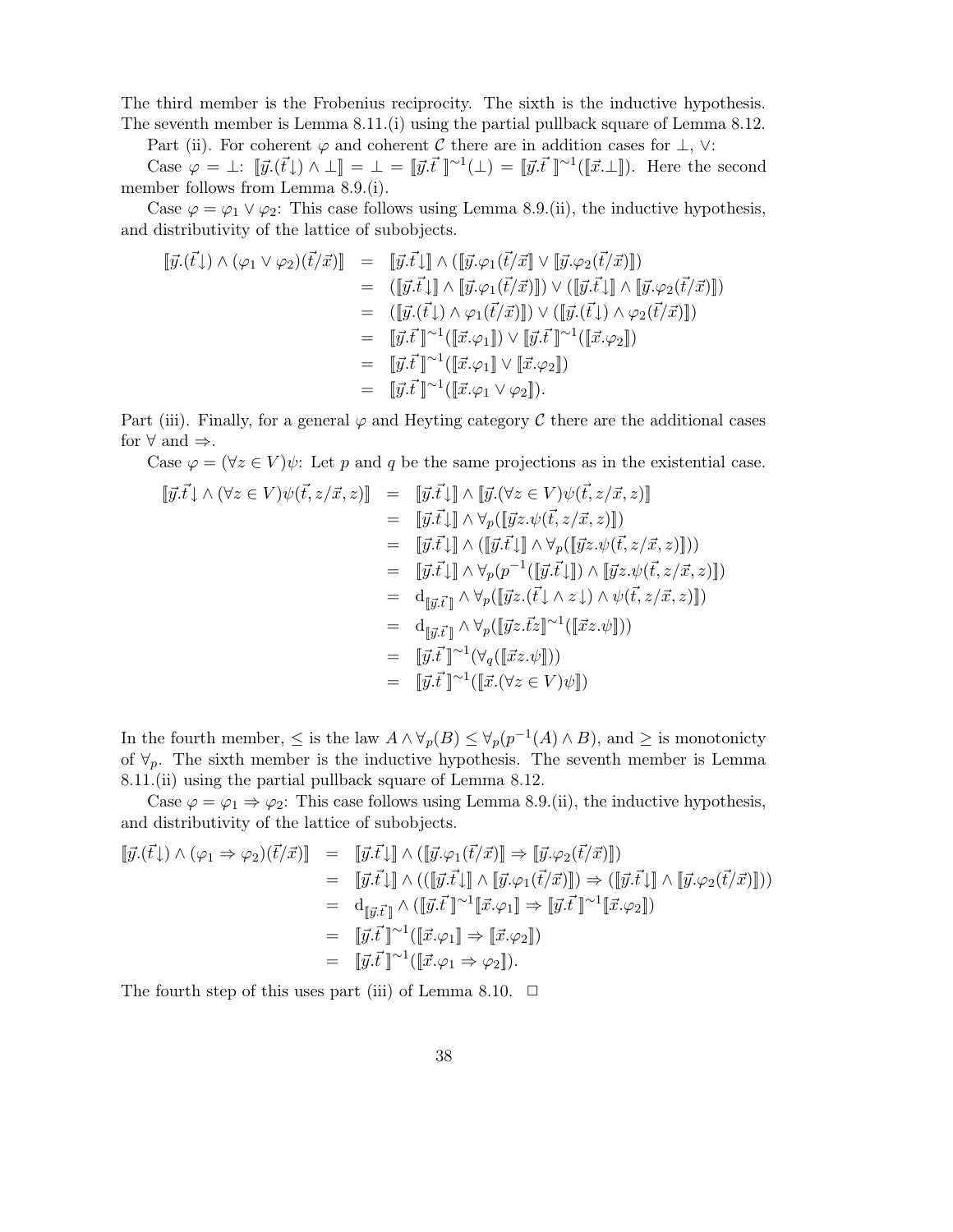The third member is the Frobenius reciprocity. The sixth is the inductive hypothesis. The seventh member is Lemma 8.11.(i) using the partial pullback square of Lemma 8.12.

Part (ii). For coherent $\varphi$ and coherent $\mathcal{C}$ there are in addition cases for $\bot$, $\vee$:

Case $\varphi = \bot$: $[\![\vec{y}.(\vec{t}\downarrow) \wedge \bot]\!] = \bot = [\![\vec{y}.\vec{t}\,]\!]^{\sim 1}(\bot) = [\![\vec{y}.\vec{t}\,]\!]^{\sim 1}([\![\vec{x}.\bot]\!])$. Here the second member follows from Lemma 8.9.(i).

Case $\varphi = \varphi_1 \vee \varphi_2$: This case follows using Lemma 8.9.(ii), the inductive hypothesis, and distributivity of the lattice of subobjects.

$$
\begin{aligned}
[\![\vec{y}.(\vec{t}\downarrow) \wedge (\varphi_1 \vee \varphi_2)(\vec{t}/\vec{x})]\!] &= [\![\vec{y}.\vec{t}\downarrow]\!] \wedge ([\![\vec{y}.\varphi_1(\vec{t}/\vec{x}]\!] \vee [\![\vec{y}.\varphi_2(\vec{t}/\vec{x})]\!]) \\
&= ([\![\vec{y}.\vec{t}\downarrow]\!] \wedge [\![\vec{y}.\varphi_1(\vec{t}/\vec{x})]\!]) \vee ([\![\vec{y}.\vec{t}\downarrow]\!] \wedge [\![\vec{y}.\varphi_2(\vec{t}/\vec{x})]\!]) \\
&= ([\![\vec{y}.(\vec{t}\downarrow) \wedge \varphi_1(\vec{t}/\vec{x})]\!]) \vee ([\![\vec{y}.(\vec{t}\downarrow) \wedge \varphi_2(\vec{t}/\vec{x})]\!]) \\
&= [\![\vec{y}.\vec{t}\,]\!]^{\sim 1}([\![\vec{x}.\varphi_1]\!]) \vee [\![\vec{y}.\vec{t}\,]\!]^{\sim 1}([\![\vec{x}.\varphi_2]\!]) \\
&= [\![\vec{y}.\vec{t}\,]\!]^{\sim 1}([\![\vec{x}.\varphi_1]\!] \vee [\![\vec{x}.\varphi_2]\!]) \\
&= [\![\vec{y}.\vec{t}\,]\!]^{\sim 1}([\![\vec{x}.\varphi_1 \vee \varphi_2]\!]).
\end{aligned}
$$

Part (iii). Finally, for a general $\varphi$ and Heyting category $\mathcal{C}$ there are the additional cases for $\forall$ and $\Rightarrow$.

Case $\varphi = (\forall z \in V)\psi$: Let $p$ and $q$ be the same projections as in the existential case.

$$
\begin{aligned}
[\![\vec{y}.\vec{t}\downarrow \wedge (\forall z \in V)\psi(\vec{t}, z/\vec{x}, z)]\!] &= [\![\vec{y}.\vec{t}\downarrow]\!] \wedge [\![\vec{y}.(\forall z \in V)\psi(\vec{t}, z/\vec{x}, z)]\!] \\
&= [\![\vec{y}.\vec{t}\downarrow]\!] \wedge \forall_p([\![\vec{y}z.\psi(\vec{t}, z/\vec{x}, z)]\!]) \\
&= [\![\vec{y}.\vec{t}\downarrow]\!] \wedge ([\![\vec{y}.\vec{t}\downarrow]\!] \wedge \forall_p([\![\vec{y}z.\psi(\vec{t}, z/\vec{x}, z)]\!])) \\
&= [\![\vec{y}.\vec{t}\downarrow]\!] \wedge \forall_p(p^{-1}([\![\vec{y}.\vec{t}\downarrow]\!]) \wedge [\![\vec{y}z.\psi(\vec{t}, z/\vec{x}, z)]\!]) \\
&= \mathrm{d}_{[\![\vec{y}.\vec{t}]\!]} \wedge \forall_p([\![\vec{y}z.(\vec{t}\downarrow \wedge z\downarrow) \wedge \psi(\vec{t}, z/\vec{x}, z)]\!]) \\
&= \mathrm{d}_{[\![\vec{y}.\vec{t}]\!]} \wedge \forall_p([\![\vec{y}z.\vec{t}z]\!]^{\sim 1}([\![\vec{x}z.\psi]\!])) \\
&= [\![\vec{y}.\vec{t}\,]\!]^{\sim 1}(\forall_q([\![\vec{x}z.\psi]\!])) \\
&= [\![\vec{y}.\vec{t}\,]\!]^{\sim 1}([\![\vec{x}.(\forall z \in V)\psi]\!])
\end{aligned}
$$

In the fourth member, $\leq$ is the law $A \wedge \forall_p(B) \leq \forall_p(p^{-1}(A) \wedge B)$, and $\geq$ is monotonicty of $\forall_p$. The sixth member is the inductive hypothesis. The seventh member is Lemma 8.11.(ii) using the partial pullback square of Lemma 8.12.

Case $\varphi = \varphi_1 \Rightarrow \varphi_2$: This case follows using Lemma 8.9.(ii), the inductive hypothesis, and distributivity of the lattice of subobjects.

$$
\begin{aligned}
[\![\vec{y}.(\vec{t}\downarrow) \wedge (\varphi_1 \Rightarrow \varphi_2)(\vec{t}/\vec{x})]\!] &= [\![\vec{y}.\vec{t}\downarrow]\!] \wedge ([\![\vec{y}.\varphi_1(\vec{t}/\vec{x})]\!] \Rightarrow [\![\vec{y}.\varphi_2(\vec{t}/\vec{x})]\!]) \\
&= [\![\vec{y}.\vec{t}\downarrow]\!] \wedge (([\![\vec{y}.\vec{t}\downarrow]\!] \wedge [\![\vec{y}.\varphi_1(\vec{t}/\vec{x})]\!]) \Rightarrow ([\![\vec{y}.\vec{t}\downarrow]\!] \wedge [\![\vec{y}.\varphi_2(\vec{t}/\vec{x})]\!])) \\
&= \mathrm{d}_{[\![\vec{y}.\vec{t}]\!]} \wedge ([\![\vec{y}.\vec{t}\,]\!]^{\sim 1}[\![\vec{x}.\varphi_1]\!] \Rightarrow [\![\vec{y}.\vec{t}\,]\!]^{\sim 1}[\![\vec{x}.\varphi_2]\!]) \\
&= [\![\vec{y}.\vec{t}\,]\!]^{\sim 1}([\![\vec{x}.\varphi_1]\!] \Rightarrow [\![\vec{x}.\varphi_2]\!]) \\
&= [\![\vec{y}.\vec{t}\,]\!]^{\sim 1}([\![\vec{x}.\varphi_1 \Rightarrow \varphi_2]\!]).
\end{aligned}
$$

The fourth step of this uses part (iii) of Lemma 8.10. $\Box$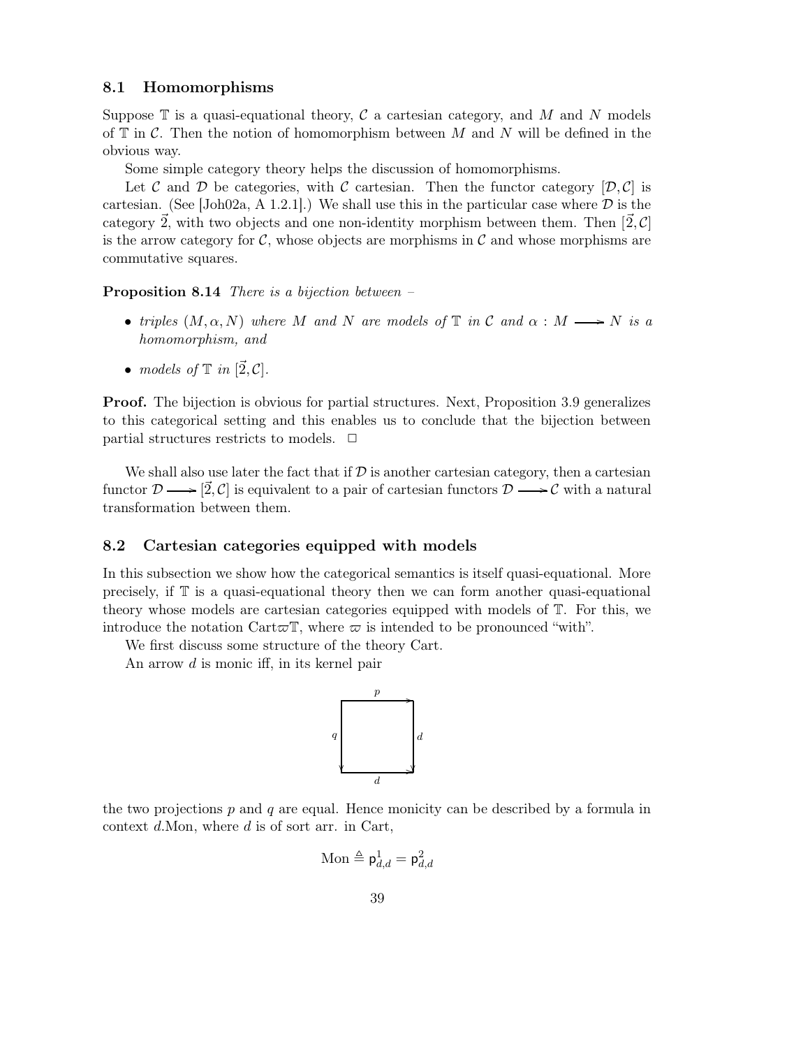### 8.1 Homomorphisms

Suppose $\mathbb{T}$ is a quasi-equational theory, $\mathcal{C}$ a cartesian category, and $M$ and $N$ models of $\mathbb{T}$ in $\mathcal{C}$. Then the notion of homomorphism between $M$ and $N$ will be defined in the obvious way.

Some simple category theory helps the discussion of homomorphisms.

Let $\mathcal{C}$ and $\mathcal{D}$ be categories, with $\mathcal{C}$ cartesian. Then the functor category $[\mathcal{D}, \mathcal{C}]$ is cartesian. (See [Joh02a, A 1.2.1].) We shall use this in the particular case where $\mathcal{D}$ is the category $\vec{2}$, with two objects and one non-identity morphism between them. Then $[\vec{2}, \mathcal{C}]$ is the arrow category for $\mathcal{C}$, whose objects are morphisms in $\mathcal{C}$ and whose morphisms are commutative squares.

**Proposition 8.14** *There is a bijection between –*

- *triples $(M, \alpha, N)$ where $M$ and $N$ are models of $\mathbb{T}$ in $\mathcal{C}$ and $\alpha : M \longrightarrow N$ is a homomorphism, and*
- *models of $\mathbb{T}$ in $[\vec{2}, \mathcal{C}]$.*

**Proof.** The bijection is obvious for partial structures. Next, Proposition 3.9 generalizes to this categorical setting and this enables us to conclude that the bijection between partial structures restricts to models. $\Box$

We shall also use later the fact that if $\mathcal{D}$ is another cartesian category, then a cartesian functor $\mathcal{D} \longrightarrow [\vec{2}, \mathcal{C}]$ is equivalent to a pair of cartesian functors $\mathcal{D} \longrightarrow \mathcal{C}$ with a natural transformation between them.

### 8.2 Cartesian categories equipped with models

In this subsection we show how the categorical semantics is itself quasi-equational. More precisely, if $\mathbb{T}$ is a quasi-equational theory then we can form another quasi-equational theory whose models are cartesian categories equipped with models of $\mathbb{T}$. For this, we introduce the notation $\mathrm{Cart}\varpi\mathbb{T}$, where $\varpi$ is intended to be pronounced "with".

We first discuss some structure of the theory Cart.

An arrow $d$ is monic iff, in its kernel pair

$$\begin{array}{ccc} \cdot & \xrightarrow{p} & \cdot \\ {\scriptstyle q}\downarrow & & \downarrow{\scriptstyle d} \\ \cdot & \xrightarrow{d} & \cdot \end{array}$$

the two projections $p$ and $q$ are equal. Hence monicity can be described by a formula in context $d.\mathrm{Mon}$, where $d$ is of sort arr. in Cart,

$$\mathrm{Mon} \triangleq \mathsf{p}^1_{d,d} = \mathsf{p}^2_{d,d}$$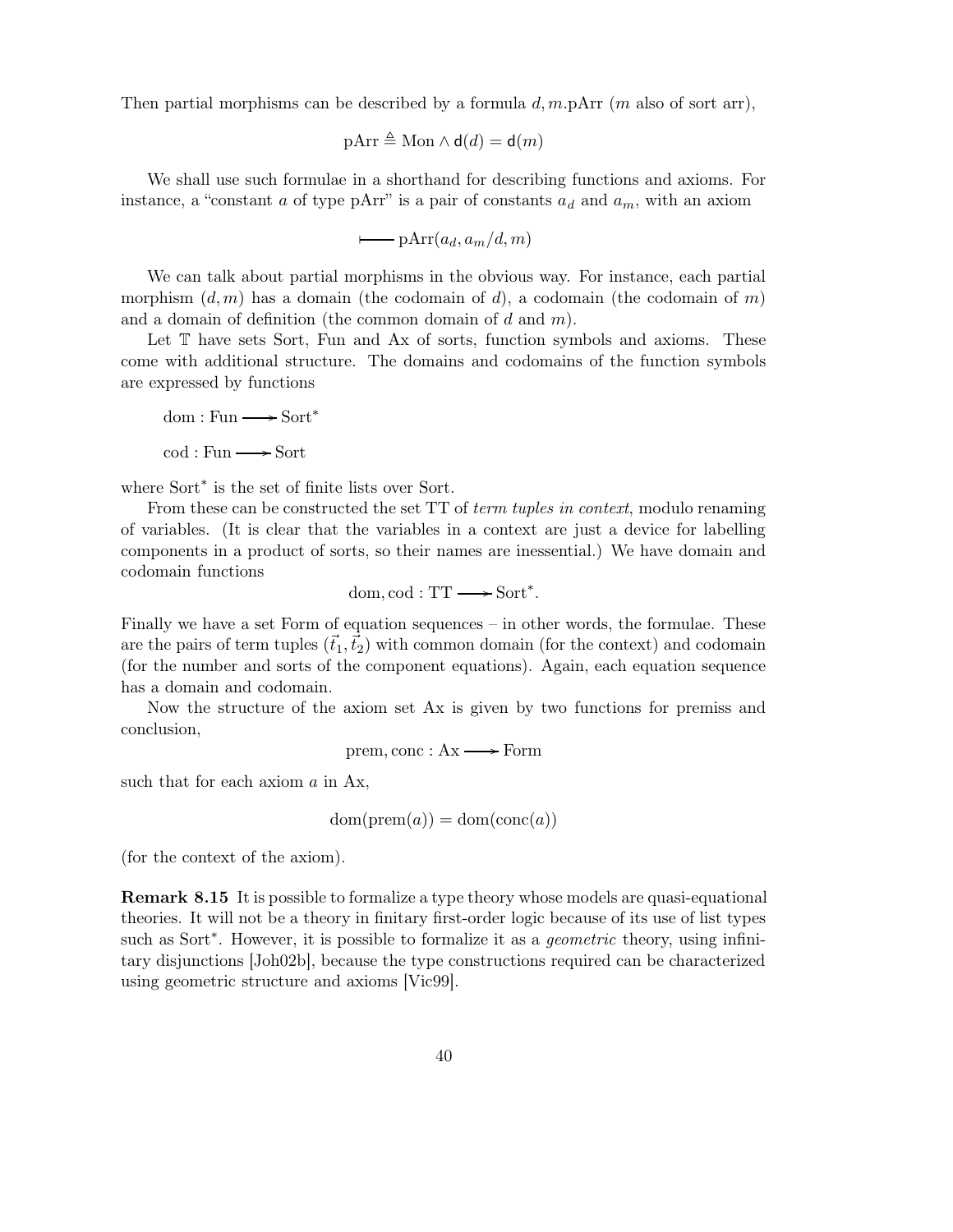Then partial morphisms can be described by a formula $d, m.\mathrm{pArr}$ ($m$ also of sort arr),

$$\mathrm{pArr} \triangleq \mathrm{Mon} \wedge \mathsf{d}(d) = \mathsf{d}(m)$$

We shall use such formulae in a shorthand for describing functions and axioms. For instance, a "constant $a$ of type pArr" is a pair of constants $a_d$ and $a_m$, with an axiom

$$\longmapsto \mathrm{pArr}(a_d, a_m/d, m)$$

We can talk about partial morphisms in the obvious way. For instance, each partial morphism $(d, m)$ has a domain (the codomain of $d$), a codomain (the codomain of $m$) and a domain of definition (the common domain of $d$ and $m$).

Let $\mathbb{T}$ have sets Sort, Fun and Ax of sorts, function symbols and axioms. These come with additional structure. The domains and codomains of the function symbols are expressed by functions

$$\mathrm{dom} : \mathrm{Fun} \longrightarrow \mathrm{Sort}^*$$

$$\mathrm{cod} : \mathrm{Fun} \longrightarrow \mathrm{Sort}$$

where $\mathrm{Sort}^*$ is the set of finite lists over Sort.

From these can be constructed the set TT of *term tuples in context*, modulo renaming of variables. (It is clear that the variables in a context are just a device for labelling components in a product of sorts, so their names are inessential.) We have domain and codomain functions

$$\mathrm{dom}, \mathrm{cod} : \mathrm{TT} \longrightarrow \mathrm{Sort}^*.$$

Finally we have a set Form of equation sequences – in other words, the formulae. These are the pairs of term tuples $(\vec{t_1}, \vec{t_2})$ with common domain (for the context) and codomain (for the number and sorts of the component equations). Again, each equation sequence has a domain and codomain.

Now the structure of the axiom set Ax is given by two functions for premiss and conclusion,

$$\mathrm{prem}, \mathrm{conc} : \mathrm{Ax} \longrightarrow \mathrm{Form}$$

such that for each axiom $a$ in Ax,

$$\mathrm{dom}(\mathrm{prem}(a)) = \mathrm{dom}(\mathrm{conc}(a))$$

(for the context of the axiom).

**Remark 8.15** It is possible to formalize a type theory whose models are quasi-equational theories. It will not be a theory in finitary first-order logic because of its use of list types such as $\mathrm{Sort}^*$. However, it is possible to formalize it as a *geometric* theory, using infinitary disjunctions [Joh02b], because the type constructions required can be characterized using geometric structure and axioms [Vic99].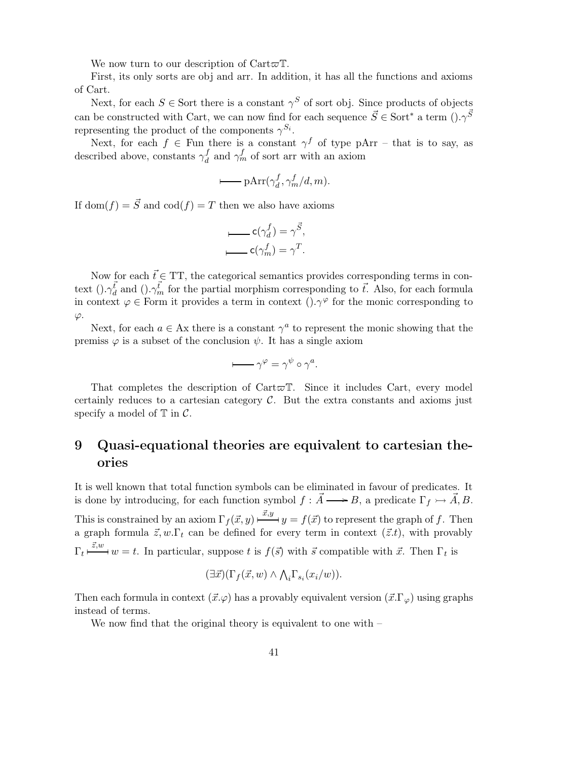We now turn to our description of $\mathrm{Cart}\varpi\mathbb{T}$.

First, its only sorts are obj and arr. In addition, it has all the functions and axioms of Cart.

Next, for each $S \in \mathrm{Sort}$ there is a constant $\gamma^S$ of sort obj. Since products of objects can be constructed with Cart, we can now find for each sequence $\vec{S} \in \mathrm{Sort}^*$ a term $().\gamma^{\vec{S}}$ representing the product of the components $\gamma^{S_i}$.

Next, for each $f \in \mathrm{Fun}$ there is a constant $\gamma^f$ of type pArr – that is to say, as described above, constants $\gamma^f_d$ and $\gamma^f_m$ of sort arr with an axiom

$$\longmapsto \mathrm{pArr}(\gamma^f_d, \gamma^f_m/d, m).$$

If $\mathrm{dom}(f) = \vec{S}$ and $\mathrm{cod}(f) = T$ then we also have axioms

$$\longmapsto \mathsf{c}(\gamma^f_d) = \gamma^{\vec{S}},$$
$$\longmapsto \mathsf{c}(\gamma^f_m) = \gamma^T.$$

Now for each $\vec{t} \in \mathrm{TT}$, the categorical semantics provides corresponding terms in context $().\gamma^{\vec{t}}_d$ and $().\gamma^{\vec{t}}_m$ for the partial morphism corresponding to $\vec{t}$. Also, for each formula in context $\varphi \in \mathrm{Form}$ it provides a term in context $().\gamma^\varphi$ for the monic corresponding to $\varphi$.

Next, for each $a \in \mathrm{Ax}$ there is a constant $\gamma^a$ to represent the monic showing that the premiss $\varphi$ is a subset of the conclusion $\psi$. It has a single axiom

$$\longmapsto \gamma^\varphi = \gamma^\psi \circ \gamma^a.$$

That completes the description of $\mathrm{Cart}\varpi\mathbb{T}$. Since it includes Cart, every model certainly reduces to a cartesian category $\mathcal{C}$. But the extra constants and axioms just specify a model of $\mathbb{T}$ in $\mathcal{C}$.

# 9 Quasi-equational theories are equivalent to cartesian theories

It is well known that total function symbols can be eliminated in favour of predicates. It is done by introducing, for each function symbol $f : \vec{A} \longrightarrow B$, a predicate $\Gamma_f \rightarrowtail \vec{A}, B$. This is constrained by an axiom $\Gamma_f(\vec{x}, y) \overset{\vec{x},y}{\longmapsto} y = f(\vec{x})$ to represent the graph of $f$. Then a graph formula $\vec{z}, w.\Gamma_t$ can be defined for every term in context $(\vec{z}.t)$, with provably $\Gamma_t \overset{\vec{z},w}{\longmapsto} w = t$. In particular, suppose $t$ is $f(\vec{s})$ with $\vec{s}$ compatible with $\vec{x}$. Then $\Gamma_t$ is

$$(\exists \vec{x})(\Gamma_f(\vec{x}, w) \wedge \textstyle\bigwedge_i \Gamma_{s_i}(x_i/w)).$$

Then each formula in context $(\vec{x}.\varphi)$ has a provably equivalent version $(\vec{x}.\Gamma_\varphi)$ using graphs instead of terms.

We now find that the original theory is equivalent to one with –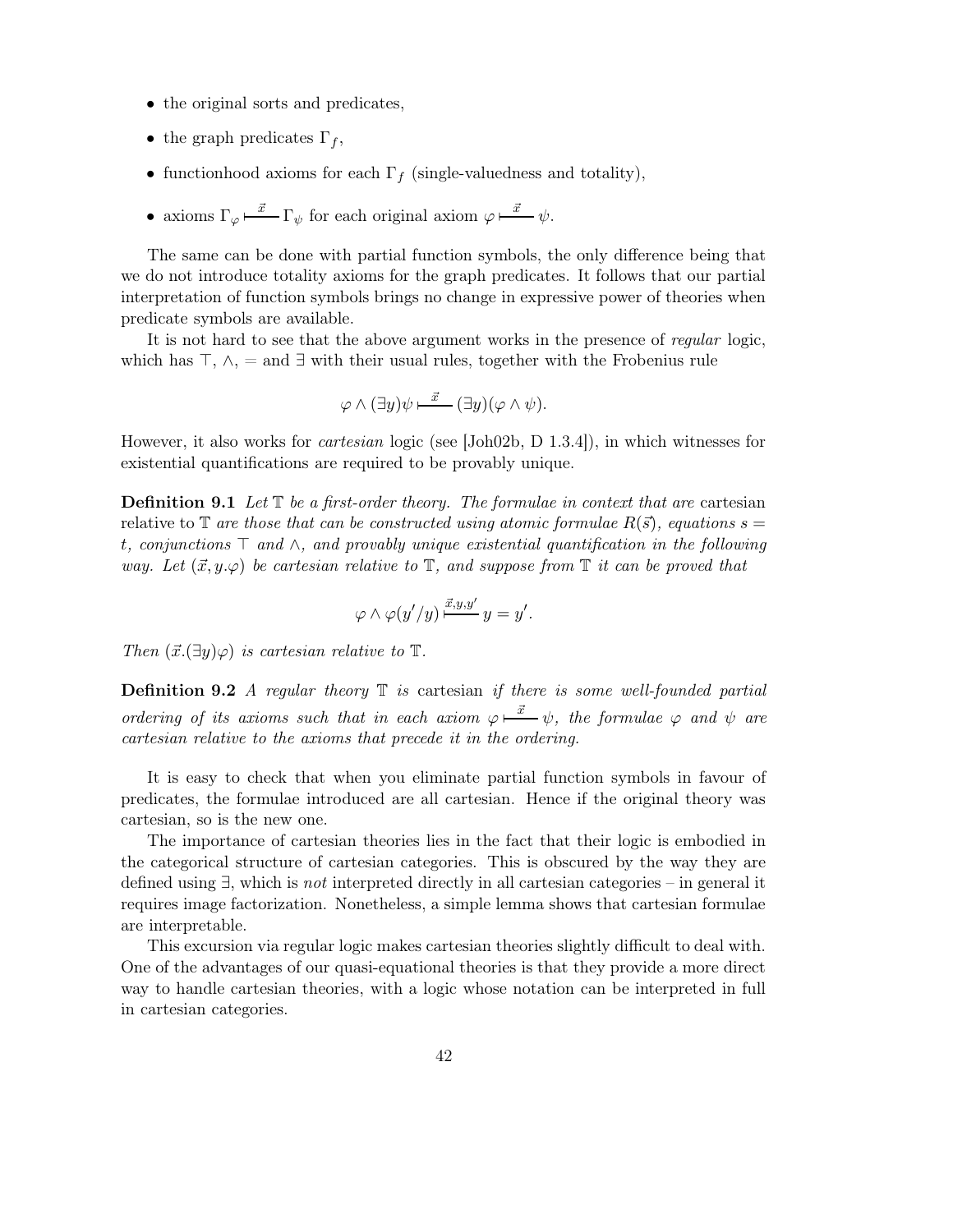- the original sorts and predicates,
- the graph predicates $\Gamma_f$,
- functionhood axioms for each $\Gamma_f$ (single-valuedness and totality),
- axioms $\Gamma_\varphi \vdash^{\vec{x}} \Gamma_\psi$ for each original axiom $\varphi \vdash^{\vec{x}} \psi$.

The same can be done with partial function symbols, the only difference being that we do not introduce totality axioms for the graph predicates. It follows that our partial interpretation of function symbols brings no change in expressive power of theories when predicate symbols are available.

It is not hard to see that the above argument works in the presence of *regular* logic, which has $\top$, $\wedge$, $=$ and $\exists$ with their usual rules, together with the Frobenius rule

$$\varphi \wedge (\exists y)\psi \vdash^{\vec{x}} (\exists y)(\varphi \wedge \psi).$$

However, it also works for *cartesian* logic (see [Joh02b, D 1.3.4]), in which witnesses for existential quantifications are required to be provably unique.

**Definition 9.1** *Let $\mathbb{T}$ be a first-order theory. The formulae in context that are* cartesian *relative to $\mathbb{T}$ are those that can be constructed using atomic formulae $R(\vec{s})$, equations $s = t$, conjunctions $\top$ and $\wedge$, and provably unique existential quantification in the following way. Let $(\vec{x}, y.\varphi)$ be cartesian relative to $\mathbb{T}$, and suppose from $\mathbb{T}$ it can be proved that*

$$\varphi \wedge \varphi(y'/y) \vdash^{\vec{x},y,y'} y = y'.$$

*Then $(\vec{x}.(\exists y)\varphi)$ is cartesian relative to $\mathbb{T}$.*

**Definition 9.2** *A regular theory $\mathbb{T}$ is* cartesian *if there is some well-founded partial ordering of its axioms such that in each axiom $\varphi \vdash^{\vec{x}} \psi$, the formulae $\varphi$ and $\psi$ are cartesian relative to the axioms that precede it in the ordering.*

It is easy to check that when you eliminate partial function symbols in favour of predicates, the formulae introduced are all cartesian. Hence if the original theory was cartesian, so is the new one.

The importance of cartesian theories lies in the fact that their logic is embodied in the categorical structure of cartesian categories. This is obscured by the way they are defined using $\exists$, which is *not* interpreted directly in all cartesian categories – in general it requires image factorization. Nonetheless, a simple lemma shows that cartesian formulae are interpretable.

This excursion via regular logic makes cartesian theories slightly difficult to deal with. One of the advantages of our quasi-equational theories is that they provide a more direct way to handle cartesian theories, with a logic whose notation can be interpreted in full in cartesian categories.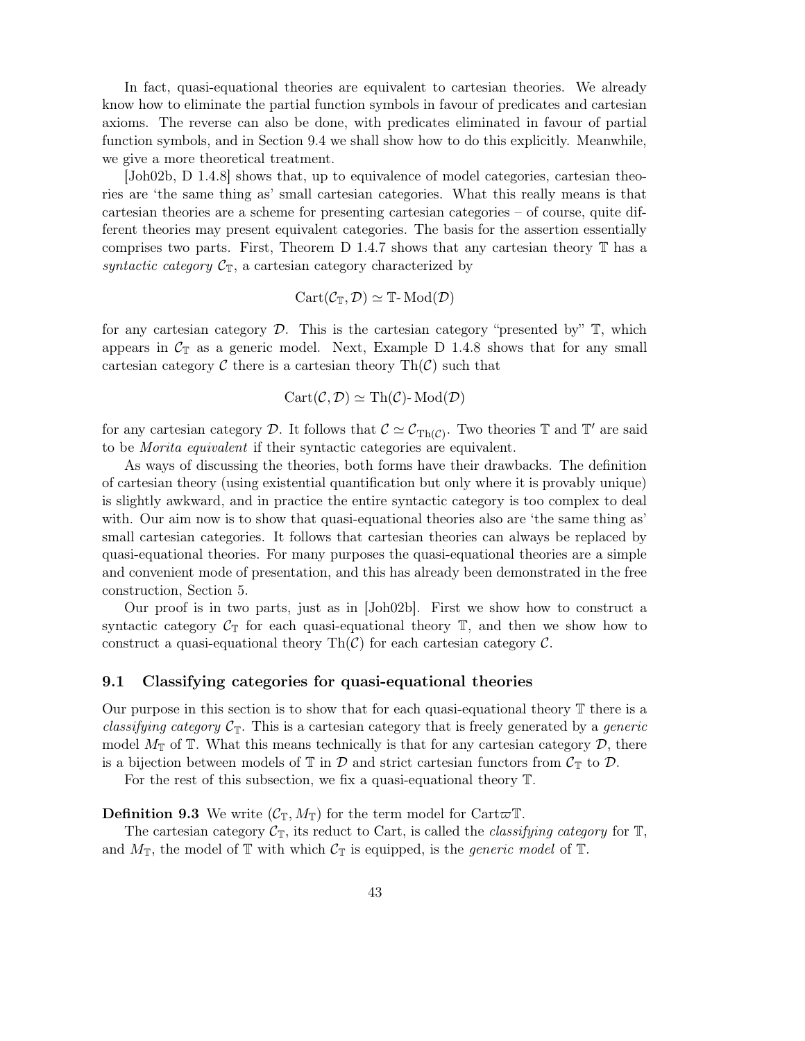In fact, quasi-equational theories are equivalent to cartesian theories. We already know how to eliminate the partial function symbols in favour of predicates and cartesian axioms. The reverse can also be done, with predicates eliminated in favour of partial function symbols, and in Section 9.4 we shall show how to do this explicitly. Meanwhile, we give a more theoretical treatment.

[Joh02b, D 1.4.8] shows that, up to equivalence of model categories, cartesian theories are 'the same thing as' small cartesian categories. What this really means is that cartesian theories are a scheme for presenting cartesian categories – of course, quite different theories may present equivalent categories. The basis for the assertion essentially comprises two parts. First, Theorem D 1.4.7 shows that any cartesian theory $\mathbb{T}$ has a *syntactic category* $\mathcal{C}_{\mathbb{T}}$, a cartesian category characterized by

$$\mathrm{Cart}(\mathcal{C}_{\mathbb{T}}, \mathcal{D}) \simeq \mathbb{T}\text{-}\mathrm{Mod}(\mathcal{D})$$

for any cartesian category $\mathcal{D}$. This is the cartesian category "presented by" $\mathbb{T}$, which appears in $\mathcal{C}_{\mathbb{T}}$ as a generic model. Next, Example D 1.4.8 shows that for any small cartesian category $\mathcal{C}$ there is a cartesian theory $\mathrm{Th}(\mathcal{C})$ such that

$$\mathrm{Cart}(\mathcal{C}, \mathcal{D}) \simeq \mathrm{Th}(\mathcal{C})\text{-}\mathrm{Mod}(\mathcal{D})$$

for any cartesian category $\mathcal{D}$. It follows that $\mathcal{C} \simeq \mathcal{C}_{\mathrm{Th}(\mathcal{C})}$. Two theories $\mathbb{T}$ and $\mathbb{T}'$ are said to be *Morita equivalent* if their syntactic categories are equivalent.

As ways of discussing the theories, both forms have their drawbacks. The definition of cartesian theory (using existential quantification but only where it is provably unique) is slightly awkward, and in practice the entire syntactic category is too complex to deal with. Our aim now is to show that quasi-equational theories also are 'the same thing as' small cartesian categories. It follows that cartesian theories can always be replaced by quasi-equational theories. For many purposes the quasi-equational theories are a simple and convenient mode of presentation, and this has already been demonstrated in the free construction, Section 5.

Our proof is in two parts, just as in [Joh02b]. First we show how to construct a syntactic category $\mathcal{C}_{\mathbb{T}}$ for each quasi-equational theory $\mathbb{T}$, and then we show how to construct a quasi-equational theory $\mathrm{Th}(\mathcal{C})$ for each cartesian category $\mathcal{C}$.

## 9.1 Classifying categories for quasi-equational theories

Our purpose in this section is to show that for each quasi-equational theory $\mathbb{T}$ there is a *classifying category* $\mathcal{C}_{\mathbb{T}}$. This is a cartesian category that is freely generated by a *generic* model $M_{\mathbb{T}}$ of $\mathbb{T}$. What this means technically is that for any cartesian category $\mathcal{D}$, there is a bijection between models of $\mathbb{T}$ in $\mathcal{D}$ and strict cartesian functors from $\mathcal{C}_{\mathbb{T}}$ to $\mathcal{D}$.

For the rest of this subsection, we fix a quasi-equational theory $\mathbb{T}$.

**Definition 9.3** We write $(\mathcal{C}_{\mathbb{T}}, M_{\mathbb{T}})$ for the term model for $\mathrm{Cart}\varpi\mathbb{T}$.

The cartesian category $\mathcal{C}_{\mathbb{T}}$, its reduct to Cart, is called the *classifying category* for $\mathbb{T}$, and $M_{\mathbb{T}}$, the model of $\mathbb{T}$ with which $\mathcal{C}_{\mathbb{T}}$ is equipped, is the *generic model* of $\mathbb{T}$.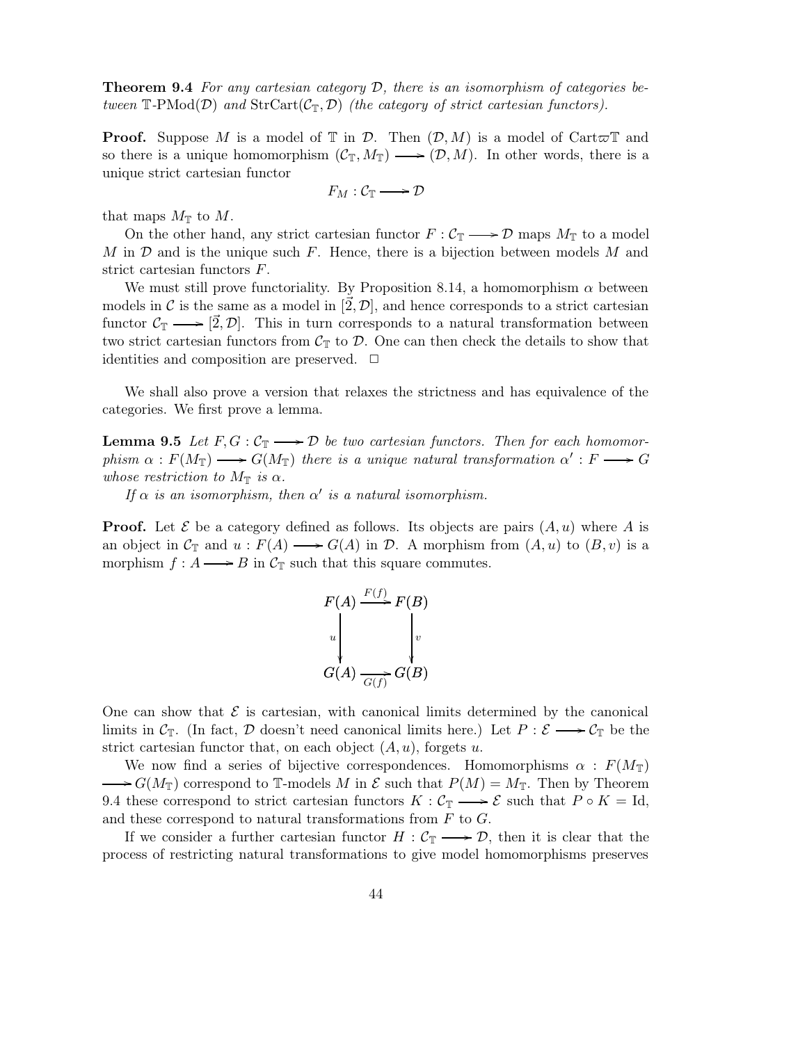**Theorem 9.4** *For any cartesian category $\mathcal{D}$, there is an isomorphism of categories between $\mathbb{T}$-PMod($\mathcal{D}$) and* StrCart$(\mathcal{C}_{\mathbb{T}}, \mathcal{D})$ *(the category of strict cartesian functors).*

**Proof.** Suppose $M$ is a model of $\mathbb{T}$ in $\mathcal{D}$. Then $(\mathcal{D}, M)$ is a model of Cart$\varpi\mathbb{T}$ and so there is a unique homomorphism $(\mathcal{C}_{\mathbb{T}}, M_{\mathbb{T}}) \longrightarrow (\mathcal{D}, M)$. In other words, there is a unique strict cartesian functor

$$F_M : \mathcal{C}_{\mathbb{T}} \longrightarrow \mathcal{D}$$

that maps $M_{\mathbb{T}}$ to $M$.

On the other hand, any strict cartesian functor $F : \mathcal{C}_{\mathbb{T}} \longrightarrow \mathcal{D}$ maps $M_{\mathbb{T}}$ to a model $M$ in $\mathcal{D}$ and is the unique such $F$. Hence, there is a bijection between models $M$ and strict cartesian functors $F$.

We must still prove functoriality. By Proposition 8.14, a homomorphism $\alpha$ between models in $\mathcal{C}$ is the same as a model in $[\vec{2}, \mathcal{D}]$, and hence corresponds to a strict cartesian functor $\mathcal{C}_{\mathbb{T}} \longrightarrow [\vec{2}, \mathcal{D}]$. This in turn corresponds to a natural transformation between two strict cartesian functors from $\mathcal{C}_{\mathbb{T}}$ to $\mathcal{D}$. One can then check the details to show that identities and composition are preserved. $\Box$

We shall also prove a version that relaxes the strictness and has equivalence of the categories. We first prove a lemma.

**Lemma 9.5** *Let $F, G : \mathcal{C}_{\mathbb{T}} \longrightarrow \mathcal{D}$ be two cartesian functors. Then for each homomorphism $\alpha : F(M_{\mathbb{T}}) \longrightarrow G(M_{\mathbb{T}})$ there is a unique natural transformation $\alpha' : F \longrightarrow G$ whose restriction to $M_{\mathbb{T}}$ is $\alpha$.*

*If $\alpha$ is an isomorphism, then $\alpha'$ is a natural isomorphism.*

**Proof.** Let $\mathcal{E}$ be a category defined as follows. Its objects are pairs $(A, u)$ where $A$ is an object in $\mathcal{C}_{\mathbb{T}}$ and $u : F(A) \longrightarrow G(A)$ in $\mathcal{D}$. A morphism from $(A, u)$ to $(B, v)$ is a morphism $f : A \longrightarrow B$ in $\mathcal{C}_{\mathbb{T}}$ such that this square commutes.

$$\begin{array}{ccc} F(A) & \xrightarrow{F(f)} & F(B) \\ {\scriptstyle u}\downarrow & & \downarrow{\scriptstyle v} \\ G(A) & \xrightarrow[G(f)]{} & G(B) \end{array}$$

One can show that $\mathcal{E}$ is cartesian, with canonical limits determined by the canonical limits in $\mathcal{C}_{\mathbb{T}}$. (In fact, $\mathcal{D}$ doesn't need canonical limits here.) Let $P : \mathcal{E} \longrightarrow \mathcal{C}_{\mathbb{T}}$ be the strict cartesian functor that, on each object $(A, u)$, forgets $u$.

We now find a series of bijective correspondences. Homomorphisms $\alpha : F(M_{\mathbb{T}}) \longrightarrow G(M_{\mathbb{T}})$ correspond to $\mathbb{T}$-models $M$ in $\mathcal{E}$ such that $P(M) = M_{\mathbb{T}}$. Then by Theorem 9.4 these correspond to strict cartesian functors $K : \mathcal{C}_{\mathbb{T}} \longrightarrow \mathcal{E}$ such that $P \circ K = \mathrm{Id}$, and these correspond to natural transformations from $F$ to $G$.

If we consider a further cartesian functor $H : \mathcal{C}_{\mathbb{T}} \longrightarrow \mathcal{D}$, then it is clear that the process of restricting natural transformations to give model homomorphisms preserves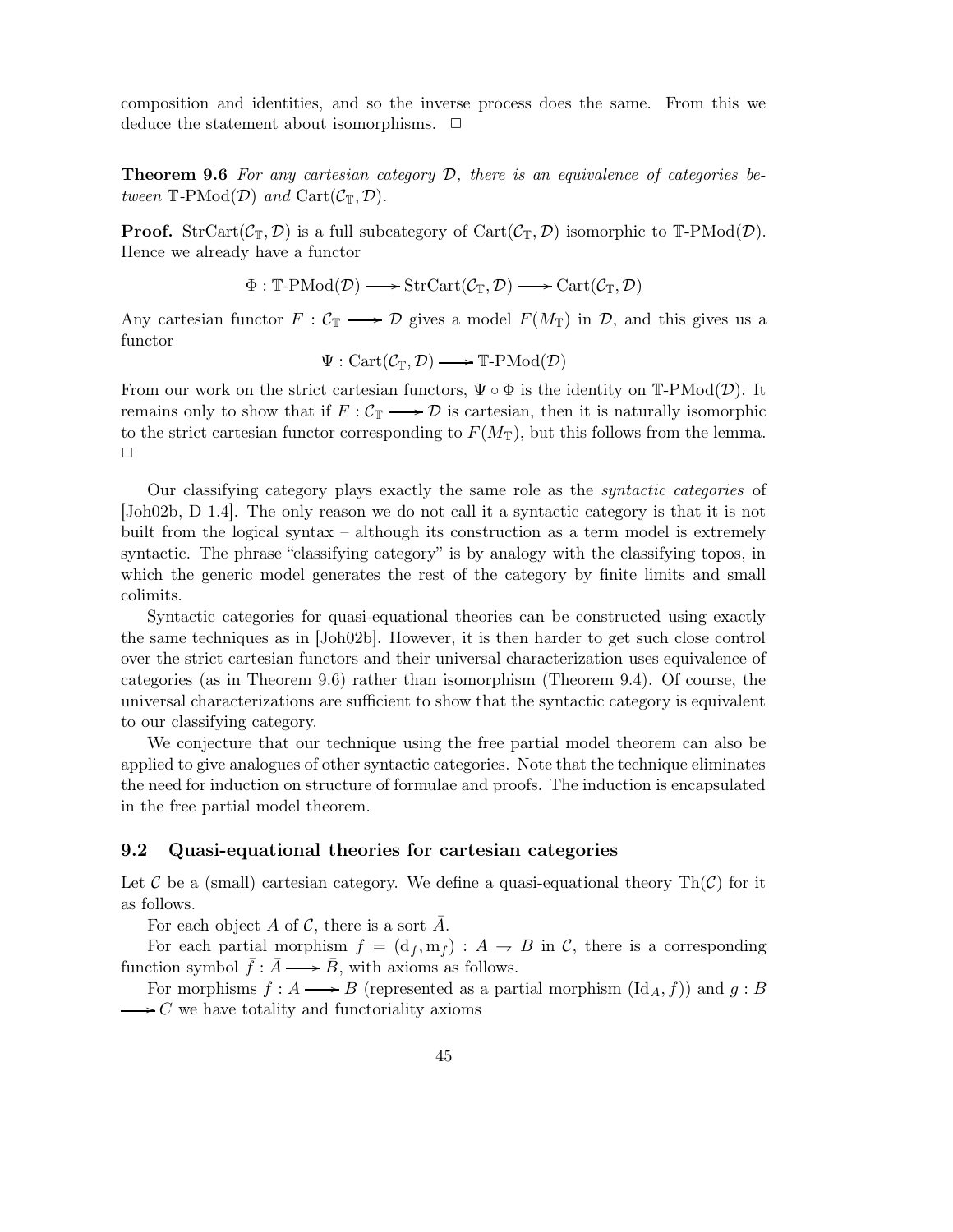composition and identities, and so the inverse process does the same. From this we deduce the statement about isomorphisms. $\square$

**Theorem 9.6** *For any cartesian category $\mathcal{D}$, there is an equivalence of categories between $\mathbb{T}$-PMod$(\mathcal{D})$ and $\mathrm{Cart}(\mathcal{C}_{\mathbb{T}}, \mathcal{D})$.*

**Proof.** $\mathrm{StrCart}(\mathcal{C}_{\mathbb{T}}, \mathcal{D})$ is a full subcategory of $\mathrm{Cart}(\mathcal{C}_{\mathbb{T}}, \mathcal{D})$ isomorphic to $\mathbb{T}\text{-PMod}(\mathcal{D})$. Hence we already have a functor

$$\Phi : \mathbb{T}\text{-PMod}(\mathcal{D}) \longrightarrow \mathrm{StrCart}(\mathcal{C}_{\mathbb{T}}, \mathcal{D}) \longrightarrow \mathrm{Cart}(\mathcal{C}_{\mathbb{T}}, \mathcal{D})$$

Any cartesian functor $F : \mathcal{C}_{\mathbb{T}} \longrightarrow \mathcal{D}$ gives a model $F(M_{\mathbb{T}})$ in $\mathcal{D}$, and this gives us a functor

$$\Psi : \mathrm{Cart}(\mathcal{C}_{\mathbb{T}}, \mathcal{D}) \longrightarrow \mathbb{T}\text{-PMod}(\mathcal{D})$$

From our work on the strict cartesian functors, $\Psi \circ \Phi$ is the identity on $\mathbb{T}\text{-PMod}(\mathcal{D})$. It remains only to show that if $F : \mathcal{C}_{\mathbb{T}} \longrightarrow \mathcal{D}$ is cartesian, then it is naturally isomorphic to the strict cartesian functor corresponding to $F(M_{\mathbb{T}})$, but this follows from the lemma. $\square$

Our classifying category plays exactly the same role as the *syntactic categories* of [Joh02b, D 1.4]. The only reason we do not call it a syntactic category is that it is not built from the logical syntax – although its construction as a term model is extremely syntactic. The phrase "classifying category" is by analogy with the classifying topos, in which the generic model generates the rest of the category by finite limits and small colimits.

Syntactic categories for quasi-equational theories can be constructed using exactly the same techniques as in [Joh02b]. However, it is then harder to get such close control over the strict cartesian functors and their universal characterization uses equivalence of categories (as in Theorem 9.6) rather than isomorphism (Theorem 9.4). Of course, the universal characterizations are sufficient to show that the syntactic category is equivalent to our classifying category.

We conjecture that our technique using the free partial model theorem can also be applied to give analogues of other syntactic categories. Note that the technique eliminates the need for induction on structure of formulae and proofs. The induction is encapsulated in the free partial model theorem.

### 9.2 Quasi-equational theories for cartesian categories

Let $\mathcal{C}$ be a (small) cartesian category. We define a quasi-equational theory $\mathrm{Th}(\mathcal{C})$ for it as follows.

For each object $A$ of $\mathcal{C}$, there is a sort $\bar{A}$.

For each partial morphism $f = (\mathrm{d}_f, \mathrm{m}_f) : A \rightharpoonup B$ in $\mathcal{C}$, there is a corresponding function symbol $\bar{f} : \bar{A} \longrightarrow \bar{B}$, with axioms as follows.

For morphisms $f : A \longrightarrow B$ (represented as a partial morphism $(\mathrm{Id}_A, f)$) and $g : B \longrightarrow C$ we have totality and functoriality axioms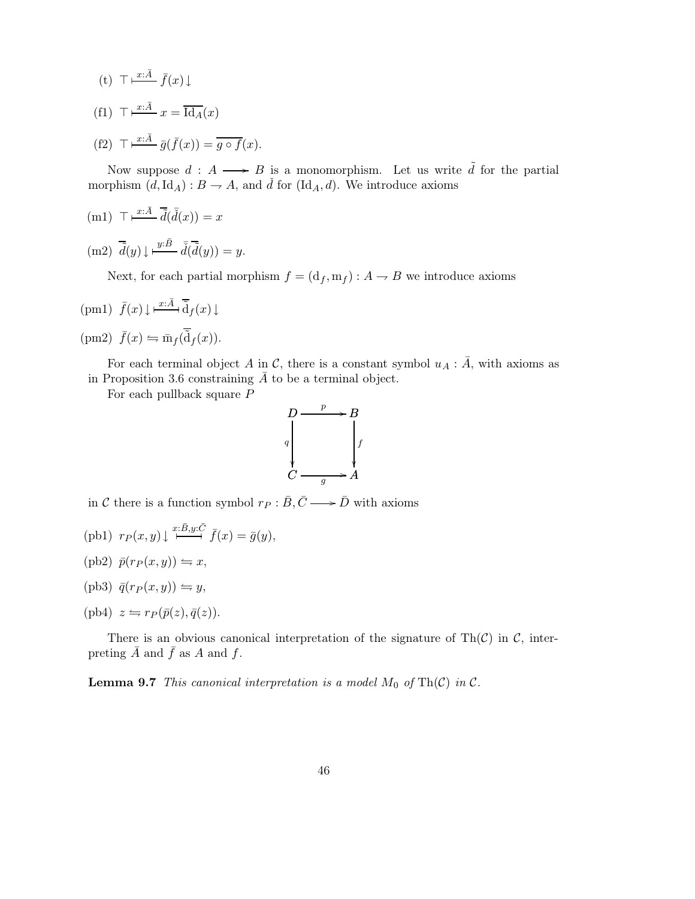(t) $\top \vdash^{x:\bar{A}} \bar{f}(x)\downarrow$

(f1) $\top \vdash^{x:\bar{A}} x = \overline{\mathrm{Id}_A}(x)$

(f2) $\top \vdash^{x:\bar{A}} \bar{g}(\bar{f}(x)) = \overline{g \circ f}(x)$.

Now suppose $d : A \longrightarrow B$ is a monomorphism. Let us write $\tilde{d}$ for the partial morphism $(d, \mathrm{Id}_A) : B \rightharpoonup A$, and $\check{d}$ for $(\mathrm{Id}_A, d)$. We introduce axioms

(m1) $\top \vdash^{x:\bar{A}} \bar{\tilde{d}}(\bar{\check{d}}(x)) = x$

(m2) $\bar{\tilde{d}}(y)\downarrow \vdash^{y:\bar{B}} \bar{\check{d}}(\bar{\tilde{d}}(y)) = y$.

Next, for each partial morphism $f = (\mathrm{d}_f, \mathrm{m}_f) : A \rightharpoonup B$ we introduce axioms

(pm1) $\bar{f}(x)\downarrow \vdash^{x:\bar{A}} \bar{\tilde{\mathrm{d}}}_f(x)\downarrow$

(pm2) $\bar{f}(x) \leftrightharpoons \bar{\mathrm{m}}_f(\bar{\tilde{\mathrm{d}}}_f(x))$.

For each terminal object $A$ in $\mathcal{C}$, there is a constant symbol $u_A : \bar{A}$, with axioms as in Proposition 3.6 constraining $\bar{A}$ to be a terminal object.

For each pullback square $P$

$$\begin{array}{ccc} D & \xrightarrow{p} & B \\ {\scriptstyle q}\downarrow & & \downarrow{\scriptstyle f} \\ C & \xrightarrow[g]{} & A \end{array}$$

in $\mathcal{C}$ there is a function symbol $r_P : \bar{B}, \bar{C} \longrightarrow \bar{D}$ with axioms

(pb1) $r_P(x, y)\downarrow \vdash^{x:\bar{B}, y:\bar{C}} \bar{f}(x) = \bar{g}(y)$,

(pb2) $\bar{p}(r_P(x, y)) \leftrightharpoons x$,

(pb3) $\bar{q}(r_P(x, y)) \leftrightharpoons y$,

(pb4) $z \leftrightharpoons r_P(\bar{p}(z), \bar{q}(z))$.

There is an obvious canonical interpretation of the signature of $\mathrm{Th}(\mathcal{C})$ in $\mathcal{C}$, interpreting $\bar{A}$ and $\bar{f}$ as $A$ and $f$.

**Lemma 9.7** *This canonical interpretation is a model $M_0$ of $\mathrm{Th}(\mathcal{C})$ in $\mathcal{C}$.*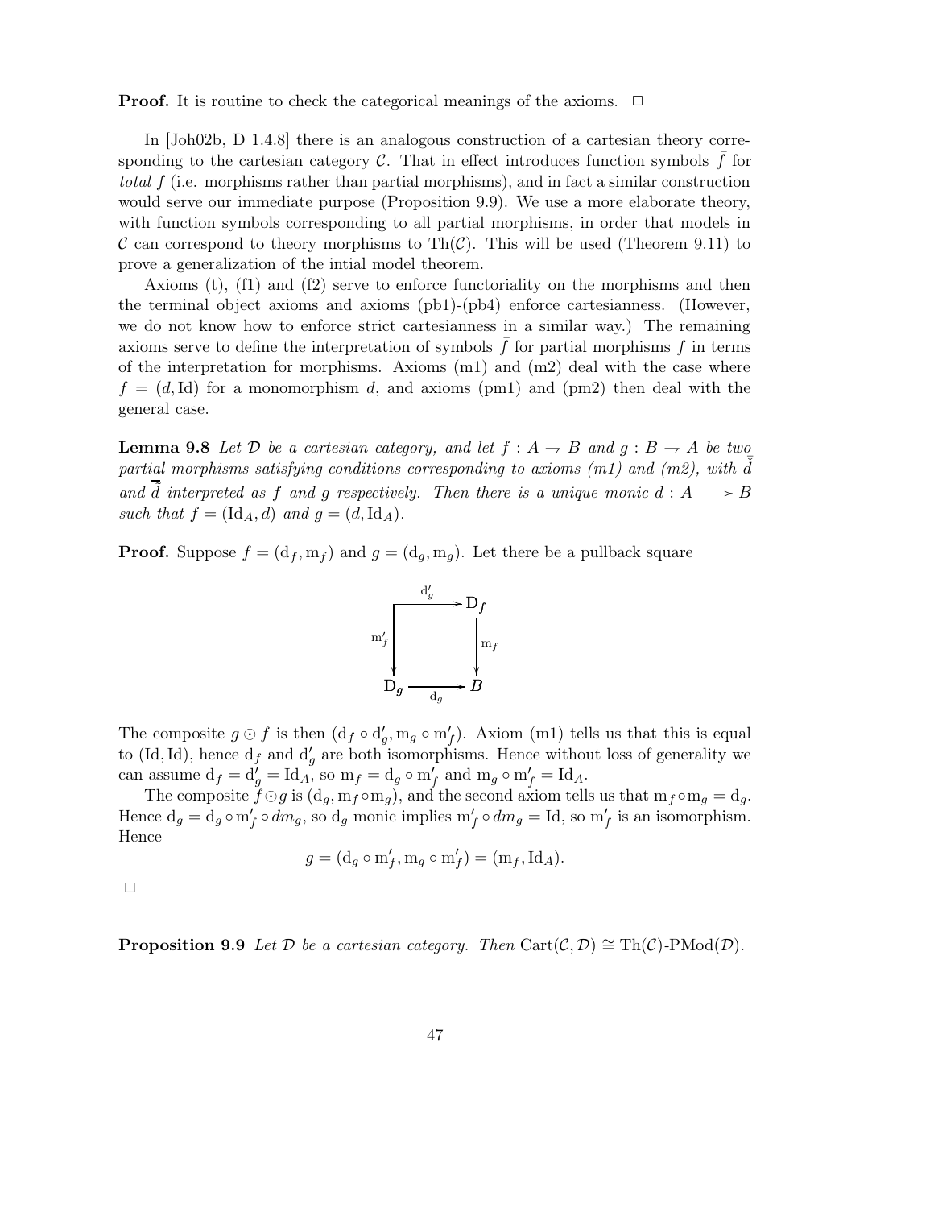**Proof.** It is routine to check the categorical meanings of the axioms. $\Box$

In [Joh02b, D 1.4.8] there is an analogous construction of a cartesian theory corresponding to the cartesian category $\mathcal{C}$. That in effect introduces function symbols $\bar{f}$ for *total* $f$ (i.e. morphisms rather than partial morphisms), and in fact a similar construction would serve our immediate purpose (Proposition 9.9). We use a more elaborate theory, with function symbols corresponding to all partial morphisms, in order that models in $\mathcal{C}$ can correspond to theory morphisms to $\mathrm{Th}(\mathcal{C})$. This will be used (Theorem 9.11) to prove a generalization of the intial model theorem.

Axioms (t), (f1) and (f2) serve to enforce functoriality on the morphisms and then the terminal object axioms and axioms (pb1)-(pb4) enforce cartesianness. (However, we do not know how to enforce strict cartesianness in a similar way.) The remaining axioms serve to define the interpretation of symbols $\bar{f}$ for partial morphisms $f$ in terms of the interpretation for morphisms. Axioms (m1) and (m2) deal with the case where $f = (d, \mathrm{Id})$ for a monomorphism $d$, and axioms (pm1) and (pm2) then deal with the general case.

**Lemma 9.8** *Let $\mathcal{D}$ be a cartesian category, and let $f : A \rightharpoonup B$ and $g : B \rightharpoonup A$ be two partial morphisms satisfying conditions corresponding to axioms (m1) and (m2), with $\bar{\check{d}}$ and $\overline{\hat{d}}$ interpreted as $f$ and $g$ respectively. Then there is a unique monic $d : A \longrightarrow B$ such that $f = (\mathrm{Id}_A, d)$ and $g = (d, \mathrm{Id}_A)$.*

**Proof.** Suppose $f = (\mathrm{d}_f, \mathrm{m}_f)$ and $g = (\mathrm{d}_g, \mathrm{m}_g)$. Let there be a pullback square

$$\begin{array}{ccc} \cdot & \xrightarrow{\mathrm{d}'_g} & \mathrm{D}_f \\ {\scriptstyle \mathrm{m}'_f}\downarrow & & \downarrow{\scriptstyle \mathrm{m}_f} \\ \mathrm{D}_g & \xrightarrow[\mathrm{d}_g]{} & B \end{array}$$

The composite $g \odot f$ is then $(\mathrm{d}_f \circ \mathrm{d}'_g, \mathrm{m}_g \circ \mathrm{m}'_f)$. Axiom (m1) tells us that this is equal to $(\mathrm{Id}, \mathrm{Id})$, hence $\mathrm{d}_f$ and $\mathrm{d}'_g$ are both isomorphisms. Hence without loss of generality we can assume $\mathrm{d}_f = \mathrm{d}'_g = \mathrm{Id}_A$, so $\mathrm{m}_f = \mathrm{d}_g \circ \mathrm{m}'_f$ and $\mathrm{m}_g \circ \mathrm{m}'_f = \mathrm{Id}_A$.

The composite $f \odot g$ is $(\mathrm{d}_g, \mathrm{m}_f \circ \mathrm{m}_g)$, and the second axiom tells us that $\mathrm{m}_f \circ \mathrm{m}_g = \mathrm{d}_g$. Hence $\mathrm{d}_g = \mathrm{d}_g \circ \mathrm{m}'_f \circ dm_g$, so $\mathrm{d}_g$ monic implies $\mathrm{m}'_f \circ dm_g = \mathrm{Id}$, so $\mathrm{m}'_f$ is an isomorphism. Hence

$$g = (\mathrm{d}_g \circ \mathrm{m}'_f, \mathrm{m}_g \circ \mathrm{m}'_f) = (\mathrm{m}_f, \mathrm{Id}_A).$$

$\Box$

**Proposition 9.9** *Let $\mathcal{D}$ be a cartesian category. Then $\mathrm{Cart}(\mathcal{C}, \mathcal{D}) \cong \mathrm{Th}(\mathcal{C})\text{-}\mathrm{PMod}(\mathcal{D})$.*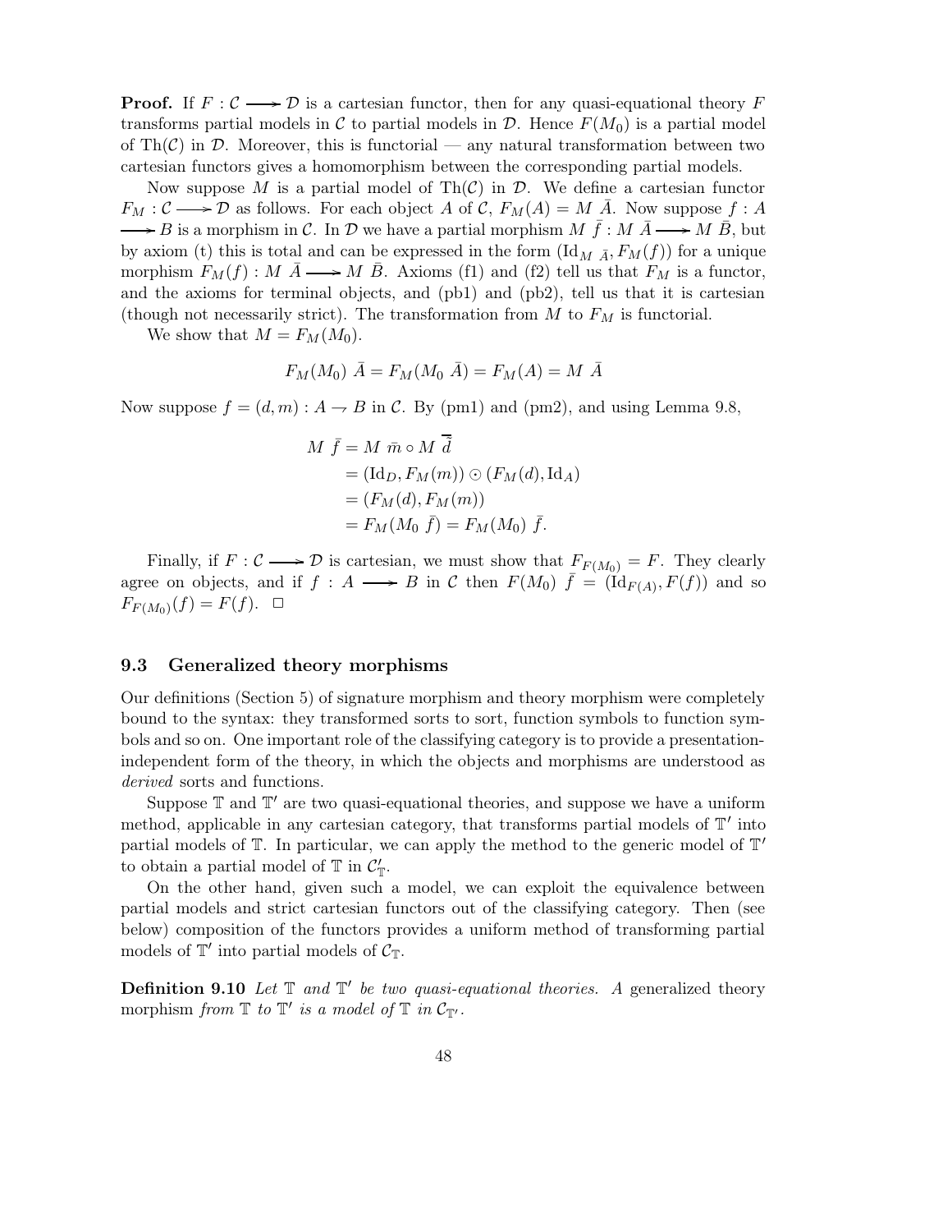**Proof.** If $F : \mathcal{C} \longrightarrow \mathcal{D}$ is a cartesian functor, then for any quasi-equational theory $F$ transforms partial models in $\mathcal{C}$ to partial models in $\mathcal{D}$. Hence $F(M_0)$ is a partial model of $\mathrm{Th}(\mathcal{C})$ in $\mathcal{D}$. Moreover, this is functorial — any natural transformation between two cartesian functors gives a homomorphism between the corresponding partial models.

Now suppose $M$ is a partial model of $\mathrm{Th}(\mathcal{C})$ in $\mathcal{D}$. We define a cartesian functor $F_M : \mathcal{C} \longrightarrow \mathcal{D}$ as follows. For each object $A$ of $\mathcal{C}$, $F_M(A) = M\ \bar{A}$. Now suppose $f : A \longrightarrow B$ is a morphism in $\mathcal{C}$. In $\mathcal{D}$ we have a partial morphism $M\ \bar{f} : M\ \bar{A} \longrightarrow M\ \bar{B}$, but by axiom (t) this is total and can be expressed in the form $(\mathrm{Id}_{M\ \bar{A}}, F_M(f))$ for a unique morphism $F_M(f) : M\ \bar{A} \longrightarrow M\ \bar{B}$. Axioms (f1) and (f2) tell us that $F_M$ is a functor, and the axioms for terminal objects, and (pb1) and (pb2), tell us that it is cartesian (though not necessarily strict). The transformation from $M$ to $F_M$ is functorial.

We show that $M = F_M(M_0)$.

$$F_M(M_0)\ \bar{A} = F_M(M_0\ \bar{A}) = F_M(A) = M\ \bar{A}$$

Now suppose $f = (d, m) : A \rightharpoonup B$ in $\mathcal{C}$. By (pm1) and (pm2), and using Lemma 9.8,

$$\begin{aligned}
M\ \bar{f} &= M\ \bar{m} \circ M\ \overline{\bar{d}} \\
&= (\mathrm{Id}_D, F_M(m)) \odot (F_M(d), \mathrm{Id}_A) \\
&= (F_M(d), F_M(m)) \\
&= F_M(M_0\ \bar{f}) = F_M(M_0)\ \bar{f}.
\end{aligned}$$

Finally, if $F : \mathcal{C} \longrightarrow \mathcal{D}$ is cartesian, we must show that $F_{F(M_0)} = F$. They clearly agree on objects, and if $f : A \longrightarrow B$ in $\mathcal{C}$ then $F(M_0)\ \bar{f} = (\mathrm{Id}_{F(A)}, F(f))$ and so $F_{F(M_0)}(f) = F(f)$. $\Box$

### 9.3 Generalized theory morphisms

Our definitions (Section 5) of signature morphism and theory morphism were completely bound to the syntax: they transformed sorts to sort, function symbols to function symbols and so on. One important role of the classifying category is to provide a presentation-independent form of the theory, in which the objects and morphisms are understood as *derived* sorts and functions.

Suppose $\mathbb{T}$ and $\mathbb{T}'$ are two quasi-equational theories, and suppose we have a uniform method, applicable in any cartesian category, that transforms partial models of $\mathbb{T}'$ into partial models of $\mathbb{T}$. In particular, we can apply the method to the generic model of $\mathbb{T}'$ to obtain a partial model of $\mathbb{T}$ in $\mathcal{C}'_{\mathbb{T}}$.

On the other hand, given such a model, we can exploit the equivalence between partial models and strict cartesian functors out of the classifying category. Then (see below) composition of the functors provides a uniform method of transforming partial models of $\mathbb{T}'$ into partial models of $\mathcal{C}_{\mathbb{T}}$.

**Definition 9.10** *Let $\mathbb{T}$ and $\mathbb{T}'$ be two quasi-equational theories. A* generalized theory morphism *from $\mathbb{T}$ to $\mathbb{T}'$ is a model of $\mathbb{T}$ in $\mathcal{C}_{\mathbb{T}'}$.*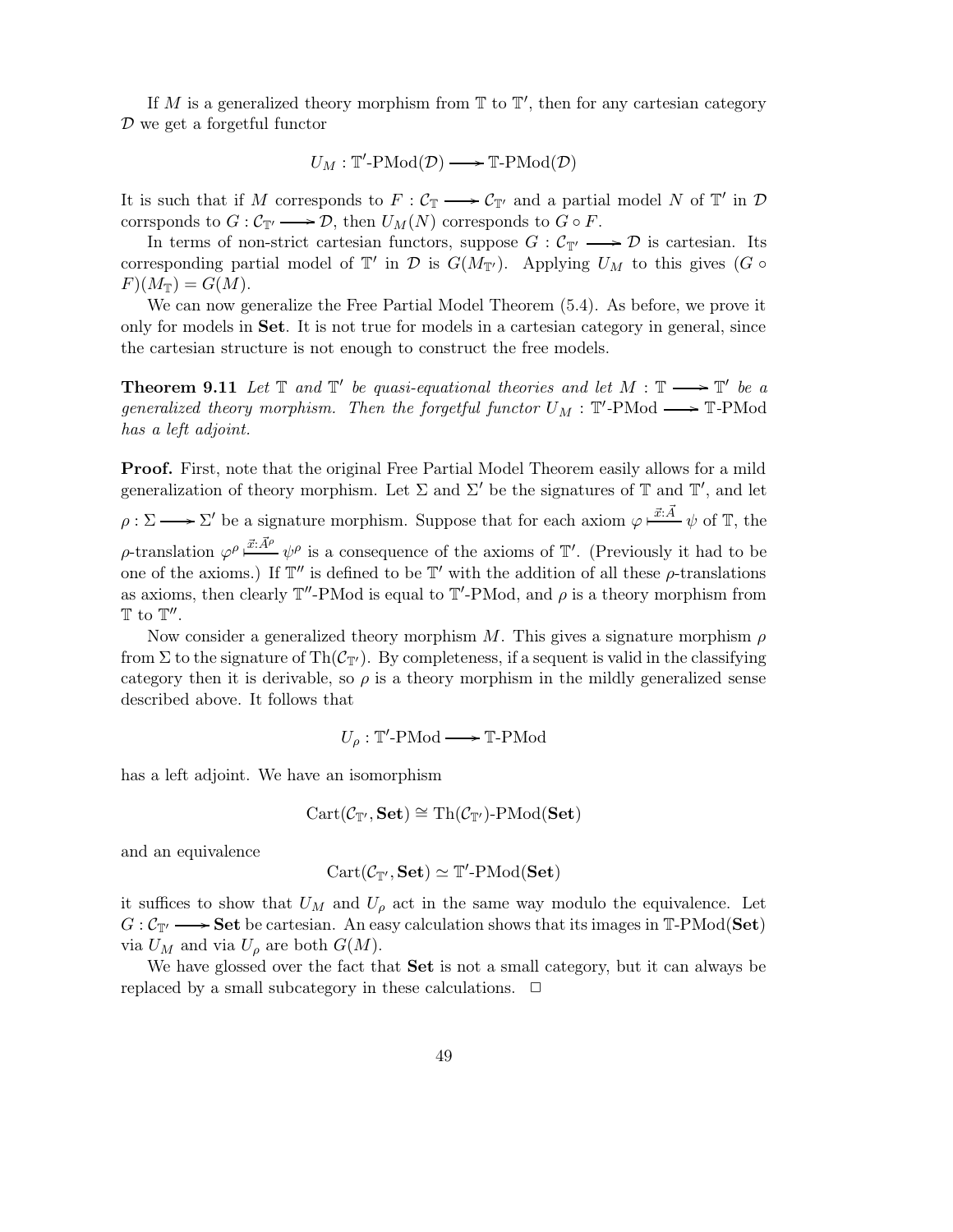If $M$ is a generalized theory morphism from $\mathbb{T}$ to $\mathbb{T}'$, then for any cartesian category $\mathcal{D}$ we get a forgetful functor

$$U_M : \mathbb{T}'\text{-PMod}(\mathcal{D}) \longrightarrow \mathbb{T}\text{-PMod}(\mathcal{D})$$

It is such that if $M$ corresponds to $F : \mathcal{C}_{\mathbb{T}} \longrightarrow \mathcal{C}_{\mathbb{T}'}$ and a partial model $N$ of $\mathbb{T}'$ in $\mathcal{D}$ corrsponds to $G : \mathcal{C}_{\mathbb{T}'} \longrightarrow \mathcal{D}$, then $U_M(N)$ corresponds to $G \circ F$.

In terms of non-strict cartesian functors, suppose $G : \mathcal{C}_{\mathbb{T}'} \longrightarrow \mathcal{D}$ is cartesian. Its corresponding partial model of $\mathbb{T}'$ in $\mathcal{D}$ is $G(M_{\mathbb{T}'})$. Applying $U_M$ to this gives $(G \circ F)(M_{\mathbb{T}}) = G(M)$.

We can now generalize the Free Partial Model Theorem (5.4). As before, we prove it only for models in **Set**. It is not true for models in a cartesian category in general, since the cartesian structure is not enough to construct the free models.

**Theorem 9.11** *Let $\mathbb{T}$ and $\mathbb{T}'$ be quasi-equational theories and let $M : \mathbb{T} \longrightarrow \mathbb{T}'$ be a generalized theory morphism. Then the forgetful functor $U_M : \mathbb{T}'\text{-PMod} \longrightarrow \mathbb{T}\text{-PMod}$ has a left adjoint.*

**Proof.** First, note that the original Free Partial Model Theorem easily allows for a mild generalization of theory morphism. Let $\Sigma$ and $\Sigma'$ be the signatures of $\mathbb{T}$ and $\mathbb{T}'$, and let $\rho : \Sigma \longrightarrow \Sigma'$ be a signature morphism. Suppose that for each axiom $\varphi \vdash^{\vec{x}:\vec{A}} \psi$ of $\mathbb{T}$, the $\rho$-translation $\varphi^\rho \vdash^{\vec{x}:\vec{A}^\rho} \psi^\rho$ is a consequence of the axioms of $\mathbb{T}'$. (Previously it had to be one of the axioms.) If $\mathbb{T}''$ is defined to be $\mathbb{T}'$ with the addition of all these $\rho$-translations as axioms, then clearly $\mathbb{T}''$-PMod is equal to $\mathbb{T}'$-PMod, and $\rho$ is a theory morphism from $\mathbb{T}$ to $\mathbb{T}''$.

Now consider a generalized theory morphism $M$. This gives a signature morphism $\rho$ from $\Sigma$ to the signature of $\mathrm{Th}(\mathcal{C}_{\mathbb{T}'})$. By completeness, if a sequent is valid in the classifying category then it is derivable, so $\rho$ is a theory morphism in the mildly generalized sense described above. It follows that

$$U_\rho : \mathbb{T}'\text{-PMod} \longrightarrow \mathbb{T}\text{-PMod}$$

has a left adjoint. We have an isomorphism

$$\mathrm{Cart}(\mathcal{C}_{\mathbb{T}'}, \mathbf{Set}) \cong \mathrm{Th}(\mathcal{C}_{\mathbb{T}'})\text{-PMod}(\mathbf{Set})$$

and an equivalence

$$\mathrm{Cart}(\mathcal{C}_{\mathbb{T}'}, \mathbf{Set}) \simeq \mathbb{T}'\text{-PMod}(\mathbf{Set})$$

it suffices to show that $U_M$ and $U_\rho$ act in the same way modulo the equivalence. Let $G : \mathcal{C}_{\mathbb{T}'} \longrightarrow \mathbf{Set}$ be cartesian. An easy calculation shows that its images in $\mathbb{T}\text{-PMod}(\mathbf{Set})$ via $U_M$ and via $U_\rho$ are both $G(M)$.

We have glossed over the fact that **Set** is not a small category, but it can always be replaced by a small subcategory in these calculations. $\square$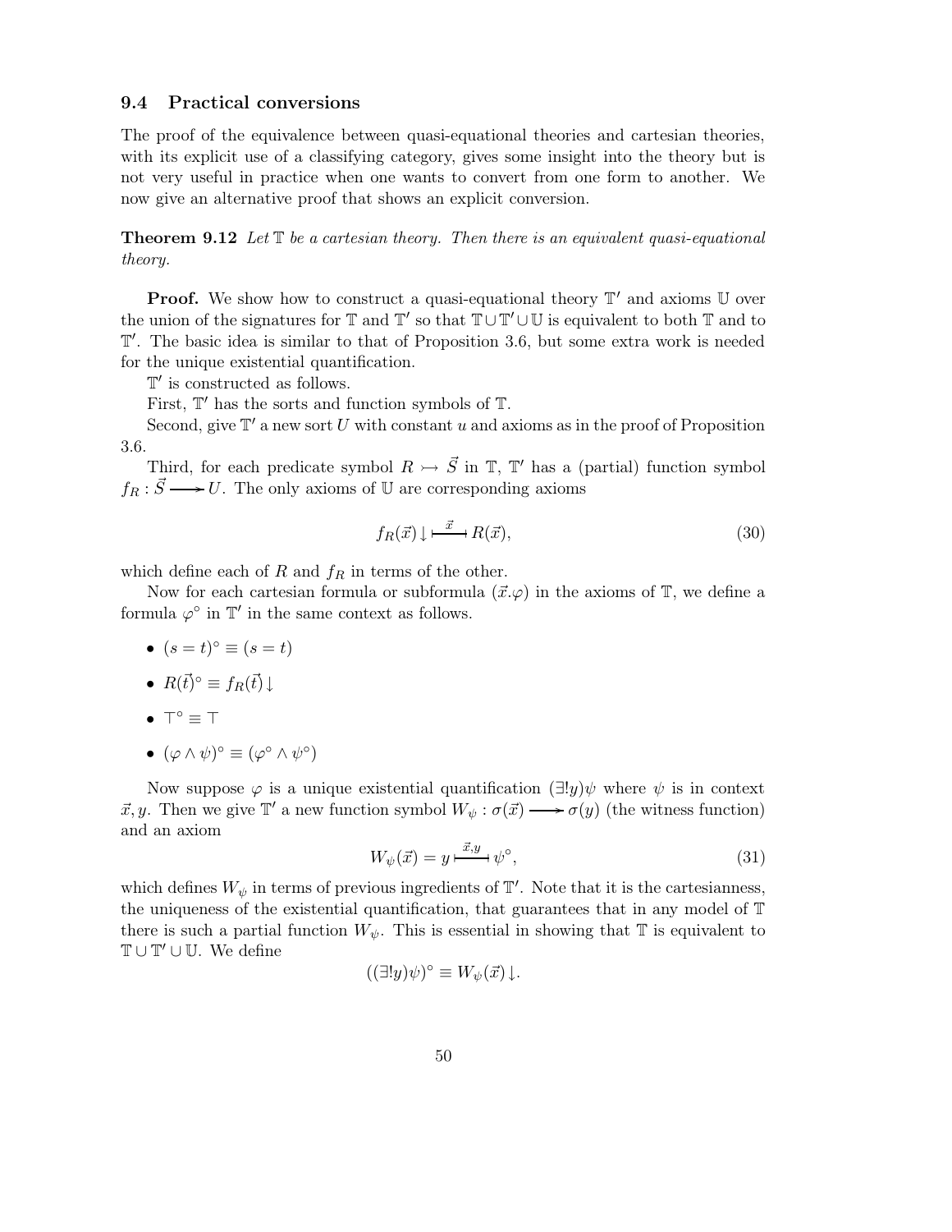### 9.4 Practical conversions

The proof of the equivalence between quasi-equational theories and cartesian theories, with its explicit use of a classifying category, gives some insight into the theory but is not very useful in practice when one wants to convert from one form to another. We now give an alternative proof that shows an explicit conversion.

**Theorem 9.12** *Let $\mathbb{T}$ be a cartesian theory. Then there is an equivalent quasi-equational theory.*

**Proof.** We show how to construct a quasi-equational theory $\mathbb{T}'$ and axioms $\mathbb{U}$ over the union of the signatures for $\mathbb{T}$ and $\mathbb{T}'$ so that $\mathbb{T} \cup \mathbb{T}' \cup \mathbb{U}$ is equivalent to both $\mathbb{T}$ and to $\mathbb{T}'$. The basic idea is similar to that of Proposition 3.6, but some extra work is needed for the unique existential quantification.

$\mathbb{T}'$ is constructed as follows.

First, $\mathbb{T}'$ has the sorts and function symbols of $\mathbb{T}$.

Second, give $\mathbb{T}'$ a new sort $U$ with constant $u$ and axioms as in the proof of Proposition 3.6.

Third, for each predicate symbol $R \rightarrowtail \vec{S}$ in $\mathbb{T}$, $\mathbb{T}'$ has a (partial) function symbol $f_R : \vec{S} \longrightarrow U$. The only axioms of $\mathbb{U}$ are corresponding axioms

$$f_R(\vec{x}) \downarrow \overset{\vec{x}}{\longmapsto} R(\vec{x}), \tag{30}$$

which define each of $R$ and $f_R$ in terms of the other.

Now for each cartesian formula or subformula $(\vec{x}.\varphi)$ in the axioms of $\mathbb{T}$, we define a formula $\varphi^\circ$ in $\mathbb{T}'$ in the same context as follows.

- $(s = t)^\circ \equiv (s = t)$
- $R(\vec{t})^\circ \equiv f_R(\vec{t})\downarrow$
- $\top^\circ \equiv \top$
- $(\varphi \wedge \psi)^\circ \equiv (\varphi^\circ \wedge \psi^\circ)$

Now suppose $\varphi$ is a unique existential quantification $(\exists! y)\psi$ where $\psi$ is in context $\vec{x}, y$. Then we give $\mathbb{T}'$ a new function symbol $W_\psi : \sigma(\vec{x}) \longrightarrow \sigma(y)$ (the witness function) and an axiom

$$W_\psi(\vec{x}) = y \overset{\vec{x},y}{\longmapsto} \psi^\circ, \tag{31}$$

which defines $W_\psi$ in terms of previous ingredients of $\mathbb{T}'$. Note that it is the cartesianness, the uniqueness of the existential quantification, that guarantees that in any model of $\mathbb{T}$ there is such a partial function $W_\psi$. This is essential in showing that $\mathbb{T}$ is equivalent to $\mathbb{T} \cup \mathbb{T}' \cup \mathbb{U}$. We define

$$((\exists! y)\psi)^\circ \equiv W_\psi(\vec{x})\downarrow.$$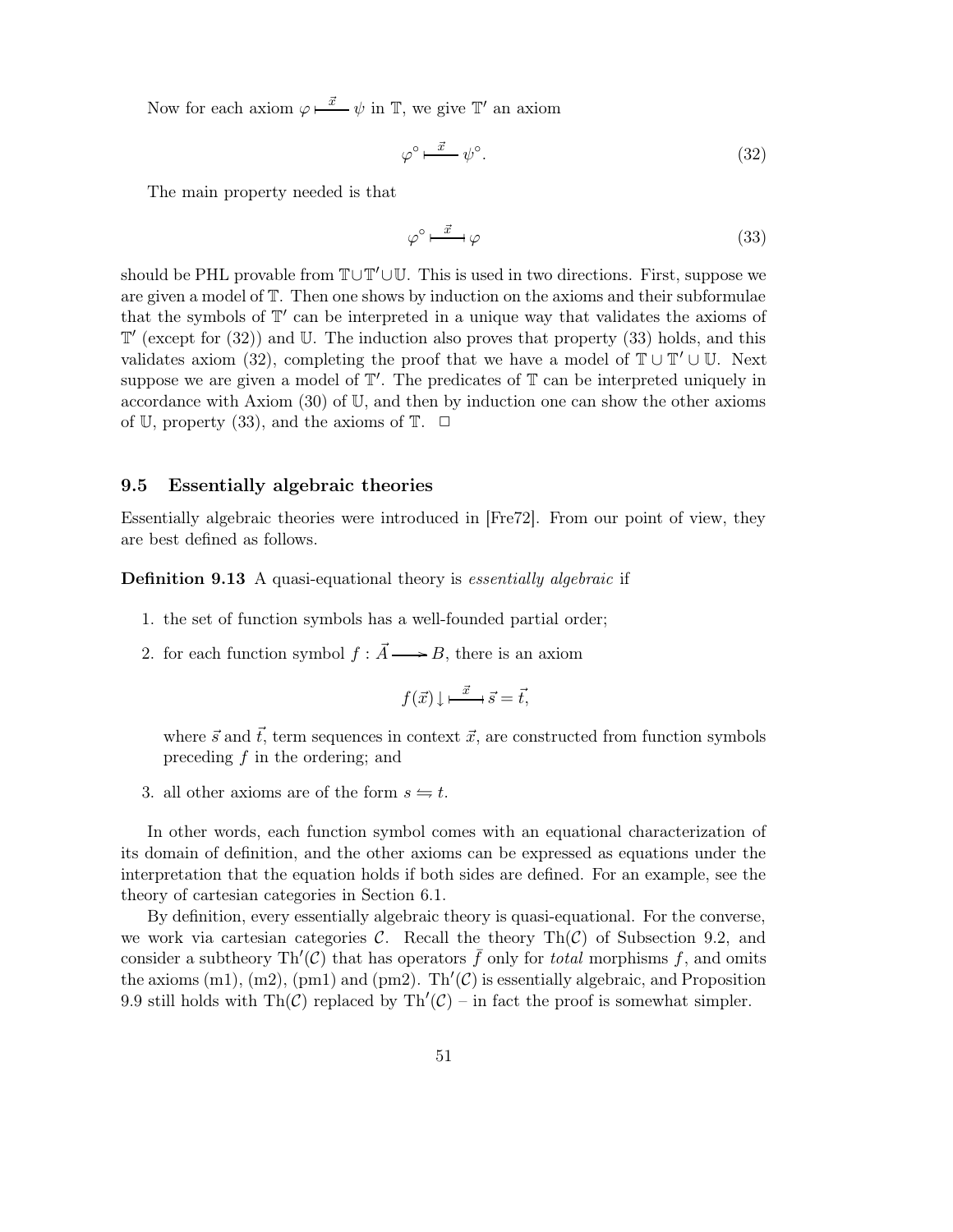Now for each axiom $\varphi \vdash^{\vec{x}} \psi$ in $\mathbb{T}$, we give $\mathbb{T}'$ an axiom

$$\varphi^\circ \vdash^{\vec{x}} \psi^\circ. \tag{32}$$

The main property needed is that

$$\varphi^\circ \dashv\vdash^{\vec{x}} \varphi \tag{33}$$

should be PHL provable from $\mathbb{T} \cup \mathbb{T}' \cup \mathbb{U}$. This is used in two directions. First, suppose we are given a model of $\mathbb{T}$. Then one shows by induction on the axioms and their subformulae that the symbols of $\mathbb{T}'$ can be interpreted in a unique way that validates the axioms of $\mathbb{T}'$ (except for (32)) and $\mathbb{U}$. The induction also proves that property (33) holds, and this validates axiom (32), completing the proof that we have a model of $\mathbb{T} \cup \mathbb{T}' \cup \mathbb{U}$. Next suppose we are given a model of $\mathbb{T}'$. The predicates of $\mathbb{T}$ can be interpreted uniquely in accordance with Axiom (30) of $\mathbb{U}$, and then by induction one can show the other axioms of $\mathbb{U}$, property (33), and the axioms of $\mathbb{T}$. $\Box$

### 9.5 Essentially algebraic theories

Essentially algebraic theories were introduced in [Fre72]. From our point of view, they are best defined as follows.

**Definition 9.13** A quasi-equational theory is *essentially algebraic* if

1. the set of function symbols has a well-founded partial order;
2. for each function symbol $f : \vec{A} \longrightarrow B$, there is an axiom

   $$f(\vec{x})\downarrow \dashv\vdash^{\vec{x}} \vec{s} = \vec{t},$$

   where $\vec{s}$ and $\vec{t}$, term sequences in context $\vec{x}$, are constructed from function symbols preceding $f$ in the ordering; and
3. all other axioms are of the form $s \leftrightharpoons t$.

In other words, each function symbol comes with an equational characterization of its domain of definition, and the other axioms can be expressed as equations under the interpretation that the equation holds if both sides are defined. For an example, see the theory of cartesian categories in Section 6.1.

By definition, every essentially algebraic theory is quasi-equational. For the converse, we work via cartesian categories $\mathcal{C}$. Recall the theory $\mathrm{Th}(\mathcal{C})$ of Subsection 9.2, and consider a subtheory $\mathrm{Th}'(\mathcal{C})$ that has operators $\bar{f}$ only for *total* morphisms $f$, and omits the axioms (m1), (m2), (pm1) and (pm2). $\mathrm{Th}'(\mathcal{C})$ is essentially algebraic, and Proposition 9.9 still holds with $\mathrm{Th}(\mathcal{C})$ replaced by $\mathrm{Th}'(\mathcal{C})$ – in fact the proof is somewhat simpler.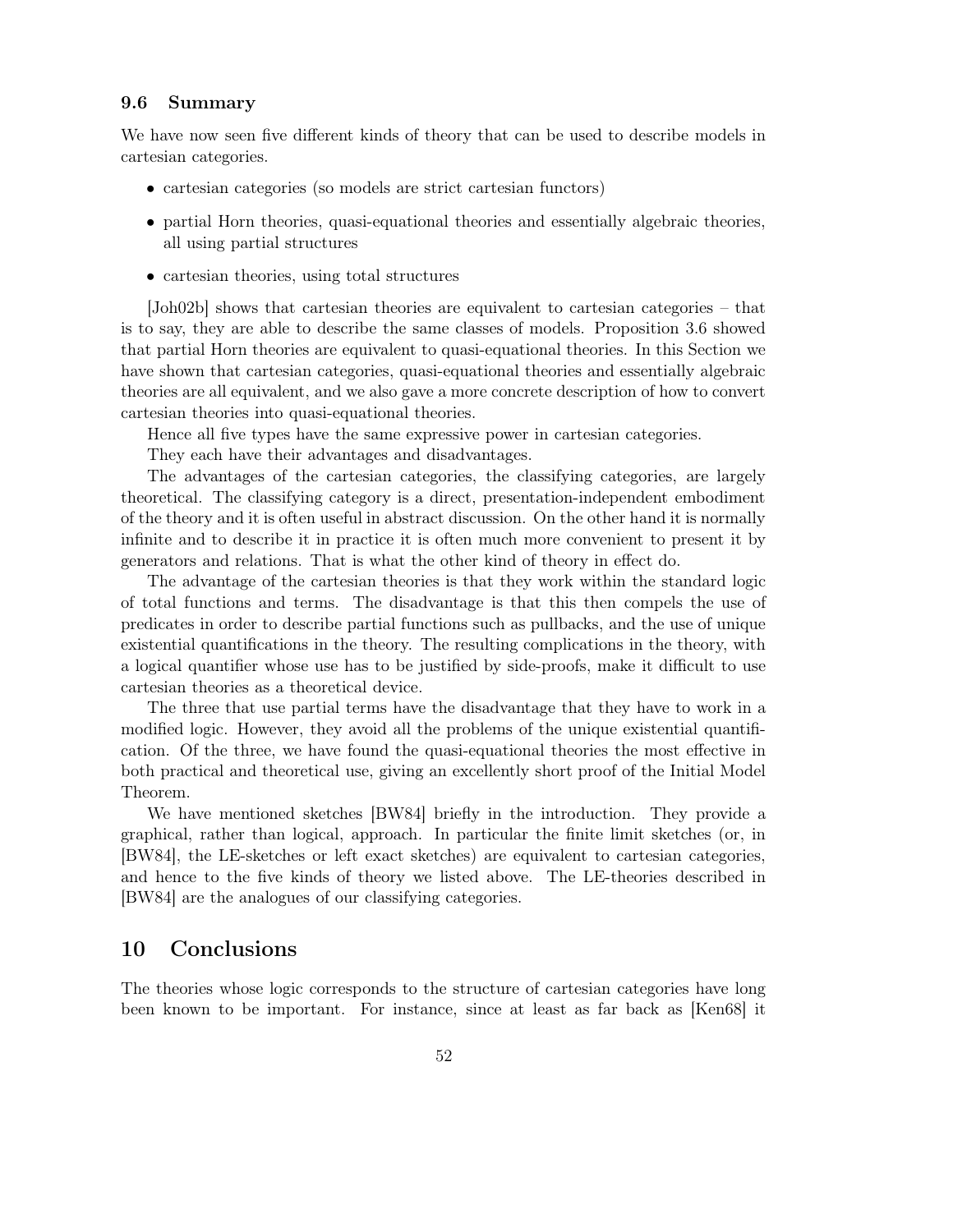### 9.6 Summary

We have now seen five different kinds of theory that can be used to describe models in cartesian categories.

- cartesian categories (so models are strict cartesian functors)
- partial Horn theories, quasi-equational theories and essentially algebraic theories, all using partial structures
- cartesian theories, using total structures

[Joh02b] shows that cartesian theories are equivalent to cartesian categories – that is to say, they are able to describe the same classes of models. Proposition 3.6 showed that partial Horn theories are equivalent to quasi-equational theories. In this Section we have shown that cartesian categories, quasi-equational theories and essentially algebraic theories are all equivalent, and we also gave a more concrete description of how to convert cartesian theories into quasi-equational theories.

Hence all five types have the same expressive power in cartesian categories.

They each have their advantages and disadvantages.

The advantages of the cartesian categories, the classifying categories, are largely theoretical. The classifying category is a direct, presentation-independent embodiment of the theory and it is often useful in abstract discussion. On the other hand it is normally infinite and to describe it in practice it is often much more convenient to present it by generators and relations. That is what the other kind of theory in effect do.

The advantage of the cartesian theories is that they work within the standard logic of total functions and terms. The disadvantage is that this then compels the use of predicates in order to describe partial functions such as pullbacks, and the use of unique existential quantifications in the theory. The resulting complications in the theory, with a logical quantifier whose use has to be justified by side-proofs, make it difficult to use cartesian theories as a theoretical device.

The three that use partial terms have the disadvantage that they have to work in a modified logic. However, they avoid all the problems of the unique existential quantification. Of the three, we have found the quasi-equational theories the most effective in both practical and theoretical use, giving an excellently short proof of the Initial Model Theorem.

We have mentioned sketches [BW84] briefly in the introduction. They provide a graphical, rather than logical, approach. In particular the finite limit sketches (or, in [BW84], the LE-sketches or left exact sketches) are equivalent to cartesian categories, and hence to the five kinds of theory we listed above. The LE-theories described in [BW84] are the analogues of our classifying categories.

## 10 Conclusions

The theories whose logic corresponds to the structure of cartesian categories have long been known to be important. For instance, since at least as far back as [Ken68] it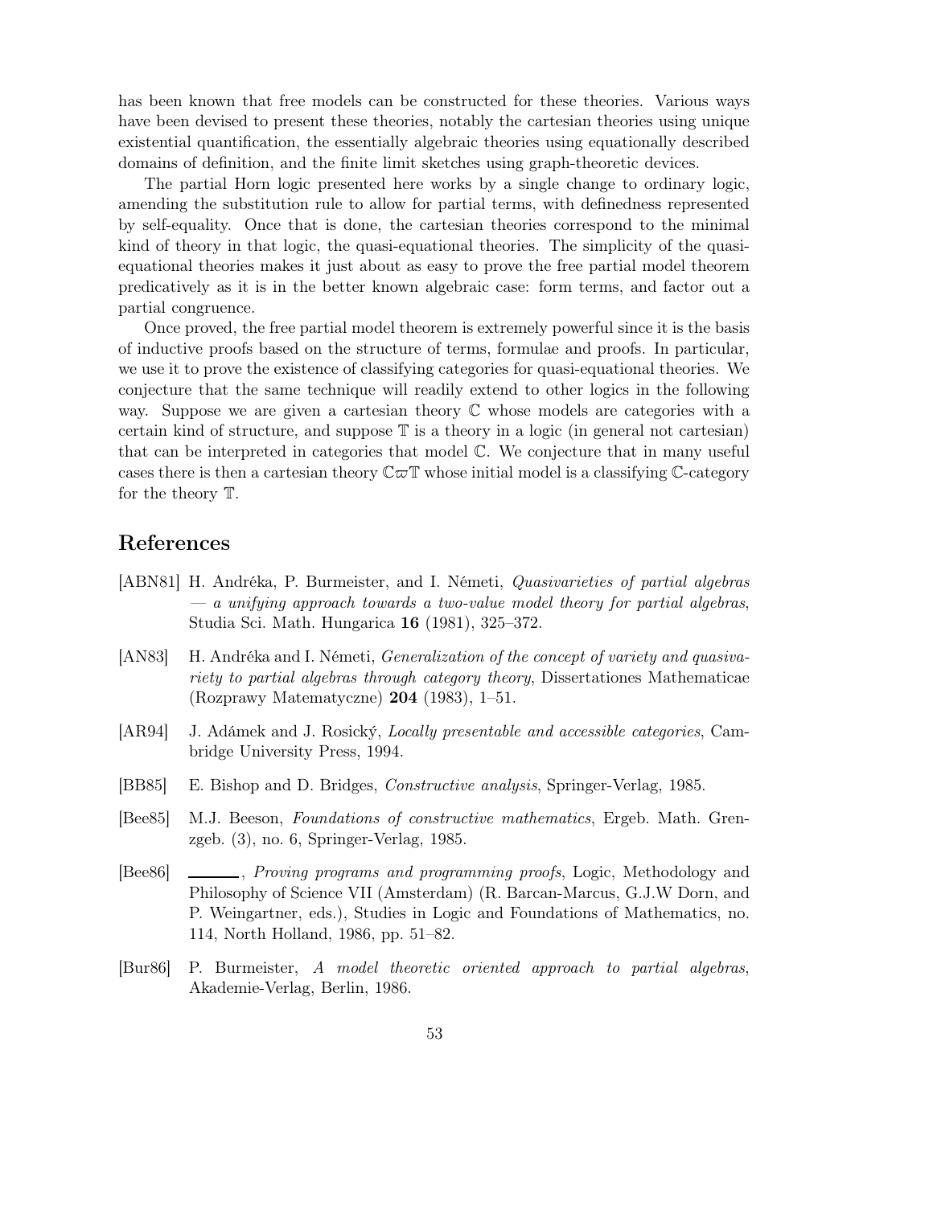has been known that free models can be constructed for these theories. Various ways have been devised to present these theories, notably the cartesian theories using unique existential quantification, the essentially algebraic theories using equationally described domains of definition, and the finite limit sketches using graph-theoretic devices.

The partial Horn logic presented here works by a single change to ordinary logic, amending the substitution rule to allow for partial terms, with definedness represented by self-equality. Once that is done, the cartesian theories correspond to the minimal kind of theory in that logic, the quasi-equational theories. The simplicity of the quasi-equational theories makes it just about as easy to prove the free partial model theorem predicatively as it is in the better known algebraic case: form terms, and factor out a partial congruence.

Once proved, the free partial model theorem is extremely powerful since it is the basis of inductive proofs based on the structure of terms, formulae and proofs. In particular, we use it to prove the existence of classifying categories for quasi-equational theories. We conjecture that the same technique will readily extend to other logics in the following way. Suppose we are given a cartesian theory $\mathbb{C}$ whose models are categories with a certain kind of structure, and suppose $\mathbb{T}$ is a theory in a logic (in general not cartesian) that can be interpreted in categories that model $\mathbb{C}$. We conjecture that in many useful cases there is then a cartesian theory $\mathbb{C}\varpi\mathbb{T}$ whose initial model is a classifying $\mathbb{C}$-category for the theory $\mathbb{T}$.

## References

[ABN81] H. Andréka, P. Burmeister, and I. Németi, *Quasivarieties of partial algebras — a unifying approach towards a two-value model theory for partial algebras*, Studia Sci. Math. Hungarica **16** (1981), 325–372.

[AN83] H. Andréka and I. Németi, *Generalization of the concept of variety and quasivariety to partial algebras through category theory*, Dissertationes Mathematicae (Rozprawy Matematyczne) **204** (1983), 1–51.

[AR94] J. Adámek and J. Rosický, *Locally presentable and accessible categories*, Cambridge University Press, 1994.

[BB85] E. Bishop and D. Bridges, *Constructive analysis*, Springer-Verlag, 1985.

[Bee85] M.J. Beeson, *Foundations of constructive mathematics*, Ergeb. Math. Grenzgeb. (3), no. 6, Springer-Verlag, 1985.

[Bee86] ______, *Proving programs and programming proofs*, Logic, Methodology and Philosophy of Science VII (Amsterdam) (R. Barcan-Marcus, G.J.W Dorn, and P. Weingartner, eds.), Studies in Logic and Foundations of Mathematics, no. 114, North Holland, 1986, pp. 51–82.

[Bur86] P. Burmeister, *A model theoretic oriented approach to partial algebras*, Akademie-Verlag, Berlin, 1986.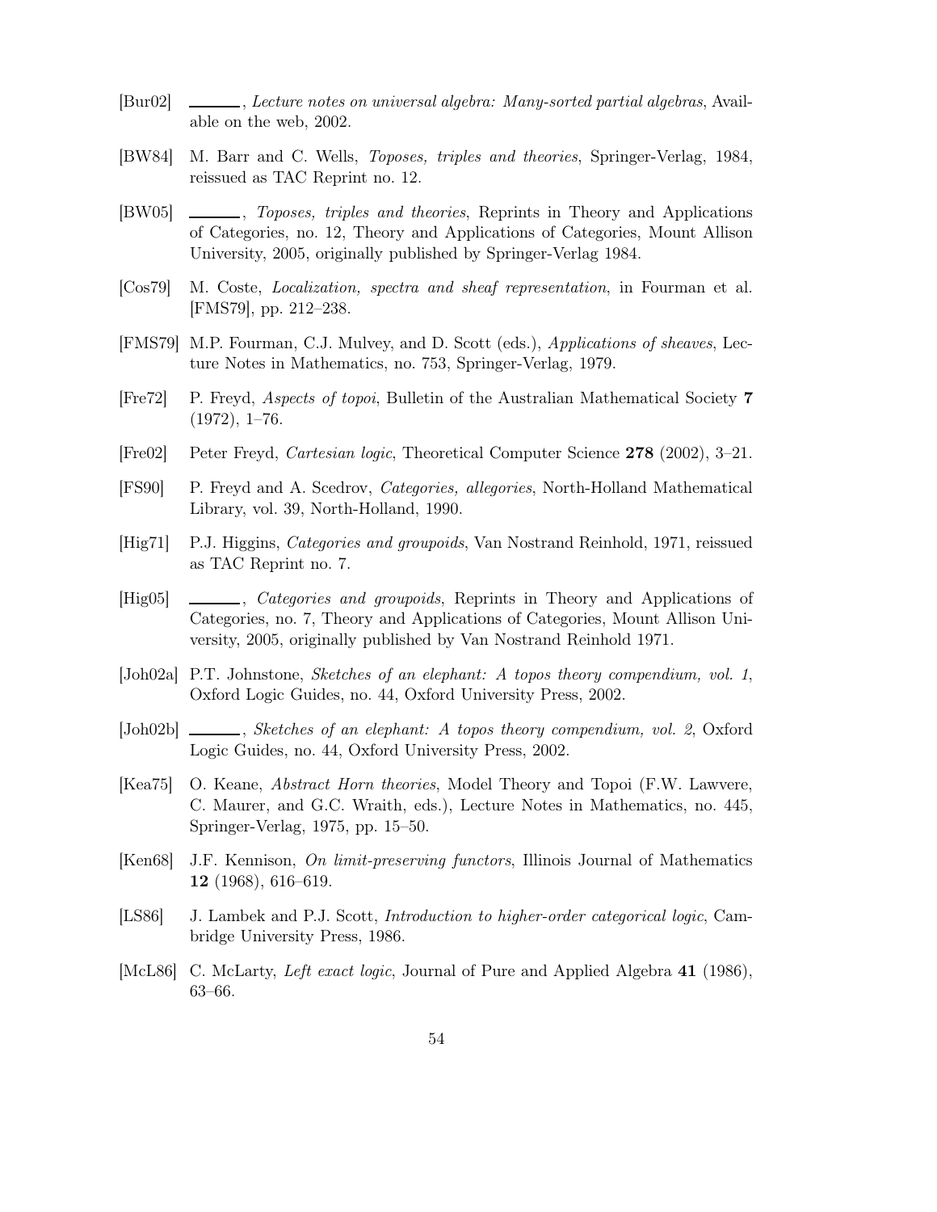[Bur02] ______, *Lecture notes on universal algebra: Many-sorted partial algebras*, Available on the web, 2002.

[BW84] M. Barr and C. Wells, *Toposes, triples and theories*, Springer-Verlag, 1984, reissued as TAC Reprint no. 12.

[BW05] ______, *Toposes, triples and theories*, Reprints in Theory and Applications of Categories, no. 12, Theory and Applications of Categories, Mount Allison University, 2005, originally published by Springer-Verlag 1984.

[Cos79] M. Coste, *Localization, spectra and sheaf representation*, in Fourman et al. [FMS79], pp. 212–238.

[FMS79] M.P. Fourman, C.J. Mulvey, and D. Scott (eds.), *Applications of sheaves*, Lecture Notes in Mathematics, no. 753, Springer-Verlag, 1979.

[Fre72] P. Freyd, *Aspects of topoi*, Bulletin of the Australian Mathematical Society **7** (1972), 1–76.

[Fre02] Peter Freyd, *Cartesian logic*, Theoretical Computer Science **278** (2002), 3–21.

[FS90] P. Freyd and A. Scedrov, *Categories, allegories*, North-Holland Mathematical Library, vol. 39, North-Holland, 1990.

[Hig71] P.J. Higgins, *Categories and groupoids*, Van Nostrand Reinhold, 1971, reissued as TAC Reprint no. 7.

[Hig05] ______, *Categories and groupoids*, Reprints in Theory and Applications of Categories, no. 7, Theory and Applications of Categories, Mount Allison University, 2005, originally published by Van Nostrand Reinhold 1971.

[Joh02a] P.T. Johnstone, *Sketches of an elephant: A topos theory compendium, vol. 1*, Oxford Logic Guides, no. 44, Oxford University Press, 2002.

[Joh02b] ______, *Sketches of an elephant: A topos theory compendium, vol. 2*, Oxford Logic Guides, no. 44, Oxford University Press, 2002.

[Kea75] O. Keane, *Abstract Horn theories*, Model Theory and Topoi (F.W. Lawvere, C. Maurer, and G.C. Wraith, eds.), Lecture Notes in Mathematics, no. 445, Springer-Verlag, 1975, pp. 15–50.

[Ken68] J.F. Kennison, *On limit-preserving functors*, Illinois Journal of Mathematics **12** (1968), 616–619.

[LS86] J. Lambek and P.J. Scott, *Introduction to higher-order categorical logic*, Cambridge University Press, 1986.

[McL86] C. McLarty, *Left exact logic*, Journal of Pure and Applied Algebra **41** (1986), 63–66.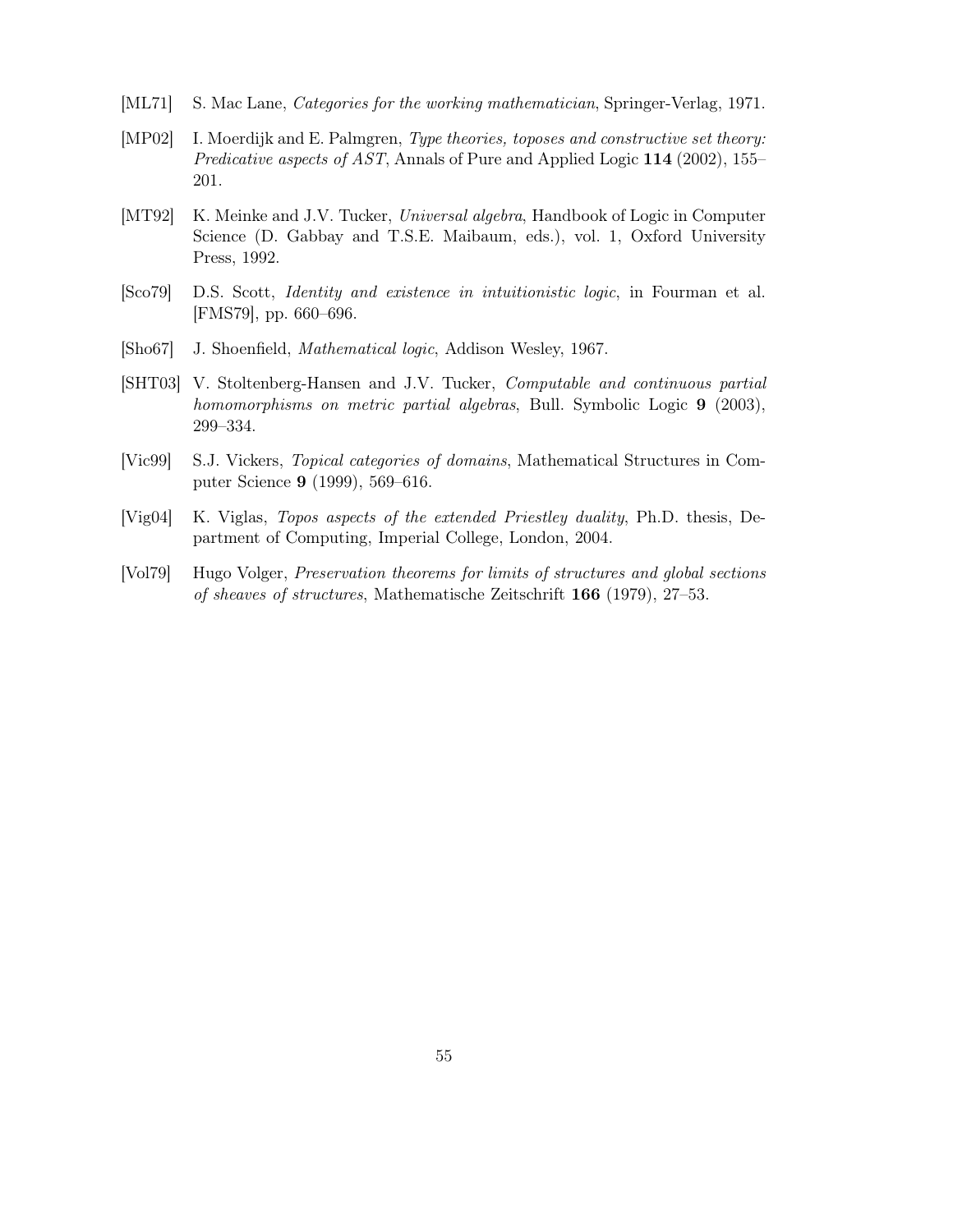[ML71] S. Mac Lane, *Categories for the working mathematician*, Springer-Verlag, 1971.

[MP02] I. Moerdijk and E. Palmgren, *Type theories, toposes and constructive set theory: Predicative aspects of AST*, Annals of Pure and Applied Logic **114** (2002), 155–201.

[MT92] K. Meinke and J.V. Tucker, *Universal algebra*, Handbook of Logic in Computer Science (D. Gabbay and T.S.E. Maibaum, eds.), vol. 1, Oxford University Press, 1992.

[Sco79] D.S. Scott, *Identity and existence in intuitionistic logic*, in Fourman et al. [FMS79], pp. 660–696.

[Sho67] J. Shoenfield, *Mathematical logic*, Addison Wesley, 1967.

[SHT03] V. Stoltenberg-Hansen and J.V. Tucker, *Computable and continuous partial homomorphisms on metric partial algebras*, Bull. Symbolic Logic **9** (2003), 299–334.

[Vic99] S.J. Vickers, *Topical categories of domains*, Mathematical Structures in Computer Science **9** (1999), 569–616.

[Vig04] K. Viglas, *Topos aspects of the extended Priestley duality*, Ph.D. thesis, Department of Computing, Imperial College, London, 2004.

[Vol79] Hugo Volger, *Preservation theorems for limits of structures and global sections of sheaves of structures*, Mathematische Zeitschrift **166** (1979), 27–53.